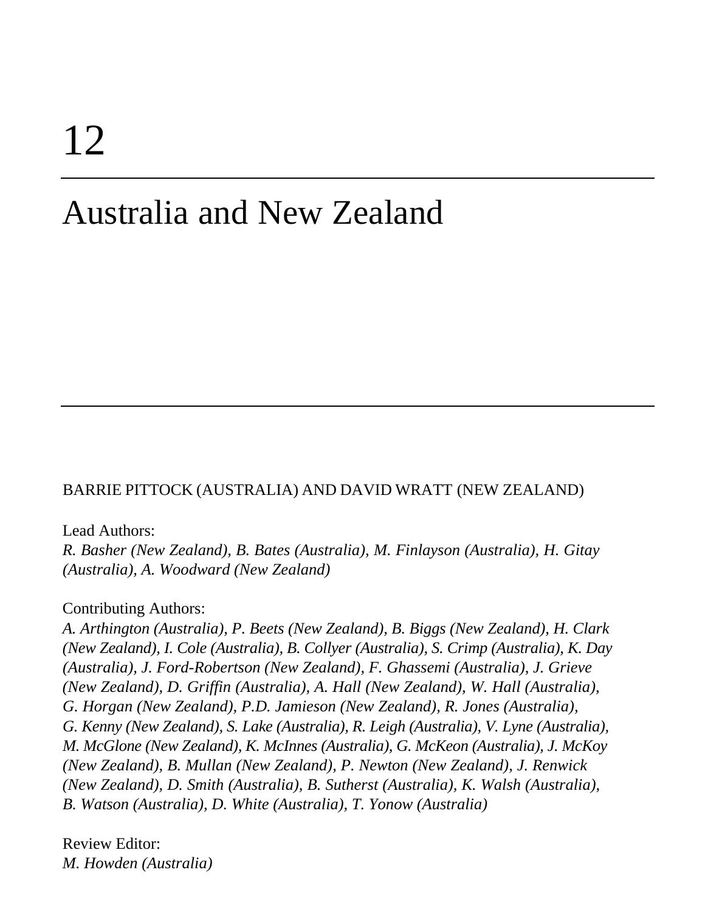# 12

# Australia and New Zealand

BARRIE PITTOCK (AUSTRALIA) AND DAVID WRATT (NEW ZEALAND)

Lead Authors:

*R. Basher (New Zealand), B. Bates (Australia), M. Finlayson (Australia), H. Gitay (Australia), A. Woodward (New Zealand)*

Contributing Authors:

*A. Arthington (Australia), P. Beets (New Zealand), B. Biggs (New Zealand), H. Clark (New Zealand), I. Cole (Australia), B. Collyer (Australia), S. Crimp (Australia), K. Day (Australia), J. Ford-Robertson (New Zealand), F. Ghassemi (Australia), J. Grieve (New Zealand), D. Griffin (Australia), A. Hall (New Zealand), W. Hall (Australia), G. Horgan (New Zealand), P.D. Jamieson (New Zealand), R. Jones (Australia), G. Kenny (New Zealand), S. Lake (Australia), R. Leigh (Australia), V. Lyne (Australia), M. McGlone (New Zealand), K. McInnes (Australia), G. McKeon (Australia), J. McKoy (New Zealand), B. Mullan (New Zealand), P. Newton (New Zealand), J. Renwick (New Zealand), D. Smith (Australia), B. Sutherst (Australia), K. Walsh (Australia), B. Watson (Australia), D. White (Australia), T. Yonow (Australia)*

Review Editor:

*M. Howden (Australia)*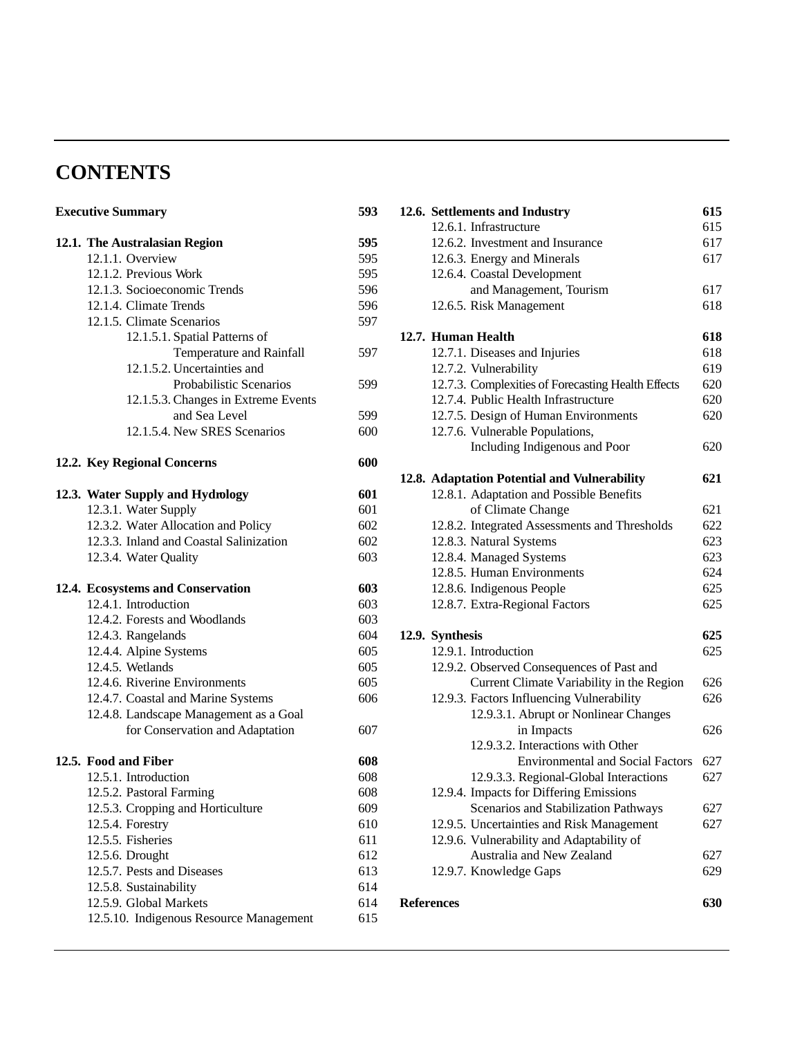# CONTENTS

| | |
|---|---|
| **Executive Summary** | **593** |
| | |
| **12.1. The Australasian Region** | **595** |
| 12.1.1. Overview | 595 |
| 12.1.2. Previous Work | 595 |
| 12.1.3. Socioeconomic Trends | 596 |
| 12.1.4. Climate Trends | 596 |
| 12.1.5. Climate Scenarios | 597 |
| 12.1.5.1. Spatial Patterns of Temperature and Rainfall | 597 |
| 12.1.5.2. Uncertainties and Probabilistic Scenarios | 599 |
| 12.1.5.3. Changes in Extreme Events and Sea Level | 599 |
| 12.1.5.4. New SRES Scenarios | 600 |
| | |
| **12.2. Key Regional Concerns** | **600** |
| | |
| **12.3. Water Supply and Hydrology** | **601** |
| 12.3.1. Water Supply | 601 |
| 12.3.2. Water Allocation and Policy | 602 |
| 12.3.3. Inland and Coastal Salinization | 602 |
| 12.3.4. Water Quality | 603 |
| | |
| **12.4. Ecosystems and Conservation** | **603** |
| 12.4.1. Introduction | 603 |
| 12.4.2. Forests and Woodlands | 603 |
| 12.4.3. Rangelands | 604 |
| 12.4.4. Alpine Systems | 605 |
| 12.4.5. Wetlands | 605 |
| 12.4.6. Riverine Environments | 605 |
| 12.4.7. Coastal and Marine Systems | 606 |
| 12.4.8. Landscape Management as a Goal for Conservation and Adaptation | 607 |
| | |
| **12.5. Food and Fiber** | **608** |
| 12.5.1. Introduction | 608 |
| 12.5.2. Pastoral Farming | 608 |
| 12.5.3. Cropping and Horticulture | 609 |
| 12.5.4. Forestry | 610 |
| 12.5.5. Fisheries | 611 |
| 12.5.6. Drought | 612 |
| 12.5.7. Pests and Diseases | 613 |
| 12.5.8. Sustainability | 614 |
| 12.5.9. Global Markets | 614 |
| 12.5.10. Indigenous Resource Management | 615 |
| | |
| **12.6. Settlements and Industry** | **615** |
| 12.6.1. Infrastructure | 615 |
| 12.6.2. Investment and Insurance | 617 |
| 12.6.3. Energy and Minerals | 617 |
| 12.6.4. Coastal Development and Management, Tourism | 617 |
| 12.6.5. Risk Management | 618 |
| | |
| **12.7. Human Health** | **618** |
| 12.7.1. Diseases and Injuries | 618 |
| 12.7.2. Vulnerability | 619 |
| 12.7.3. Complexities of Forecasting Health Effects | 620 |
| 12.7.4. Public Health Infrastructure | 620 |
| 12.7.5. Design of Human Environments | 620 |
| 12.7.6. Vulnerable Populations, Including Indigenous and Poor | 620 |
| | |
| **12.8. Adaptation Potential and Vulnerability** | **621** |
| 12.8.1. Adaptation and Possible Benefits of Climate Change | 621 |
| 12.8.2. Integrated Assessments and Thresholds | 622 |
| 12.8.3. Natural Systems | 623 |
| 12.8.4. Managed Systems | 623 |
| 12.8.5. Human Environments | 624 |
| 12.8.6. Indigenous People | 625 |
| 12.8.7. Extra-Regional Factors | 625 |
| | |
| **12.9. Synthesis** | **625** |
| 12.9.1. Introduction | 625 |
| 12.9.2. Observed Consequences of Past and Current Climate Variability in the Region | 626 |
| 12.9.3. Factors Influencing Vulnerability | 626 |
| 12.9.3.1. Abrupt or Nonlinear Changes in Impacts | 626 |
| 12.9.3.2. Interactions with Other Environmental and Social Factors | 627 |
| 12.9.3.3. Regional-Global Interactions | 627 |
| 12.9.4. Impacts for Differing Emissions Scenarios and Stabilization Pathways | 627 |
| 12.9.5. Uncertainties and Risk Management | 627 |
| 12.9.6. Vulnerability and Adaptability of Australia and New Zealand | 627 |
| 12.9.7. Knowledge Gaps | 629 |
| | |
| **References** | **630** |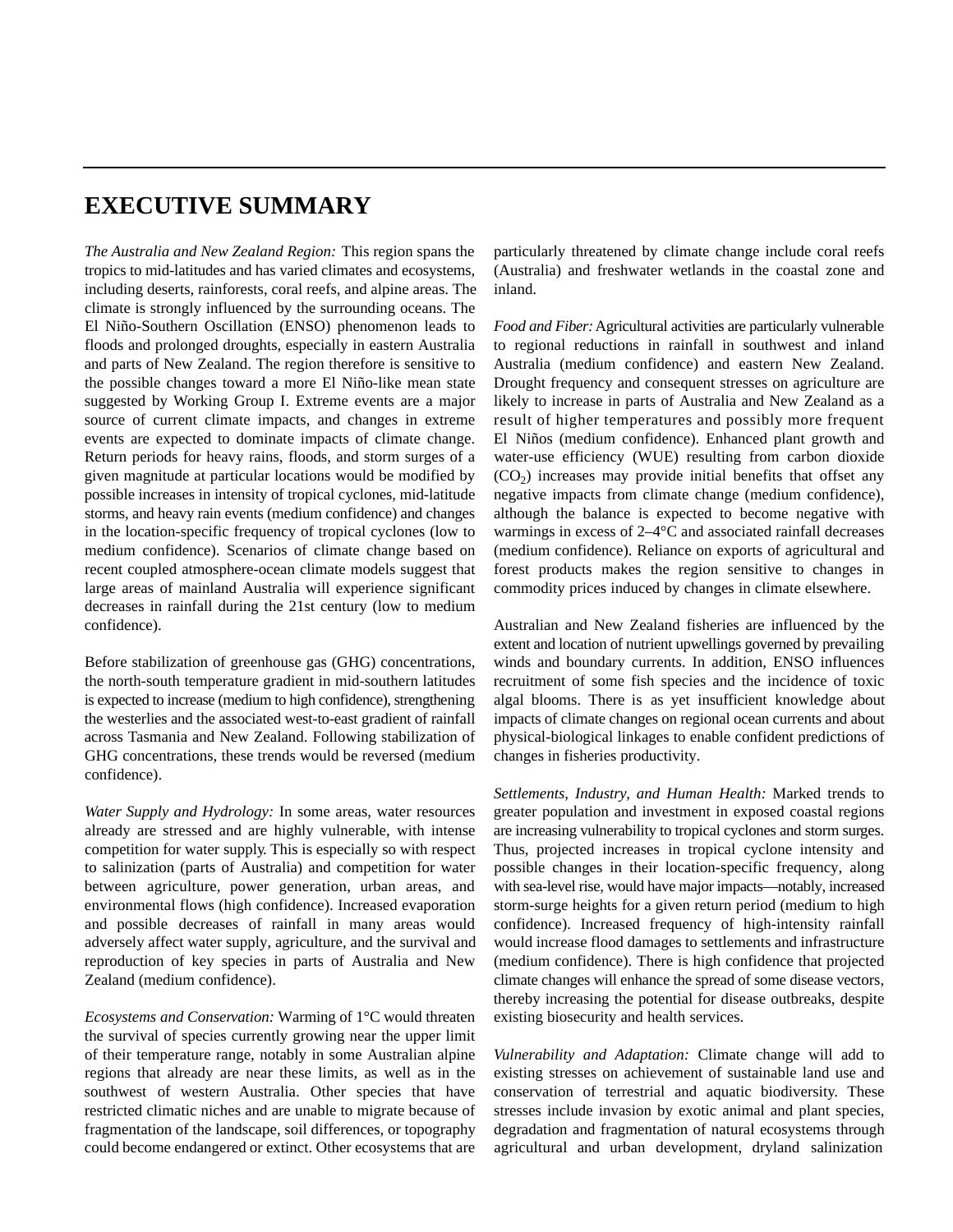# EXECUTIVE SUMMARY

*The Australia and New Zealand Region:* This region spans the tropics to mid-latitudes and has varied climates and ecosystems, including deserts, rainforests, coral reefs, and alpine areas. The climate is strongly influenced by the surrounding oceans. The El Niño-Southern Oscillation (ENSO) phenomenon leads to floods and prolonged droughts, especially in eastern Australia and parts of New Zealand. The region therefore is sensitive to the possible changes toward a more El Niño-like mean state suggested by Working Group I. Extreme events are a major source of current climate impacts, and changes in extreme events are expected to dominate impacts of climate change. Return periods for heavy rains, floods, and storm surges of a given magnitude at particular locations would be modified by possible increases in intensity of tropical cyclones, mid-latitude storms, and heavy rain events (medium confidence) and changes in the location-specific frequency of tropical cyclones (low to medium confidence). Scenarios of climate change based on recent coupled atmosphere-ocean climate models suggest that large areas of mainland Australia will experience significant decreases in rainfall during the 21st century (low to medium confidence).

Before stabilization of greenhouse gas (GHG) concentrations, the north-south temperature gradient in mid-southern latitudes is expected to increase (medium to high confidence), strengthening the westerlies and the associated west-to-east gradient of rainfall across Tasmania and New Zealand. Following stabilization of GHG concentrations, these trends would be reversed (medium confidence).

*Water Supply and Hydrology:* In some areas, water resources already are stressed and are highly vulnerable, with intense competition for water supply. This is especially so with respect to salinization (parts of Australia) and competition for water between agriculture, power generation, urban areas, and environmental flows (high confidence). Increased evaporation and possible decreases of rainfall in many areas would adversely affect water supply, agriculture, and the survival and reproduction of key species in parts of Australia and New Zealand (medium confidence).

*Ecosystems and Conservation:* Warming of 1°C would threaten the survival of species currently growing near the upper limit of their temperature range, notably in some Australian alpine regions that already are near these limits, as well as in the southwest of western Australia. Other species that have restricted climatic niches and are unable to migrate because of fragmentation of the landscape, soil differences, or topography could become endangered or extinct. Other ecosystems that are particularly threatened by climate change include coral reefs (Australia) and freshwater wetlands in the coastal zone and inland.

*Food and Fiber:* Agricultural activities are particularly vulnerable to regional reductions in rainfall in southwest and inland Australia (medium confidence) and eastern New Zealand. Drought frequency and consequent stresses on agriculture are likely to increase in parts of Australia and New Zealand as a result of higher temperatures and possibly more frequent El Niños (medium confidence). Enhanced plant growth and water-use efficiency (WUE) resulting from carbon dioxide ($CO_2$) increases may provide initial benefits that offset any negative impacts from climate change (medium confidence), although the balance is expected to become negative with warmings in excess of 2–4°C and associated rainfall decreases (medium confidence). Reliance on exports of agricultural and forest products makes the region sensitive to changes in commodity prices induced by changes in climate elsewhere.

Australian and New Zealand fisheries are influenced by the extent and location of nutrient upwellings governed by prevailing winds and boundary currents. In addition, ENSO influences recruitment of some fish species and the incidence of toxic algal blooms. There is as yet insufficient knowledge about impacts of climate changes on regional ocean currents and about physical-biological linkages to enable confident predictions of changes in fisheries productivity.

*Settlements, Industry, and Human Health:* Marked trends to greater population and investment in exposed coastal regions are increasing vulnerability to tropical cyclones and storm surges. Thus, projected increases in tropical cyclone intensity and possible changes in their location-specific frequency, along with sea-level rise, would have major impacts—notably, increased storm-surge heights for a given return period (medium to high confidence). Increased frequency of high-intensity rainfall would increase flood damages to settlements and infrastructure (medium confidence). There is high confidence that projected climate changes will enhance the spread of some disease vectors, thereby increasing the potential for disease outbreaks, despite existing biosecurity and health services.

*Vulnerability and Adaptation:* Climate change will add to existing stresses on achievement of sustainable land use and conservation of terrestrial and aquatic biodiversity. These stresses include invasion by exotic animal and plant species, degradation and fragmentation of natural ecosystems through agricultural and urban development, dryland salinization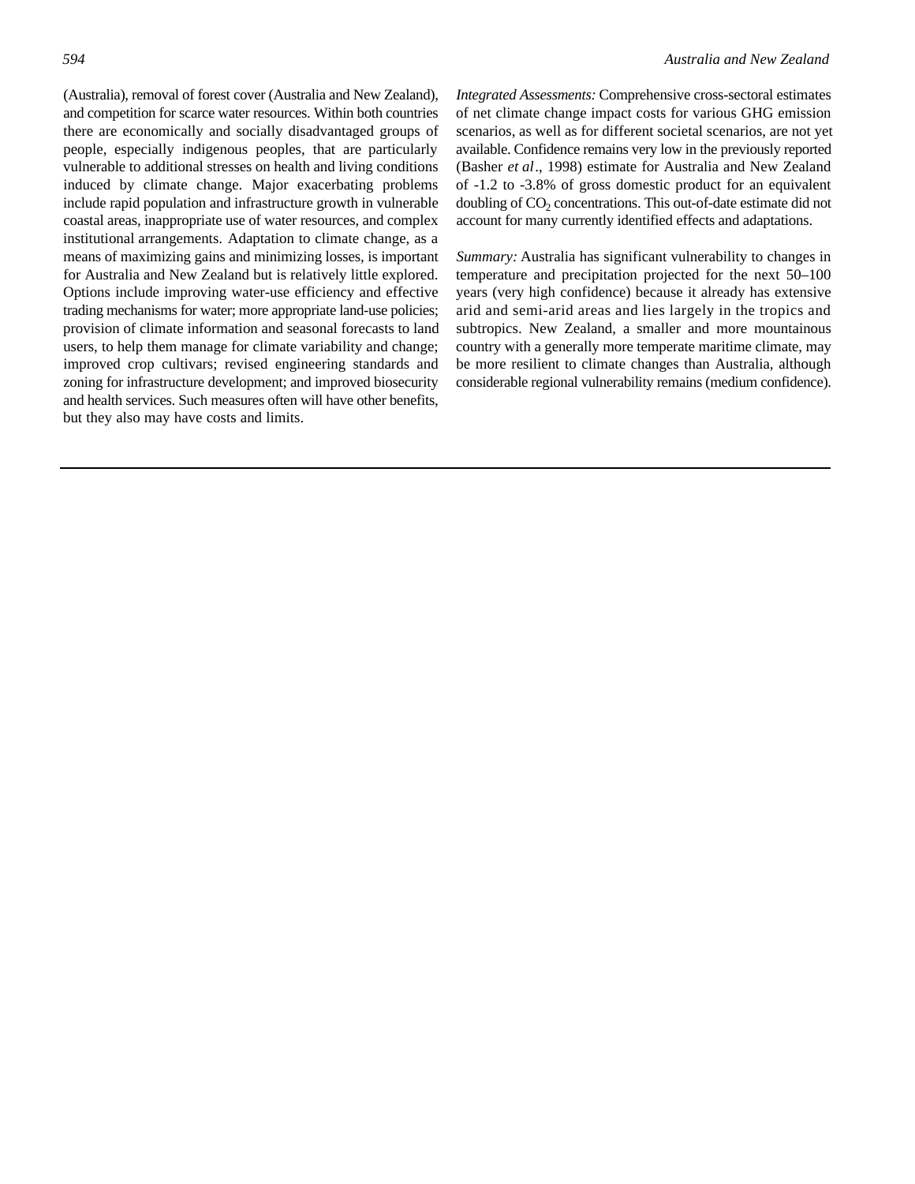(Australia), removal of forest cover (Australia and New Zealand), and competition for scarce water resources. Within both countries there are economically and socially disadvantaged groups of people, especially indigenous peoples, that are particularly vulnerable to additional stresses on health and living conditions induced by climate change. Major exacerbating problems include rapid population and infrastructure growth in vulnerable coastal areas, inappropriate use of water resources, and complex institutional arrangements. Adaptation to climate change, as a means of maximizing gains and minimizing losses, is important for Australia and New Zealand but is relatively little explored. Options include improving water-use efficiency and effective trading mechanisms for water; more appropriate land-use policies; provision of climate information and seasonal forecasts to land users, to help them manage for climate variability and change; improved crop cultivars; revised engineering standards and zoning for infrastructure development; and improved biosecurity and health services. Such measures often will have other benefits, but they also may have costs and limits.

*Integrated Assessments:* Comprehensive cross-sectoral estimates of net climate change impact costs for various GHG emission scenarios, as well as for different societal scenarios, are not yet available. Confidence remains very low in the previously reported (Basher *et al*., 1998) estimate for Australia and New Zealand of -1.2 to -3.8% of gross domestic product for an equivalent doubling of $CO_2$ concentrations. This out-of-date estimate did not account for many currently identified effects and adaptations.

*Summary:* Australia has significant vulnerability to changes in temperature and precipitation projected for the next 50–100 years (very high confidence) because it already has extensive arid and semi-arid areas and lies largely in the tropics and subtropics. New Zealand, a smaller and more mountainous country with a generally more temperate maritime climate, may be more resilient to climate changes than Australia, although considerable regional vulnerability remains (medium confidence).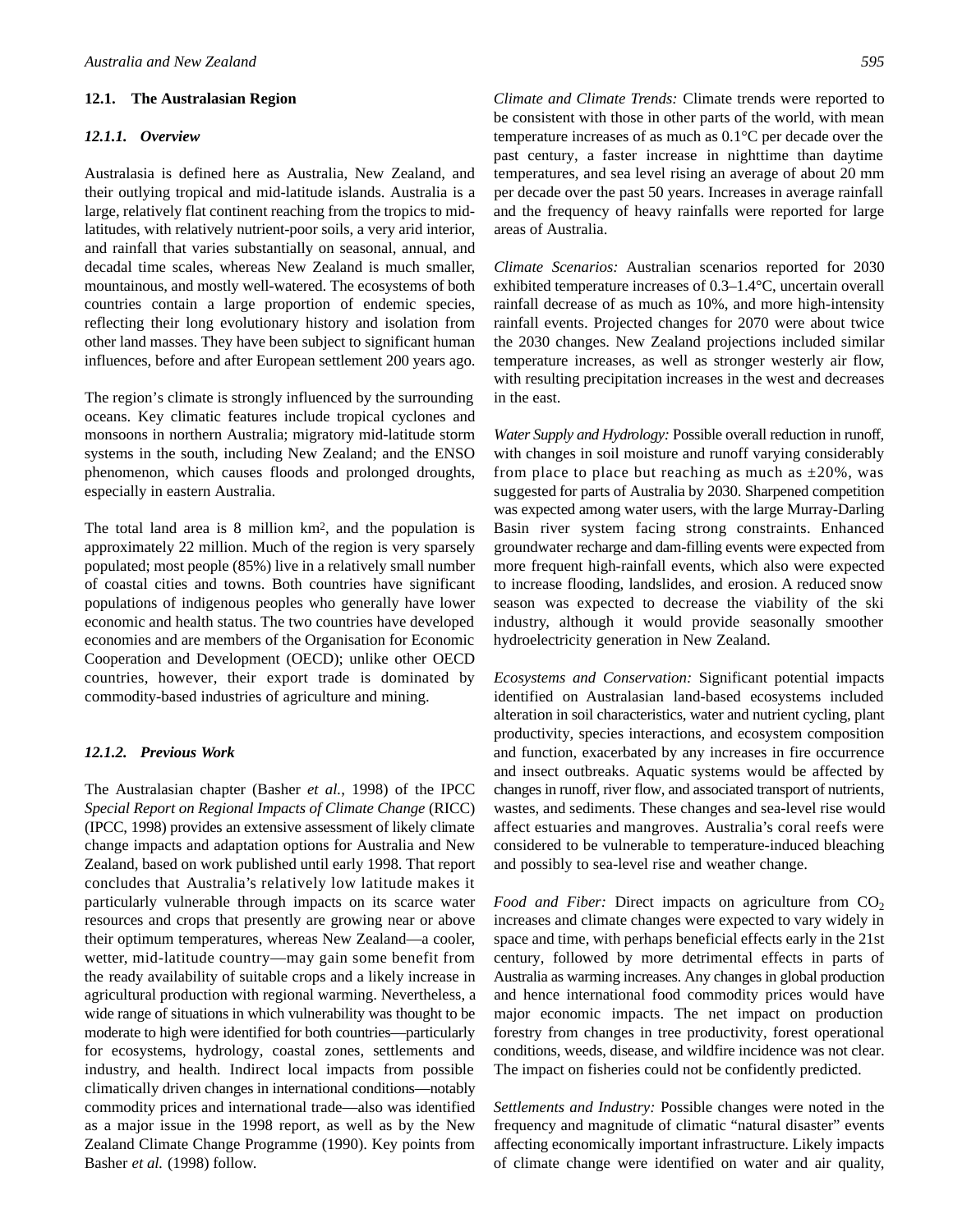## 12.1. The Australasian Region

### *12.1.1. Overview*

Australasia is defined here as Australia, New Zealand, and their outlying tropical and mid-latitude islands. Australia is a large, relatively flat continent reaching from the tropics to mid-latitudes, with relatively nutrient-poor soils, a very arid interior, and rainfall that varies substantially on seasonal, annual, and decadal time scales, whereas New Zealand is much smaller, mountainous, and mostly well-watered. The ecosystems of both countries contain a large proportion of endemic species, reflecting their long evolutionary history and isolation from other land masses. They have been subject to significant human influences, before and after European settlement 200 years ago.

The region's climate is strongly influenced by the surrounding oceans. Key climatic features include tropical cyclones and monsoons in northern Australia; migratory mid-latitude storm systems in the south, including New Zealand; and the ENSO phenomenon, which causes floods and prolonged droughts, especially in eastern Australia.

The total land area is 8 million km$^2$, and the population is approximately 22 million. Much of the region is very sparsely populated; most people (85%) live in a relatively small number of coastal cities and towns. Both countries have significant populations of indigenous peoples who generally have lower economic and health status. The two countries have developed economies and are members of the Organisation for Economic Cooperation and Development (OECD); unlike other OECD countries, however, their export trade is dominated by commodity-based industries of agriculture and mining.

### *12.1.2. Previous Work*

The Australasian chapter (Basher *et al.*, 1998) of the IPCC *Special Report on Regional Impacts of Climate Change* (RICC) (IPCC, 1998) provides an extensive assessment of likely climate change impacts and adaptation options for Australia and New Zealand, based on work published until early 1998. That report concludes that Australia's relatively low latitude makes it particularly vulnerable through impacts on its scarce water resources and crops that presently are growing near or above their optimum temperatures, whereas New Zealand—a cooler, wetter, mid-latitude country—may gain some benefit from the ready availability of suitable crops and a likely increase in agricultural production with regional warming. Nevertheless, a wide range of situations in which vulnerability was thought to be moderate to high were identified for both countries—particularly for ecosystems, hydrology, coastal zones, settlements and industry, and health. Indirect local impacts from possible climatically driven changes in international conditions—notably commodity prices and international trade—also was identified as a major issue in the 1998 report, as well as by the New Zealand Climate Change Programme (1990). Key points from Basher *et al.* (1998) follow.

*Climate and Climate Trends:* Climate trends were reported to be consistent with those in other parts of the world, with mean temperature increases of as much as 0.1°C per decade over the past century, a faster increase in nighttime than daytime temperatures, and sea level rising an average of about 20 mm per decade over the past 50 years. Increases in average rainfall and the frequency of heavy rainfalls were reported for large areas of Australia.

*Climate Scenarios:* Australian scenarios reported for 2030 exhibited temperature increases of 0.3–1.4°C, uncertain overall rainfall decrease of as much as 10%, and more high-intensity rainfall events. Projected changes for 2070 were about twice the 2030 changes. New Zealand projections included similar temperature increases, as well as stronger westerly air flow, with resulting precipitation increases in the west and decreases in the east.

*Water Supply and Hydrology:* Possible overall reduction in runoff, with changes in soil moisture and runoff varying considerably from place to place but reaching as much as ±20%, was suggested for parts of Australia by 2030. Sharpened competition was expected among water users, with the large Murray-Darling Basin river system facing strong constraints. Enhanced groundwater recharge and dam-filling events were expected from more frequent high-rainfall events, which also were expected to increase flooding, landslides, and erosion. A reduced snow season was expected to decrease the viability of the ski industry, although it would provide seasonally smoother hydroelectricity generation in New Zealand.

*Ecosystems and Conservation:* Significant potential impacts identified on Australasian land-based ecosystems included alteration in soil characteristics, water and nutrient cycling, plant productivity, species interactions, and ecosystem composition and function, exacerbated by any increases in fire occurrence and insect outbreaks. Aquatic systems would be affected by changes in runoff, river flow, and associated transport of nutrients, wastes, and sediments. These changes and sea-level rise would affect estuaries and mangroves. Australia's coral reefs were considered to be vulnerable to temperature-induced bleaching and possibly to sea-level rise and weather change.

*Food and Fiber:* Direct impacts on agriculture from $CO_2$ increases and climate changes were expected to vary widely in space and time, with perhaps beneficial effects early in the 21st century, followed by more detrimental effects in parts of Australia as warming increases. Any changes in global production and hence international food commodity prices would have major economic impacts. The net impact on production forestry from changes in tree productivity, forest operational conditions, weeds, disease, and wildfire incidence was not clear. The impact on fisheries could not be confidently predicted.

*Settlements and Industry:* Possible changes were noted in the frequency and magnitude of climatic "natural disaster" events affecting economically important infrastructure. Likely impacts of climate change were identified on water and air quality,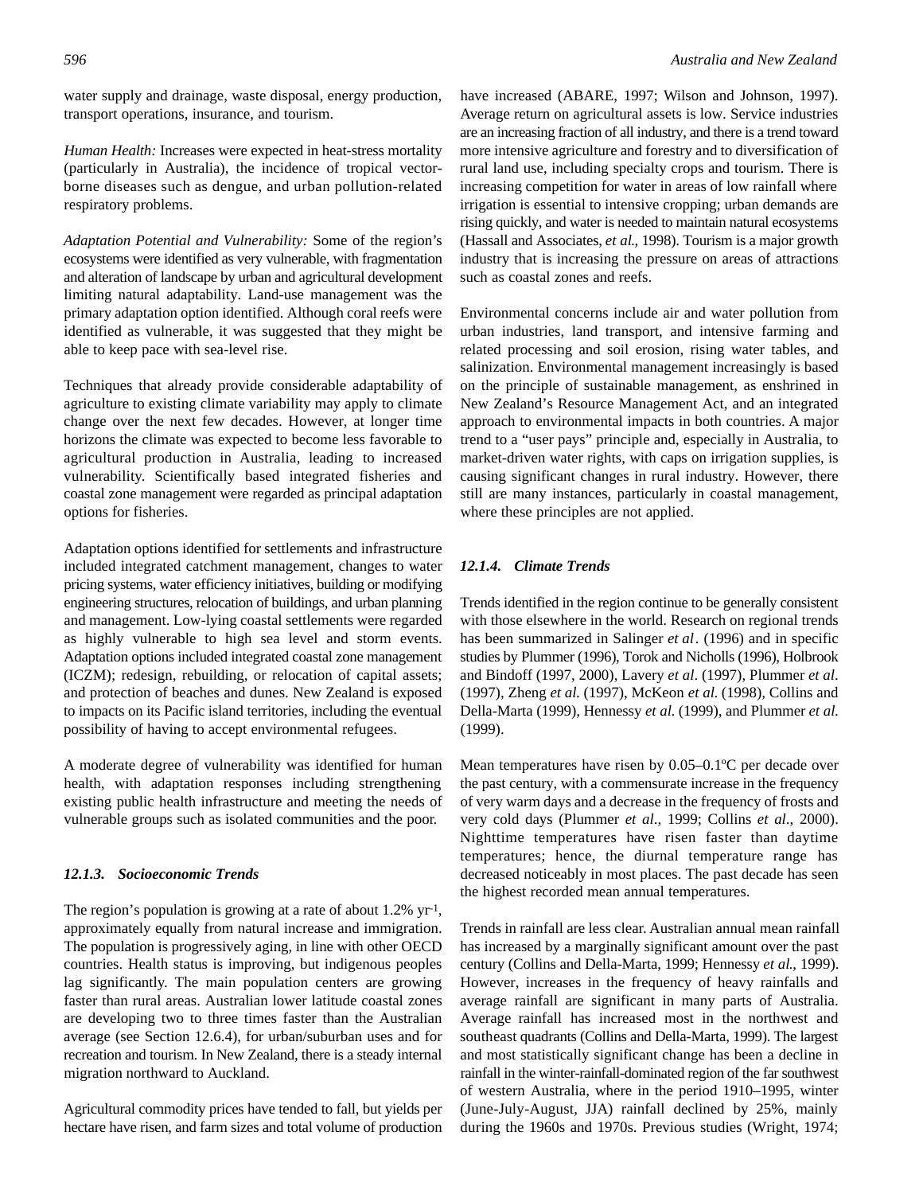water supply and drainage, waste disposal, energy production, transport operations, insurance, and tourism.

*Human Health:* Increases were expected in heat-stress mortality (particularly in Australia), the incidence of tropical vector-borne diseases such as dengue, and urban pollution-related respiratory problems.

*Adaptation Potential and Vulnerability:* Some of the region's ecosystems were identified as very vulnerable, with fragmentation and alteration of landscape by urban and agricultural development limiting natural adaptability. Land-use management was the primary adaptation option identified. Although coral reefs were identified as vulnerable, it was suggested that they might be able to keep pace with sea-level rise.

Techniques that already provide considerable adaptability of agriculture to existing climate variability may apply to climate change over the next few decades. However, at longer time horizons the climate was expected to become less favorable to agricultural production in Australia, leading to increased vulnerability. Scientifically based integrated fisheries and coastal zone management were regarded as principal adaptation options for fisheries.

Adaptation options identified for settlements and infrastructure included integrated catchment management, changes to water pricing systems, water efficiency initiatives, building or modifying engineering structures, relocation of buildings, and urban planning and management. Low-lying coastal settlements were regarded as highly vulnerable to high sea level and storm events. Adaptation options included integrated coastal zone management (ICZM); redesign, rebuilding, or relocation of capital assets; and protection of beaches and dunes. New Zealand is exposed to impacts on its Pacific island territories, including the eventual possibility of having to accept environmental refugees.

A moderate degree of vulnerability was identified for human health, with adaptation responses including strengthening existing public health infrastructure and meeting the needs of vulnerable groups such as isolated communities and the poor.

### *12.1.3. Socioeconomic Trends*

The region's population is growing at a rate of about 1.2% $yr^{-1}$, approximately equally from natural increase and immigration. The population is progressively aging, in line with other OECD countries. Health status is improving, but indigenous peoples lag significantly. The main population centers are growing faster than rural areas. Australian lower latitude coastal zones are developing two to three times faster than the Australian average (see Section 12.6.4), for urban/suburban uses and for recreation and tourism. In New Zealand, there is a steady internal migration northward to Auckland.

Agricultural commodity prices have tended to fall, but yields per hectare have risen, and farm sizes and total volume of production have increased (ABARE, 1997; Wilson and Johnson, 1997). Average return on agricultural assets is low. Service industries are an increasing fraction of all industry, and there is a trend toward more intensive agriculture and forestry and to diversification of rural land use, including specialty crops and tourism. There is increasing competition for water in areas of low rainfall where irrigation is essential to intensive cropping; urban demands are rising quickly, and water is needed to maintain natural ecosystems (Hassall and Associates, *et al.*, 1998). Tourism is a major growth industry that is increasing the pressure on areas of attractions such as coastal zones and reefs.

Environmental concerns include air and water pollution from urban industries, land transport, and intensive farming and related processing and soil erosion, rising water tables, and salinization. Environmental management increasingly is based on the principle of sustainable management, as enshrined in New Zealand's Resource Management Act, and an integrated approach to environmental impacts in both countries. A major trend to a "user pays" principle and, especially in Australia, to market-driven water rights, with caps on irrigation supplies, is causing significant changes in rural industry. However, there still are many instances, particularly in coastal management, where these principles are not applied.

### *12.1.4. Climate Trends*

Trends identified in the region continue to be generally consistent with those elsewhere in the world. Research on regional trends has been summarized in Salinger *et al*. (1996) and in specific studies by Plummer (1996), Torok and Nicholls (1996), Holbrook and Bindoff (1997, 2000), Lavery *et al*. (1997), Plummer *et al*. (1997), Zheng *et al.* (1997), McKeon *et al.* (1998), Collins and Della-Marta (1999), Hennessy *et al.* (1999), and Plummer *et al.* (1999).

Mean temperatures have risen by 0.05–0.1ºC per decade over the past century, with a commensurate increase in the frequency of very warm days and a decrease in the frequency of frosts and very cold days (Plummer *et al*., 1999; Collins *et al*., 2000). Nighttime temperatures have risen faster than daytime temperatures; hence, the diurnal temperature range has decreased noticeably in most places. The past decade has seen the highest recorded mean annual temperatures.

Trends in rainfall are less clear. Australian annual mean rainfall has increased by a marginally significant amount over the past century (Collins and Della-Marta, 1999; Hennessy *et al*., 1999). However, increases in the frequency of heavy rainfalls and average rainfall are significant in many parts of Australia. Average rainfall has increased most in the northwest and southeast quadrants (Collins and Della-Marta, 1999). The largest and most statistically significant change has been a decline in rainfall in the winter-rainfall-dominated region of the far southwest of western Australia, where in the period 1910–1995, winter (June-July-August, JJA) rainfall declined by 25%, mainly during the 1960s and 1970s. Previous studies (Wright, 1974;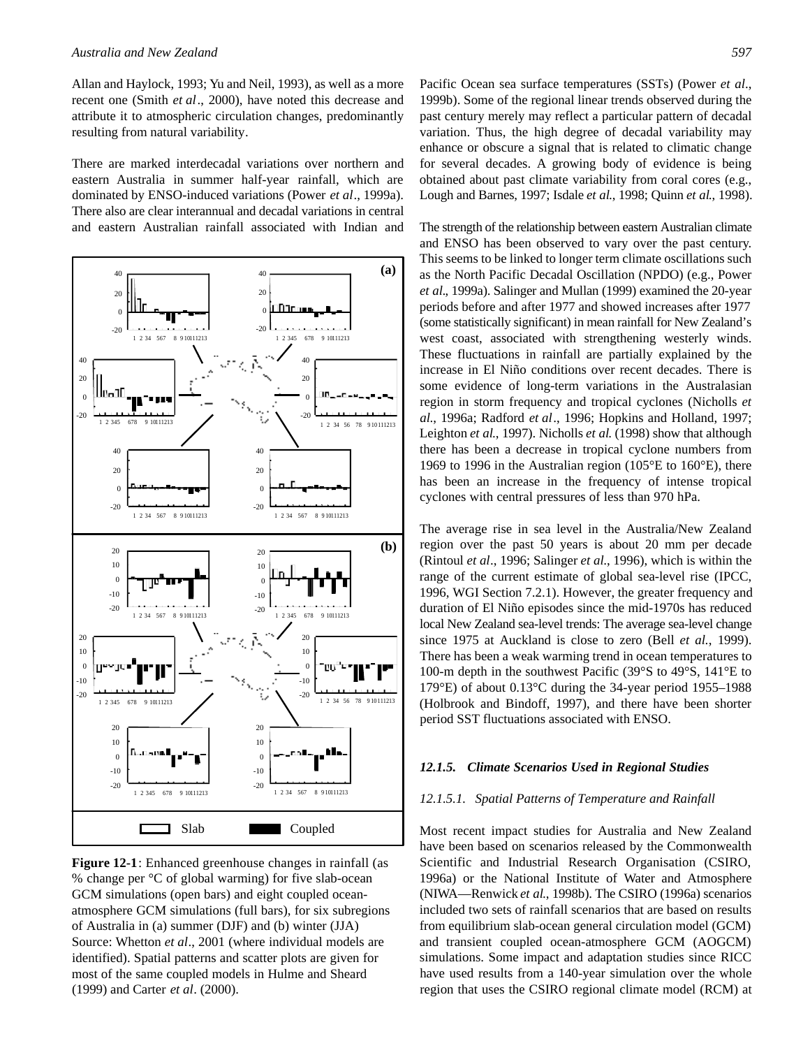Allan and Haylock, 1993; Yu and Neil, 1993), as well as a more recent one (Smith *et al*., 2000), have noted this decrease and attribute it to atmospheric circulation changes, predominantly resulting from natural variability.

There are marked interdecadal variations over northern and eastern Australia in summer half-year rainfall, which are dominated by ENSO-induced variations (Power *et al*., 1999a). There also are clear interannual and decadal variations in central and eastern Australian rainfall associated with Indian and Pacific Ocean sea surface temperatures (SSTs) (Power *et al*., 1999b). Some of the regional linear trends observed during the past century merely may reflect a particular pattern of decadal variation. Thus, the high degree of decadal variability may enhance or obscure a signal that is related to climatic change for several decades. A growing body of evidence is being obtained about past climate variability from coral cores (e.g., Lough and Barnes, 1997; Isdale *et al.*, 1998; Quinn *et al.*, 1998).

**Figure 12-1**: Enhanced greenhouse changes in rainfall (as % change per °C of global warming) for five slab-ocean GCM simulations (open bars) and eight coupled ocean-atmosphere GCM simulations (full bars), for six subregions of Australia in (a) summer (DJF) and (b) winter (JJA) Source: Whetton *et al*., 2001 (where individual models are identified). Spatial patterns and scatter plots are given for most of the same coupled models in Hulme and Sheard (1999) and Carter *et al*. (2000).

The strength of the relationship between eastern Australian climate and ENSO has been observed to vary over the past century. This seems to be linked to longer term climate oscillations such as the North Pacific Decadal Oscillation (NPDO) (e.g., Power *et al*., 1999a). Salinger and Mullan (1999) examined the 20-year periods before and after 1977 and showed increases after 1977 (some statistically significant) in mean rainfall for New Zealand's west coast, associated with strengthening westerly winds. These fluctuations in rainfall are partially explained by the increase in El Niño conditions over recent decades. There is some evidence of long-term variations in the Australasian region in storm frequency and tropical cyclones (Nicholls *et al*., 1996a; Radford *et al*., 1996; Hopkins and Holland, 1997; Leighton *et al.*, 1997). Nicholls *et al.* (1998) show that although there has been a decrease in tropical cyclone numbers from 1969 to 1996 in the Australian region (105°E to 160°E), there has been an increase in the frequency of intense tropical cyclones with central pressures of less than 970 hPa.

The average rise in sea level in the Australia/New Zealand region over the past 50 years is about 20 mm per decade (Rintoul *et al*., 1996; Salinger *et al*., 1996), which is within the range of the current estimate of global sea-level rise (IPCC, 1996, WGI Section 7.2.1). However, the greater frequency and duration of El Niño episodes since the mid-1970s has reduced local New Zealand sea-level trends: The average sea-level change since 1975 at Auckland is close to zero (Bell *et al.*, 1999). There has been a weak warming trend in ocean temperatures to 100-m depth in the southwest Pacific (39°S to 49°S, 141°E to 179°E) of about 0.13°C during the 34-year period 1955–1988 (Holbrook and Bindoff, 1997), and there have been shorter period SST fluctuations associated with ENSO.

### *12.1.5. Climate Scenarios Used in Regional Studies*

#### *12.1.5.1. Spatial Patterns of Temperature and Rainfall*

Most recent impact studies for Australia and New Zealand have been based on scenarios released by the Commonwealth Scientific and Industrial Research Organisation (CSIRO, 1996a) or the National Institute of Water and Atmosphere (NIWA—Renwick *et al.*, 1998b). The CSIRO (1996a) scenarios included two sets of rainfall scenarios that are based on results from equilibrium slab-ocean general circulation model (GCM) and transient coupled ocean-atmosphere GCM (AOGCM) simulations. Some impact and adaptation studies since RICC have used results from a 140-year simulation over the whole region that uses the CSIRO regional climate model (RCM) at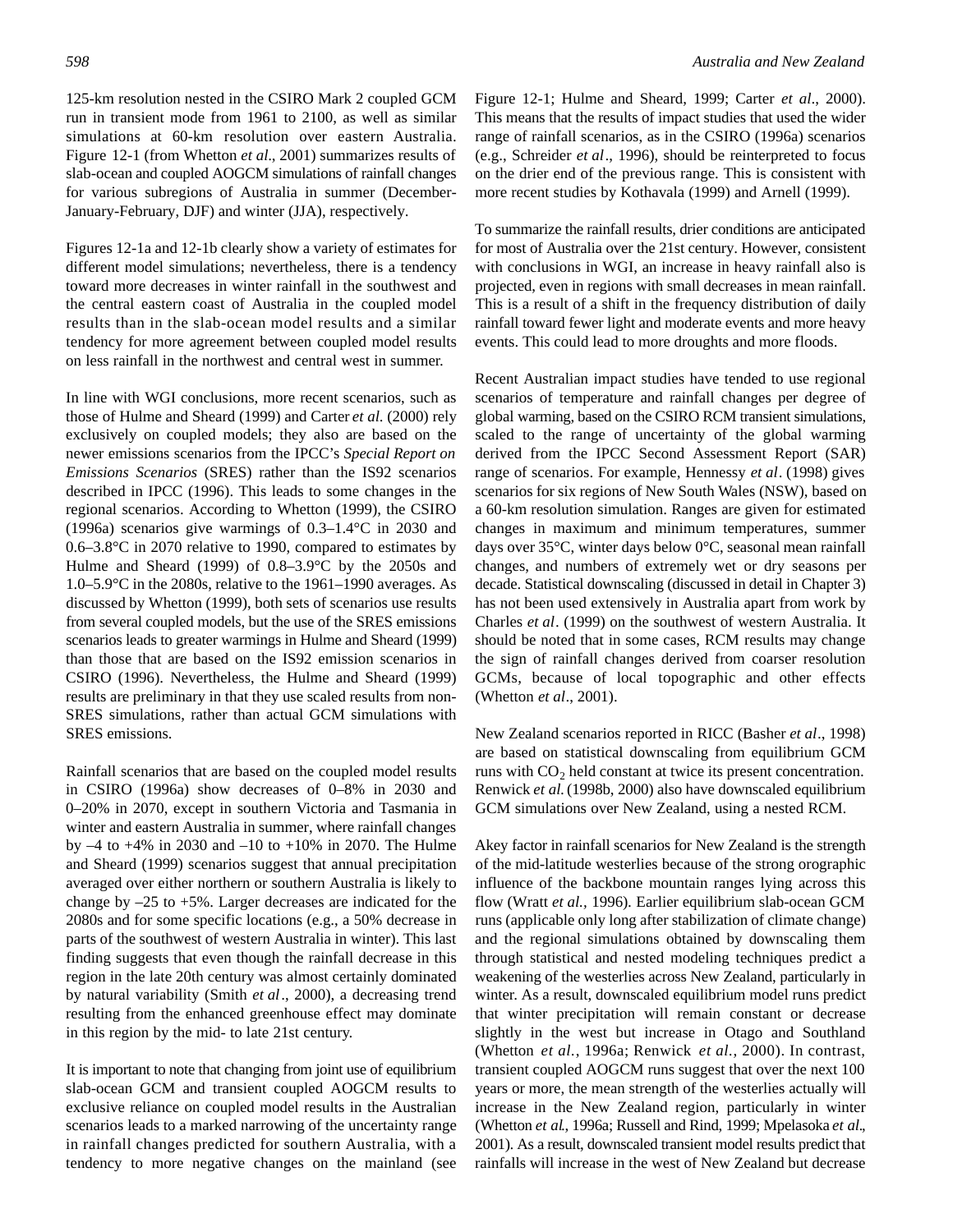125-km resolution nested in the CSIRO Mark 2 coupled GCM run in transient mode from 1961 to 2100, as well as similar simulations at 60-km resolution over eastern Australia. Figure 12-1 (from Whetton *et al*., 2001) summarizes results of slab-ocean and coupled AOGCM simulations of rainfall changes for various subregions of Australia in summer (December-January-February, DJF) and winter (JJA), respectively.

Figures 12-1a and 12-1b clearly show a variety of estimates for different model simulations; nevertheless, there is a tendency toward more decreases in winter rainfall in the southwest and the central eastern coast of Australia in the coupled model results than in the slab-ocean model results and a similar tendency for more agreement between coupled model results on less rainfall in the northwest and central west in summer.

In line with WGI conclusions, more recent scenarios, such as those of Hulme and Sheard (1999) and Carter *et al.* (2000) rely exclusively on coupled models; they also are based on the newer emissions scenarios from the IPCC's *Special Report on Emissions Scenarios* (SRES) rather than the IS92 scenarios described in IPCC (1996). This leads to some changes in the regional scenarios. According to Whetton (1999), the CSIRO (1996a) scenarios give warmings of 0.3–1.4°C in 2030 and 0.6–3.8°C in 2070 relative to 1990, compared to estimates by Hulme and Sheard (1999) of 0.8–3.9°C by the 2050s and 1.0–5.9°C in the 2080s, relative to the 1961–1990 averages. As discussed by Whetton (1999), both sets of scenarios use results from several coupled models, but the use of the SRES emissions scenarios leads to greater warmings in Hulme and Sheard (1999) than those that are based on the IS92 emission scenarios in CSIRO (1996). Nevertheless, the Hulme and Sheard (1999) results are preliminary in that they use scaled results from non-SRES simulations, rather than actual GCM simulations with SRES emissions.

Rainfall scenarios that are based on the coupled model results in CSIRO (1996a) show decreases of 0–8% in 2030 and 0–20% in 2070, except in southern Victoria and Tasmania in winter and eastern Australia in summer, where rainfall changes by –4 to +4% in 2030 and –10 to +10% in 2070. The Hulme and Sheard (1999) scenarios suggest that annual precipitation averaged over either northern or southern Australia is likely to change by –25 to +5%. Larger decreases are indicated for the 2080s and for some specific locations (e.g., a 50% decrease in parts of the southwest of western Australia in winter). This last finding suggests that even though the rainfall decrease in this region in the late 20th century was almost certainly dominated by natural variability (Smith *et al*., 2000), a decreasing trend resulting from the enhanced greenhouse effect may dominate in this region by the mid- to late 21st century.

It is important to note that changing from joint use of equilibrium slab-ocean GCM and transient coupled AOGCM results to exclusive reliance on coupled model results in the Australian scenarios leads to a marked narrowing of the uncertainty range in rainfall changes predicted for southern Australia, with a tendency to more negative changes on the mainland (see Figure 12-1; Hulme and Sheard, 1999; Carter *et al*., 2000). This means that the results of impact studies that used the wider range of rainfall scenarios, as in the CSIRO (1996a) scenarios (e.g., Schreider *et al*., 1996), should be reinterpreted to focus on the drier end of the previous range. This is consistent with more recent studies by Kothavala (1999) and Arnell (1999).

To summarize the rainfall results, drier conditions are anticipated for most of Australia over the 21st century. However, consistent with conclusions in WGI, an increase in heavy rainfall also is projected, even in regions with small decreases in mean rainfall. This is a result of a shift in the frequency distribution of daily rainfall toward fewer light and moderate events and more heavy events. This could lead to more droughts and more floods.

Recent Australian impact studies have tended to use regional scenarios of temperature and rainfall changes per degree of global warming, based on the CSIRO RCM transient simulations, scaled to the range of uncertainty of the global warming derived from the IPCC Second Assessment Report (SAR) range of scenarios. For example, Hennessy *et al*. (1998) gives scenarios for six regions of New South Wales (NSW), based on a 60-km resolution simulation. Ranges are given for estimated changes in maximum and minimum temperatures, summer days over 35°C, winter days below 0°C, seasonal mean rainfall changes, and numbers of extremely wet or dry seasons per decade. Statistical downscaling (discussed in detail in Chapter 3) has not been used extensively in Australia apart from work by Charles *et al*. (1999) on the southwest of western Australia. It should be noted that in some cases, RCM results may change the sign of rainfall changes derived from coarser resolution GCMs, because of local topographic and other effects (Whetton *et al*., 2001).

New Zealand scenarios reported in RICC (Basher *et al*., 1998) are based on statistical downscaling from equilibrium GCM runs with $CO_2$ held constant at twice its present concentration. Renwick *et al.* (1998b, 2000) also have downscaled equilibrium GCM simulations over New Zealand, using a nested RCM.

A key factor in rainfall scenarios for New Zealand is the strength of the mid-latitude westerlies because of the strong orographic influence of the backbone mountain ranges lying across this flow (Wratt *et al.*, 1996). Earlier equilibrium slab-ocean GCM runs (applicable only long after stabilization of climate change) and the regional simulations obtained by downscaling them through statistical and nested modeling techniques predict a weakening of the westerlies across New Zealand, particularly in winter. As a result, downscaled equilibrium model runs predict that winter precipitation will remain constant or decrease slightly in the west but increase in Otago and Southland (Whetton *et al.*, 1996a; Renwick *et al.*, 2000). In contrast, transient coupled AOGCM runs suggest that over the next 100 years or more, the mean strength of the westerlies actually will increase in the New Zealand region, particularly in winter (Whetton *et al.*, 1996a; Russell and Rind, 1999; Mpelasoka *et al.*, 2001). As a result, downscaled transient model results predict that rainfalls will increase in the west of New Zealand but decrease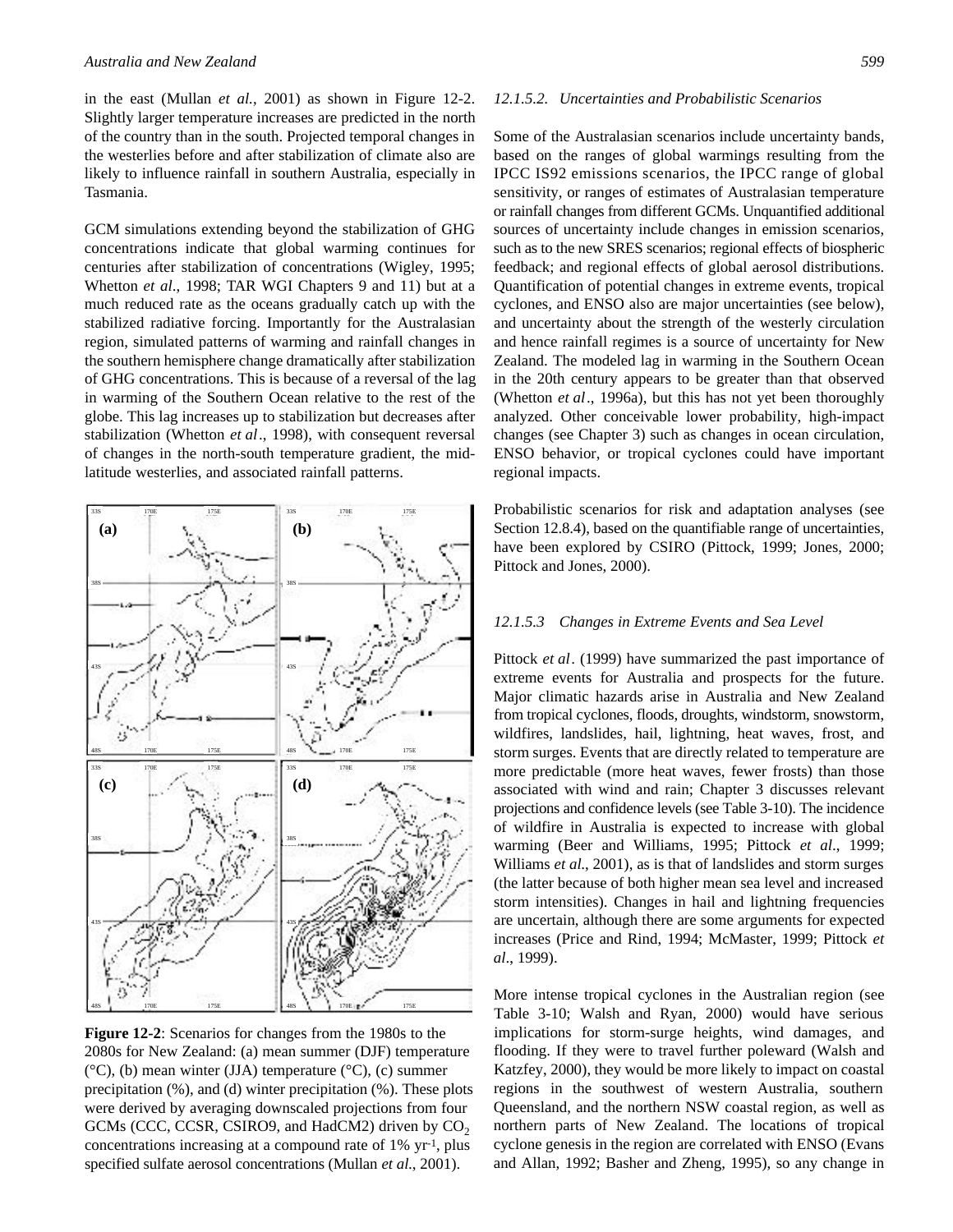in the east (Mullan *et al.*, 2001) as shown in Figure 12-2. Slightly larger temperature increases are predicted in the north of the country than in the south. Projected temporal changes in the westerlies before and after stabilization of climate also are likely to influence rainfall in southern Australia, especially in Tasmania.

GCM simulations extending beyond the stabilization of GHG concentrations indicate that global warming continues for centuries after stabilization of concentrations (Wigley, 1995; Whetton *et al*., 1998; TAR WGI Chapters 9 and 11) but at a much reduced rate as the oceans gradually catch up with the stabilized radiative forcing. Importantly for the Australasian region, simulated patterns of warming and rainfall changes in the southern hemisphere change dramatically after stabilization of GHG concentrations. This is because of a reversal of the lag in warming of the Southern Ocean relative to the rest of the globe. This lag increases up to stabilization but decreases after stabilization (Whetton *et al*., 1998), with consequent reversal of changes in the north-south temperature gradient, the mid-latitude westerlies, and associated rainfall patterns.

**Figure 12-2**: Scenarios for changes from the 1980s to the 2080s for New Zealand: (a) mean summer (DJF) temperature (°C), (b) mean winter (JJA) temperature (°C), (c) summer precipitation (%), and (d) winter precipitation (%). These plots were derived by averaging downscaled projections from four GCMs (CCC, CCSR, CSIRO9, and HadCM2) driven by $CO_2$ concentrations increasing at a compound rate of 1% yr$^{-1}$, plus specified sulfate aerosol concentrations (Mullan *et al*., 2001).

#### *12.1.5.2. Uncertainties and Probabilistic Scenarios*

Some of the Australasian scenarios include uncertainty bands, based on the ranges of global warmings resulting from the IPCC IS92 emissions scenarios, the IPCC range of global sensitivity, or ranges of estimates of Australasian temperature or rainfall changes from different GCMs. Unquantified additional sources of uncertainty include changes in emission scenarios, such as to the new SRES scenarios; regional effects of biospheric feedback; and regional effects of global aerosol distributions. Quantification of potential changes in extreme events, tropical cyclones, and ENSO also are major uncertainties (see below), and uncertainty about the strength of the westerly circulation and hence rainfall regimes is a source of uncertainty for New Zealand. The modeled lag in warming in the Southern Ocean in the 20th century appears to be greater than that observed (Whetton *et al*., 1996a), but this has not yet been thoroughly analyzed. Other conceivable lower probability, high-impact changes (see Chapter 3) such as changes in ocean circulation, ENSO behavior, or tropical cyclones could have important regional impacts.

Probabilistic scenarios for risk and adaptation analyses (see Section 12.8.4), based on the quantifiable range of uncertainties, have been explored by CSIRO (Pittock, 1999; Jones, 2000; Pittock and Jones, 2000).

#### *12.1.5.3 Changes in Extreme Events and Sea Level*

Pittock *et al*. (1999) have summarized the past importance of extreme events for Australia and prospects for the future. Major climatic hazards arise in Australia and New Zealand from tropical cyclones, floods, droughts, windstorm, snowstorm, wildfires, landslides, hail, lightning, heat waves, frost, and storm surges. Events that are directly related to temperature are more predictable (more heat waves, fewer frosts) than those associated with wind and rain; Chapter 3 discusses relevant projections and confidence levels (see Table 3-10). The incidence of wildfire in Australia is expected to increase with global warming (Beer and Williams, 1995; Pittock *et al*., 1999; Williams *et al*., 2001), as is that of landslides and storm surges (the latter because of both higher mean sea level and increased storm intensities). Changes in hail and lightning frequencies are uncertain, although there are some arguments for expected increases (Price and Rind, 1994; McMaster, 1999; Pittock *et al*., 1999).

More intense tropical cyclones in the Australian region (see Table 3-10; Walsh and Ryan, 2000) would have serious implications for storm-surge heights, wind damages, and flooding. If they were to travel further poleward (Walsh and Katzfey, 2000), they would be more likely to impact on coastal regions in the southwest of western Australia, southern Queensland, and the northern NSW coastal region, as well as northern parts of New Zealand. The locations of tropical cyclone genesis in the region are correlated with ENSO (Evans and Allan, 1992; Basher and Zheng, 1995), so any change in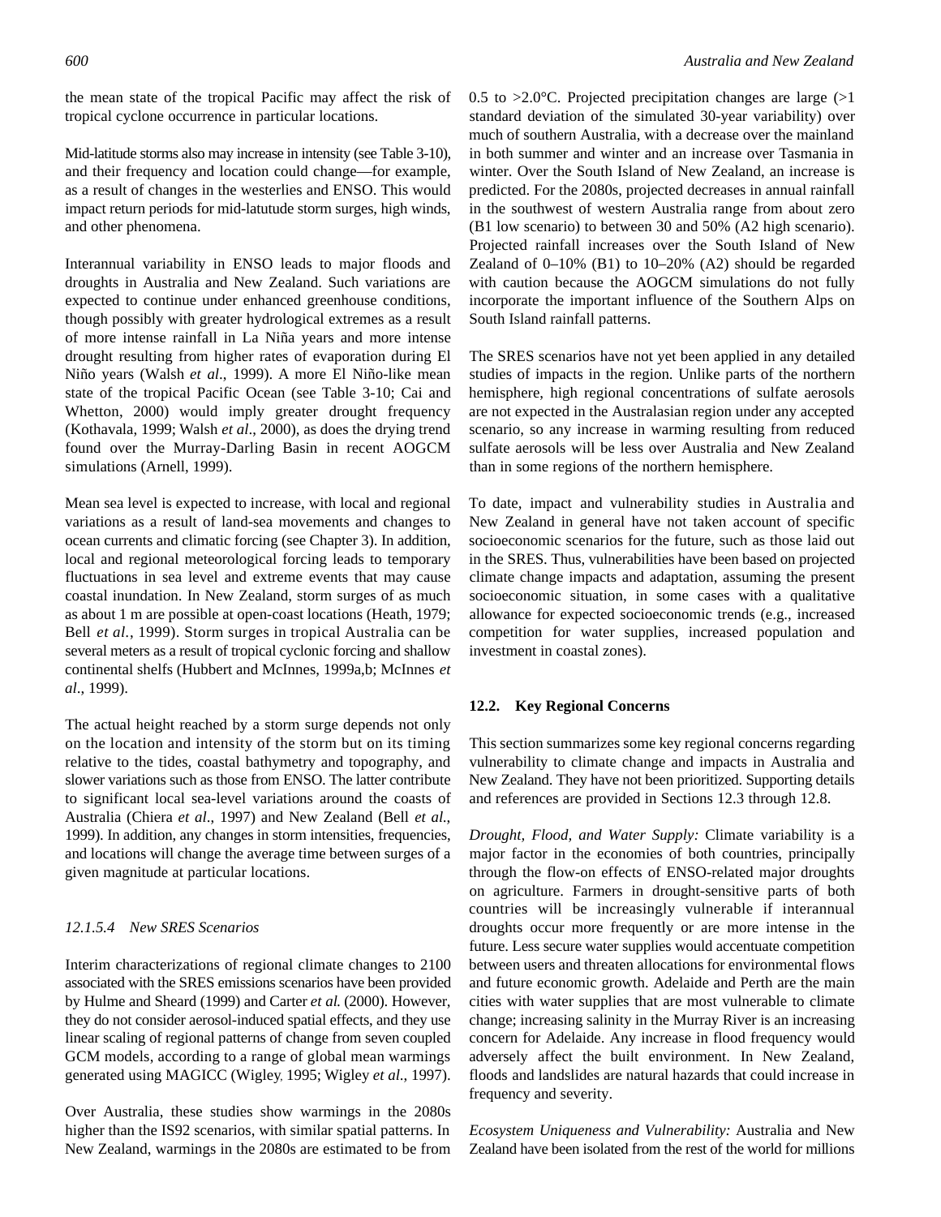the mean state of the tropical Pacific may affect the risk of tropical cyclone occurrence in particular locations.

Mid-latitude storms also may increase in intensity (see Table 3-10), and their frequency and location could change—for example, as a result of changes in the westerlies and ENSO. This would impact return periods for mid-latutude storm surges, high winds, and other phenomena.

Interannual variability in ENSO leads to major floods and droughts in Australia and New Zealand. Such variations are expected to continue under enhanced greenhouse conditions, though possibly with greater hydrological extremes as a result of more intense rainfall in La Niña years and more intense drought resulting from higher rates of evaporation during El Niño years (Walsh *et al*., 1999). A more El Niño-like mean state of the tropical Pacific Ocean (see Table 3-10; Cai and Whetton, 2000) would imply greater drought frequency (Kothavala, 1999; Walsh *et al*., 2000), as does the drying trend found over the Murray-Darling Basin in recent AOGCM simulations (Arnell, 1999).

Mean sea level is expected to increase, with local and regional variations as a result of land-sea movements and changes to ocean currents and climatic forcing (see Chapter 3). In addition, local and regional meteorological forcing leads to temporary fluctuations in sea level and extreme events that may cause coastal inundation. In New Zealand, storm surges of as much as about 1 m are possible at open-coast locations (Heath, 1979; Bell *et al.*, 1999). Storm surges in tropical Australia can be several meters as a result of tropical cyclonic forcing and shallow continental shelfs (Hubbert and McInnes, 1999a,b; McInnes *et al*., 1999).

The actual height reached by a storm surge depends not only on the location and intensity of the storm but on its timing relative to the tides, coastal bathymetry and topography, and slower variations such as those from ENSO. The latter contribute to significant local sea-level variations around the coasts of Australia (Chiera *et al*., 1997) and New Zealand (Bell *et al*., 1999). In addition, any changes in storm intensities, frequencies, and locations will change the average time between surges of a given magnitude at particular locations.

#### *12.1.5.4 New SRES Scenarios*

Interim characterizations of regional climate changes to 2100 associated with the SRES emissions scenarios have been provided by Hulme and Sheard (1999) and Carter *et al.* (2000). However, they do not consider aerosol-induced spatial effects, and they use linear scaling of regional patterns of change from seven coupled GCM models, according to a range of global mean warmings generated using MAGICC (Wigley, 1995; Wigley *et al*., 1997).

Over Australia, these studies show warmings in the 2080s higher than the IS92 scenarios, with similar spatial patterns. In New Zealand, warmings in the 2080s are estimated to be from 0.5 to >2.0°C. Projected precipitation changes are large (>1 standard deviation of the simulated 30-year variability) over much of southern Australia, with a decrease over the mainland in both summer and winter and an increase over Tasmania in winter. Over the South Island of New Zealand, an increase is predicted. For the 2080s, projected decreases in annual rainfall in the southwest of western Australia range from about zero (B1 low scenario) to between 30 and 50% (A2 high scenario). Projected rainfall increases over the South Island of New Zealand of 0–10% (B1) to 10–20% (A2) should be regarded with caution because the AOGCM simulations do not fully incorporate the important influence of the Southern Alps on South Island rainfall patterns.

The SRES scenarios have not yet been applied in any detailed studies of impacts in the region. Unlike parts of the northern hemisphere, high regional concentrations of sulfate aerosols are not expected in the Australasian region under any accepted scenario, so any increase in warming resulting from reduced sulfate aerosols will be less over Australia and New Zealand than in some regions of the northern hemisphere.

To date, impact and vulnerability studies in Australia and New Zealand in general have not taken account of specific socioeconomic scenarios for the future, such as those laid out in the SRES. Thus, vulnerabilities have been based on projected climate change impacts and adaptation, assuming the present socioeconomic situation, in some cases with a qualitative allowance for expected socioeconomic trends (e.g., increased competition for water supplies, increased population and investment in coastal zones).

## 12.2. Key Regional Concerns

This section summarizes some key regional concerns regarding vulnerability to climate change and impacts in Australia and New Zealand. They have not been prioritized. Supporting details and references are provided in Sections 12.3 through 12.8.

*Drought, Flood, and Water Supply:* Climate variability is a major factor in the economies of both countries, principally through the flow-on effects of ENSO-related major droughts on agriculture. Farmers in drought-sensitive parts of both countries will be increasingly vulnerable if interannual droughts occur more frequently or are more intense in the future. Less secure water supplies would accentuate competition between users and threaten allocations for environmental flows and future economic growth. Adelaide and Perth are the main cities with water supplies that are most vulnerable to climate change; increasing salinity in the Murray River is an increasing concern for Adelaide. Any increase in flood frequency would adversely affect the built environment. In New Zealand, floods and landslides are natural hazards that could increase in frequency and severity.

*Ecosystem Uniqueness and Vulnerability:* Australia and New Zealand have been isolated from the rest of the world for millions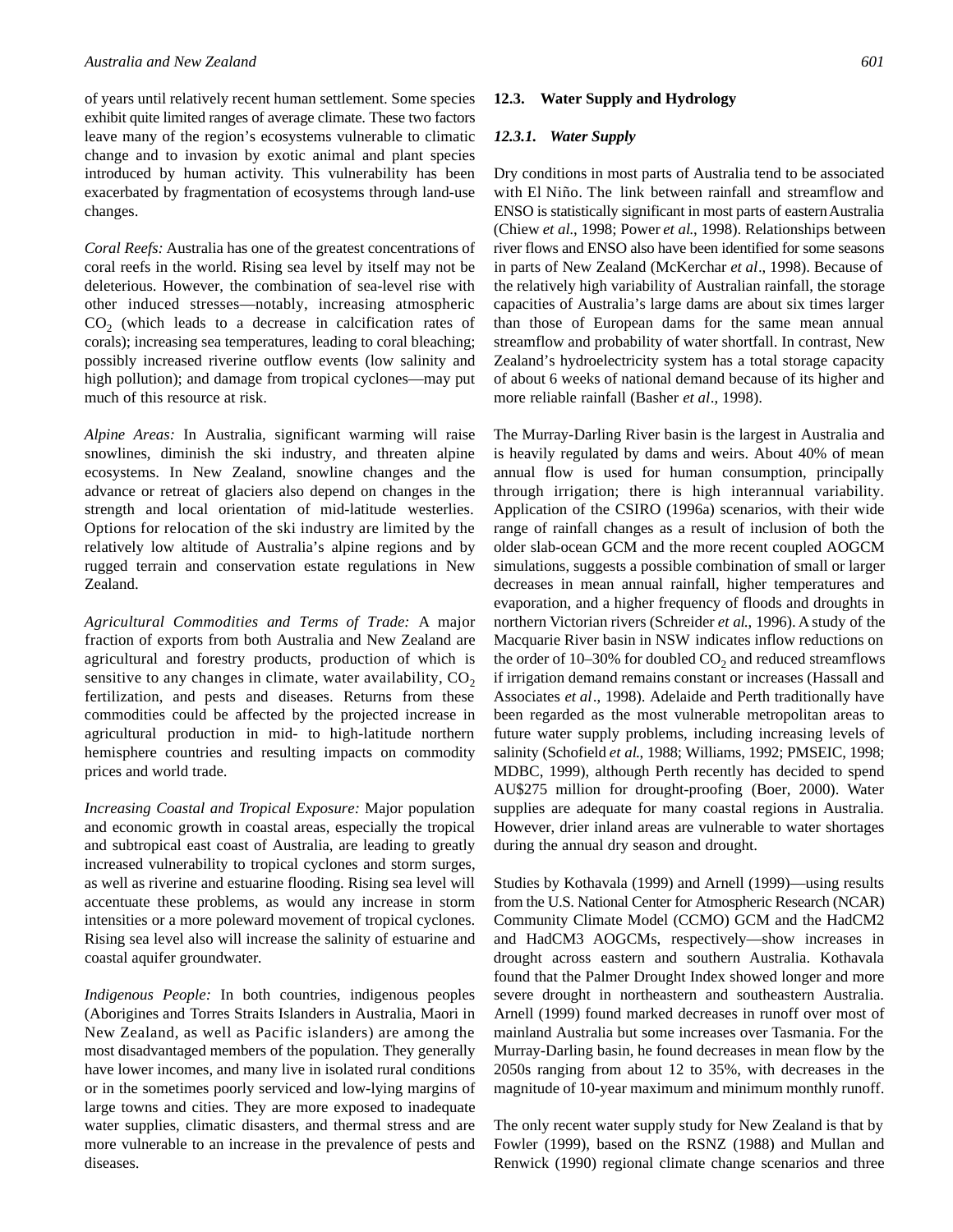of years until relatively recent human settlement. Some species exhibit quite limited ranges of average climate. These two factors leave many of the region's ecosystems vulnerable to climatic change and to invasion by exotic animal and plant species introduced by human activity. This vulnerability has been exacerbated by fragmentation of ecosystems through land-use changes.

*Coral Reefs:* Australia has one of the greatest concentrations of coral reefs in the world. Rising sea level by itself may not be deleterious. However, the combination of sea-level rise with other induced stresses—notably, increasing atmospheric $CO_2$ (which leads to a decrease in calcification rates of corals); increasing sea temperatures, leading to coral bleaching; possibly increased riverine outflow events (low salinity and high pollution); and damage from tropical cyclones—may put much of this resource at risk.

*Alpine Areas:* In Australia, significant warming will raise snowlines, diminish the ski industry, and threaten alpine ecosystems. In New Zealand, snowline changes and the advance or retreat of glaciers also depend on changes in the strength and local orientation of mid-latitude westerlies. Options for relocation of the ski industry are limited by the relatively low altitude of Australia's alpine regions and by rugged terrain and conservation estate regulations in New Zealand.

*Agricultural Commodities and Terms of Trade:* A major fraction of exports from both Australia and New Zealand are agricultural and forestry products, production of which is sensitive to any changes in climate, water availability, $CO_2$ fertilization, and pests and diseases. Returns from these commodities could be affected by the projected increase in agricultural production in mid- to high-latitude northern hemisphere countries and resulting impacts on commodity prices and world trade.

*Increasing Coastal and Tropical Exposure:* Major population and economic growth in coastal areas, especially the tropical and subtropical east coast of Australia, are leading to greatly increased vulnerability to tropical cyclones and storm surges, as well as riverine and estuarine flooding. Rising sea level will accentuate these problems, as would any increase in storm intensities or a more poleward movement of tropical cyclones. Rising sea level also will increase the salinity of estuarine and coastal aquifer groundwater.

*Indigenous People:* In both countries, indigenous peoples (Aborigines and Torres Straits Islanders in Australia, Maori in New Zealand, as well as Pacific islanders) are among the most disadvantaged members of the population. They generally have lower incomes, and many live in isolated rural conditions or in the sometimes poorly serviced and low-lying margins of large towns and cities. They are more exposed to inadequate water supplies, climatic disasters, and thermal stress and are more vulnerable to an increase in the prevalence of pests and diseases.

## 12.3. Water Supply and Hydrology

### *12.3.1. Water Supply*

Dry conditions in most parts of Australia tend to be associated with El Niño. The link between rainfall and streamflow and ENSO is statistically significant in most parts of eastern Australia (Chiew *et al.*, 1998; Power *et al.*, 1998). Relationships between river flows and ENSO also have been identified for some seasons in parts of New Zealand (McKerchar *et al*., 1998). Because of the relatively high variability of Australian rainfall, the storage capacities of Australia's large dams are about six times larger than those of European dams for the same mean annual streamflow and probability of water shortfall. In contrast, New Zealand's hydroelectricity system has a total storage capacity of about 6 weeks of national demand because of its higher and more reliable rainfall (Basher *et al*., 1998).

The Murray-Darling River basin is the largest in Australia and is heavily regulated by dams and weirs. About 40% of mean annual flow is used for human consumption, principally through irrigation; there is high interannual variability. Application of the CSIRO (1996a) scenarios, with their wide range of rainfall changes as a result of inclusion of both the older slab-ocean GCM and the more recent coupled AOGCM simulations, suggests a possible combination of small or larger decreases in mean annual rainfall, higher temperatures and evaporation, and a higher frequency of floods and droughts in northern Victorian rivers (Schreider *et al.*, 1996). A study of the Macquarie River basin in NSW indicates inflow reductions on the order of 10–30% for doubled $CO_2$ and reduced streamflows if irrigation demand remains constant or increases (Hassall and Associates *et al*., 1998). Adelaide and Perth traditionally have been regarded as the most vulnerable metropolitan areas to future water supply problems, including increasing levels of salinity (Schofield *et al.*, 1988; Williams, 1992; PMSEIC, 1998; MDBC, 1999), although Perth recently has decided to spend AU$275 million for drought-proofing (Boer, 2000). Water supplies are adequate for many coastal regions in Australia. However, drier inland areas are vulnerable to water shortages during the annual dry season and drought.

Studies by Kothavala (1999) and Arnell (1999)—using results from the U.S. National Center for Atmospheric Research (NCAR) Community Climate Model (CCMO) GCM and the HadCM2 and HadCM3 AOGCMs, respectively—show increases in drought across eastern and southern Australia. Kothavala found that the Palmer Drought Index showed longer and more severe drought in northeastern and southeastern Australia. Arnell (1999) found marked decreases in runoff over most of mainland Australia but some increases over Tasmania. For the Murray-Darling basin, he found decreases in mean flow by the 2050s ranging from about 12 to 35%, with decreases in the magnitude of 10-year maximum and minimum monthly runoff.

The only recent water supply study for New Zealand is that by Fowler (1999), based on the RSNZ (1988) and Mullan and Renwick (1990) regional climate change scenarios and three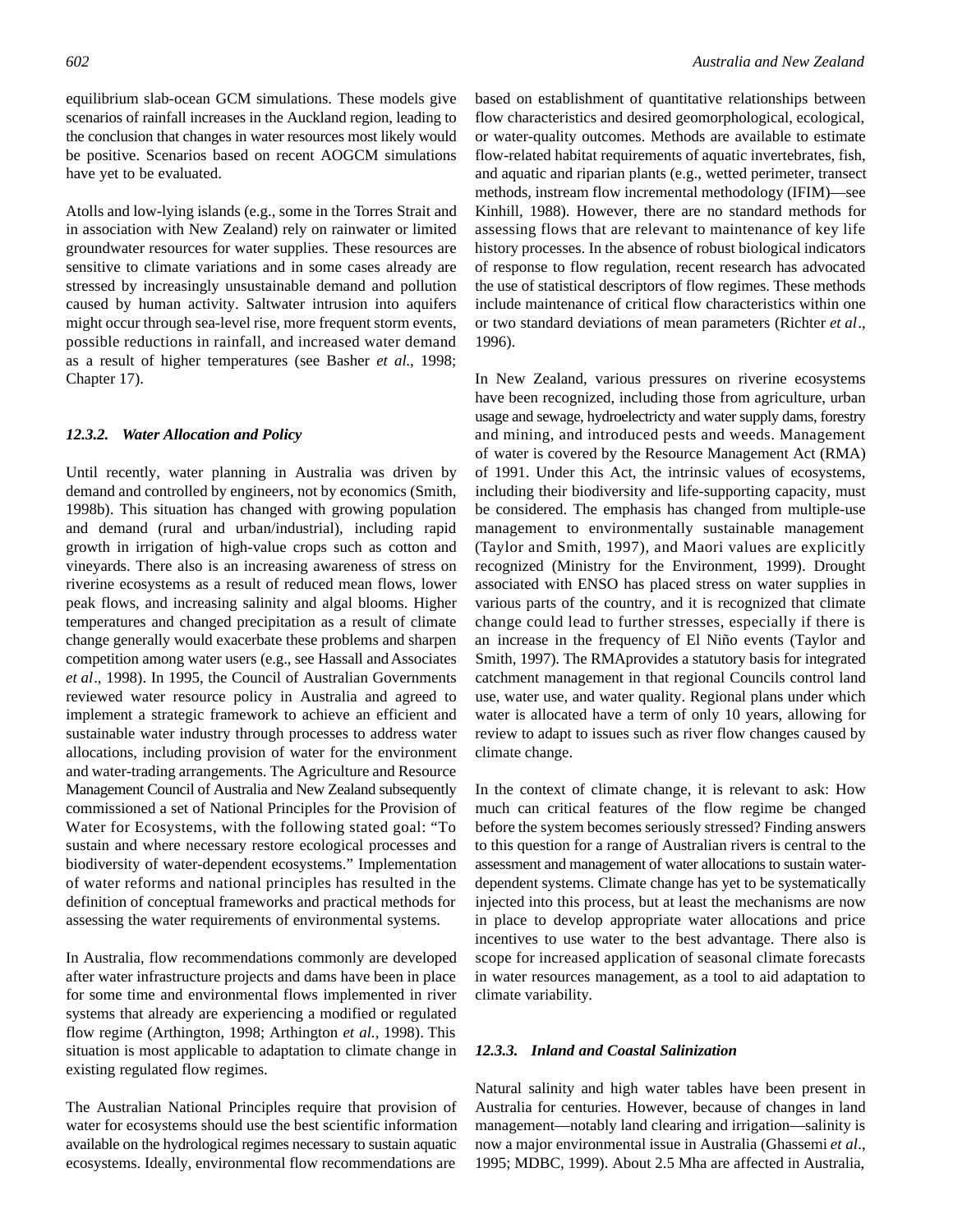equilibrium slab-ocean GCM simulations. These models give scenarios of rainfall increases in the Auckland region, leading to the conclusion that changes in water resources most likely would be positive. Scenarios based on recent AOGCM simulations have yet to be evaluated.

Atolls and low-lying islands (e.g., some in the Torres Strait and in association with New Zealand) rely on rainwater or limited groundwater resources for water supplies. These resources are sensitive to climate variations and in some cases already are stressed by increasingly unsustainable demand and pollution caused by human activity. Saltwater intrusion into aquifers might occur through sea-level rise, more frequent storm events, possible reductions in rainfall, and increased water demand as a result of higher temperatures (see Basher *et al*., 1998; Chapter 17).

### *12.3.2. Water Allocation and Policy*

Until recently, water planning in Australia was driven by demand and controlled by engineers, not by economics (Smith, 1998b). This situation has changed with growing population and demand (rural and urban/industrial), including rapid growth in irrigation of high-value crops such as cotton and vineyards. There also is an increasing awareness of stress on riverine ecosystems as a result of reduced mean flows, lower peak flows, and increasing salinity and algal blooms. Higher temperatures and changed precipitation as a result of climate change generally would exacerbate these problems and sharpen competition among water users (e.g., see Hassall and Associates *et al*., 1998). In 1995, the Council of Australian Governments reviewed water resource policy in Australia and agreed to implement a strategic framework to achieve an efficient and sustainable water industry through processes to address water allocations, including provision of water for the environment and water-trading arrangements. The Agriculture and Resource Management Council of Australia and New Zealand subsequently commissioned a set of National Principles for the Provision of Water for Ecosystems, with the following stated goal: "To sustain and where necessary restore ecological processes and biodiversity of water-dependent ecosystems." Implementation of water reforms and national principles has resulted in the definition of conceptual frameworks and practical methods for assessing the water requirements of environmental systems.

In Australia, flow recommendations commonly are developed after water infrastructure projects and dams have been in place for some time and environmental flows implemented in river systems that already are experiencing a modified or regulated flow regime (Arthington, 1998; Arthington *et al.*, 1998). This situation is most applicable to adaptation to climate change in existing regulated flow regimes.

The Australian National Principles require that provision of water for ecosystems should use the best scientific information available on the hydrological regimes necessary to sustain aquatic ecosystems. Ideally, environmental flow recommendations are based on establishment of quantitative relationships between flow characteristics and desired geomorphological, ecological, or water-quality outcomes. Methods are available to estimate flow-related habitat requirements of aquatic invertebrates, fish, and aquatic and riparian plants (e.g., wetted perimeter, transect methods, instream flow incremental methodology (IFIM)—see Kinhill, 1988). However, there are no standard methods for assessing flows that are relevant to maintenance of key life history processes. In the absence of robust biological indicators of response to flow regulation, recent research has advocated the use of statistical descriptors of flow regimes. These methods include maintenance of critical flow characteristics within one or two standard deviations of mean parameters (Richter *et al*., 1996).

In New Zealand, various pressures on riverine ecosystems have been recognized, including those from agriculture, urban usage and sewage, hydroelectricty and water supply dams, forestry and mining, and introduced pests and weeds. Management of water is covered by the Resource Management Act (RMA) of 1991. Under this Act, the intrinsic values of ecosystems, including their biodiversity and life-supporting capacity, must be considered. The emphasis has changed from multiple-use management to environmentally sustainable management (Taylor and Smith, 1997), and Maori values are explicitly recognized (Ministry for the Environment, 1999). Drought associated with ENSO has placed stress on water supplies in various parts of the country, and it is recognized that climate change could lead to further stresses, especially if there is an increase in the frequency of El Niño events (Taylor and Smith, 1997). The RMAprovides a statutory basis for integrated catchment management in that regional Councils control land use, water use, and water quality. Regional plans under which water is allocated have a term of only 10 years, allowing for review to adapt to issues such as river flow changes caused by climate change.

In the context of climate change, it is relevant to ask: How much can critical features of the flow regime be changed before the system becomes seriously stressed? Finding answers to this question for a range of Australian rivers is central to the assessment and management of water allocations to sustain water-dependent systems. Climate change has yet to be systematically injected into this process, but at least the mechanisms are now in place to develop appropriate water allocations and price incentives to use water to the best advantage. There also is scope for increased application of seasonal climate forecasts in water resources management, as a tool to aid adaptation to climate variability.

### *12.3.3. Inland and Coastal Salinization*

Natural salinity and high water tables have been present in Australia for centuries. However, because of changes in land management—notably land clearing and irrigation—salinity is now a major environmental issue in Australia (Ghassemi *et al*., 1995; MDBC, 1999). About 2.5 Mha are affected in Australia,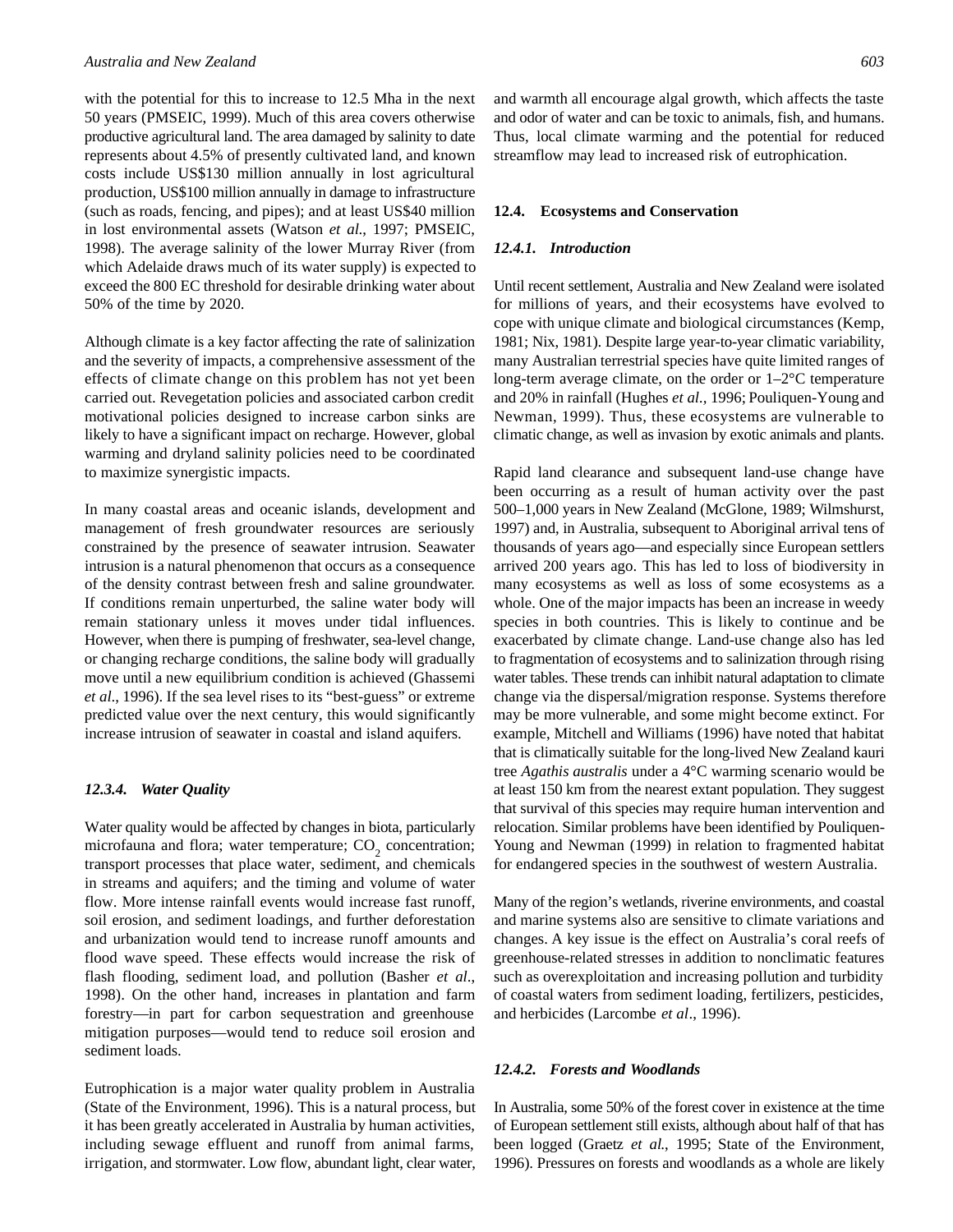with the potential for this to increase to 12.5 Mha in the next 50 years (PMSEIC, 1999). Much of this area covers otherwise productive agricultural land. The area damaged by salinity to date represents about 4.5% of presently cultivated land, and known costs include US$130 million annually in lost agricultural production, US$100 million annually in damage to infrastructure (such as roads, fencing, and pipes); and at least US$40 million in lost environmental assets (Watson *et al.*, 1997; PMSEIC, 1998). The average salinity of the lower Murray River (from which Adelaide draws much of its water supply) is expected to exceed the 800 EC threshold for desirable drinking water about 50% of the time by 2020.

Although climate is a key factor affecting the rate of salinization and the severity of impacts, a comprehensive assessment of the effects of climate change on this problem has not yet been carried out. Revegetation policies and associated carbon credit motivational policies designed to increase carbon sinks are likely to have a significant impact on recharge. However, global warming and dryland salinity policies need to be coordinated to maximize synergistic impacts.

In many coastal areas and oceanic islands, development and management of fresh groundwater resources are seriously constrained by the presence of seawater intrusion. Seawater intrusion is a natural phenomenon that occurs as a consequence of the density contrast between fresh and saline groundwater. If conditions remain unperturbed, the saline water body will remain stationary unless it moves under tidal influences. However, when there is pumping of freshwater, sea-level change, or changing recharge conditions, the saline body will gradually move until a new equilibrium condition is achieved (Ghassemi *et al.*, 1996). If the sea level rises to its "best-guess" or extreme predicted value over the next century, this would significantly increase intrusion of seawater in coastal and island aquifers.

### *12.3.4. Water Quality*

Water quality would be affected by changes in biota, particularly microfauna and flora; water temperature; $CO_2$ concentration; transport processes that place water, sediment, and chemicals in streams and aquifers; and the timing and volume of water flow. More intense rainfall events would increase fast runoff, soil erosion, and sediment loadings, and further deforestation and urbanization would tend to increase runoff amounts and flood wave speed. These effects would increase the risk of flash flooding, sediment load, and pollution (Basher *et al.*, 1998). On the other hand, increases in plantation and farm forestry—in part for carbon sequestration and greenhouse mitigation purposes—would tend to reduce soil erosion and sediment loads.

Eutrophication is a major water quality problem in Australia (State of the Environment, 1996). This is a natural process, but it has been greatly accelerated in Australia by human activities, including sewage effluent and runoff from animal farms, irrigation, and stormwater. Low flow, abundant light, clear water, and warmth all encourage algal growth, which affects the taste and odor of water and can be toxic to animals, fish, and humans. Thus, local climate warming and the potential for reduced streamflow may lead to increased risk of eutrophication.

## 12.4. Ecosystems and Conservation

### *12.4.1. Introduction*

Until recent settlement, Australia and New Zealand were isolated for millions of years, and their ecosystems have evolved to cope with unique climate and biological circumstances (Kemp, 1981; Nix, 1981). Despite large year-to-year climatic variability, many Australian terrestrial species have quite limited ranges of long-term average climate, on the order or 1–2°C temperature and 20% in rainfall (Hughes *et al.*, 1996; Pouliquen-Young and Newman, 1999). Thus, these ecosystems are vulnerable to climatic change, as well as invasion by exotic animals and plants.

Rapid land clearance and subsequent land-use change have been occurring as a result of human activity over the past 500–1,000 years in New Zealand (McGlone, 1989; Wilmshurst, 1997) and, in Australia, subsequent to Aboriginal arrival tens of thousands of years ago—and especially since European settlers arrived 200 years ago. This has led to loss of biodiversity in many ecosystems as well as loss of some ecosystems as a whole. One of the major impacts has been an increase in weedy species in both countries. This is likely to continue and be exacerbated by climate change. Land-use change also has led to fragmentation of ecosystems and to salinization through rising water tables. These trends can inhibit natural adaptation to climate change via the dispersal/migration response. Systems therefore may be more vulnerable, and some might become extinct. For example, Mitchell and Williams (1996) have noted that habitat that is climatically suitable for the long-lived New Zealand kauri tree *Agathis australis* under a 4°C warming scenario would be at least 150 km from the nearest extant population. They suggest that survival of this species may require human intervention and relocation. Similar problems have been identified by Pouliquen-Young and Newman (1999) in relation to fragmented habitat for endangered species in the southwest of western Australia.

Many of the region's wetlands, riverine environments, and coastal and marine systems also are sensitive to climate variations and changes. A key issue is the effect on Australia's coral reefs of greenhouse-related stresses in addition to nonclimatic features such as overexploitation and increasing pollution and turbidity of coastal waters from sediment loading, fertilizers, pesticides, and herbicides (Larcombe *et al*., 1996).

### *12.4.2. Forests and Woodlands*

In Australia, some 50% of the forest cover in existence at the time of European settlement still exists, although about half of that has been logged (Graetz *et al.*, 1995; State of the Environment, 1996). Pressures on forests and woodlands as a whole are likely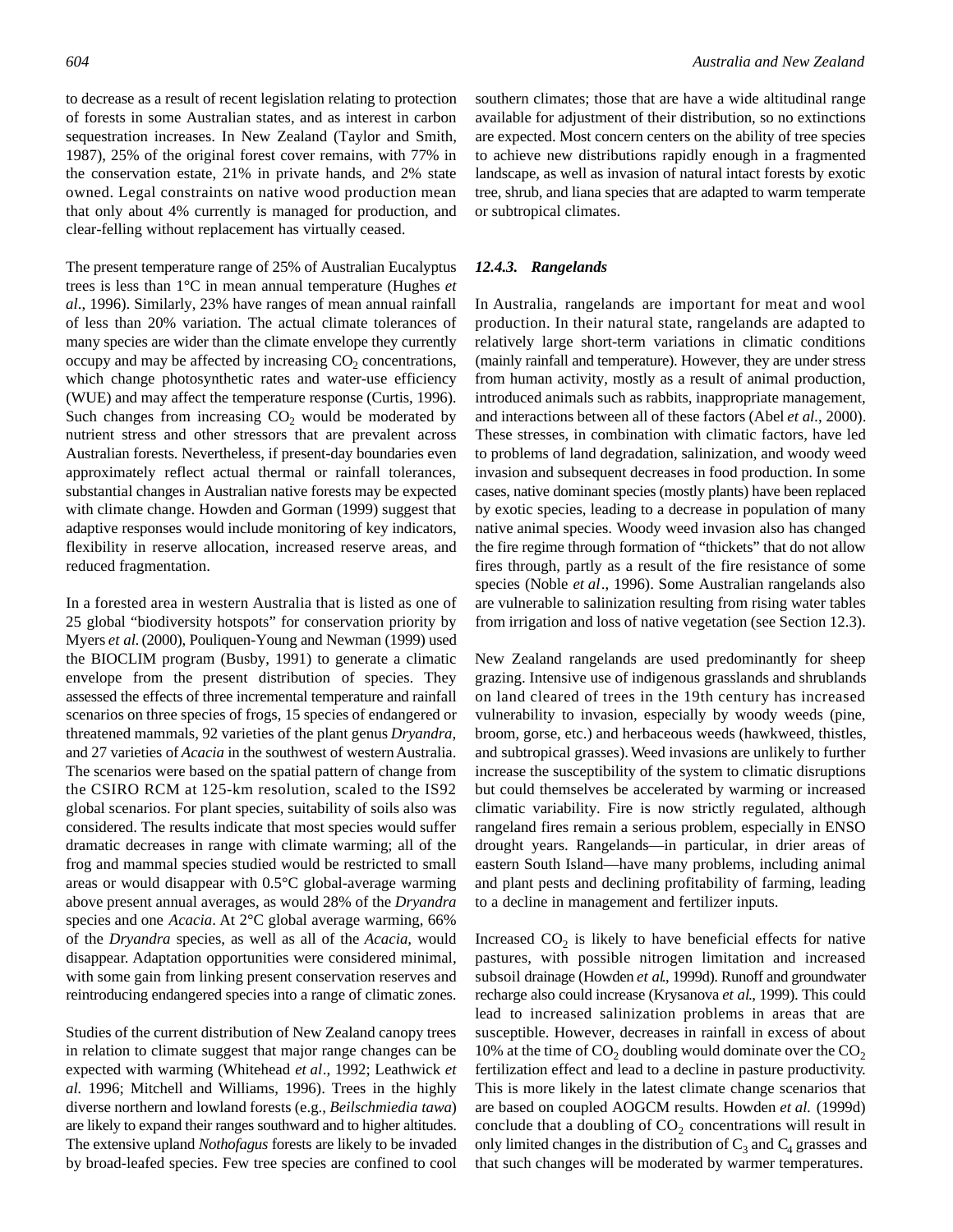to decrease as a result of recent legislation relating to protection of forests in some Australian states, and as interest in carbon sequestration increases. In New Zealand (Taylor and Smith, 1987), 25% of the original forest cover remains, with 77% in the conservation estate, 21% in private hands, and 2% state owned. Legal constraints on native wood production mean that only about 4% currently is managed for production, and clear-felling without replacement has virtually ceased.

The present temperature range of 25% of Australian Eucalyptus trees is less than 1°C in mean annual temperature (Hughes *et al*., 1996). Similarly, 23% have ranges of mean annual rainfall of less than 20% variation. The actual climate tolerances of many species are wider than the climate envelope they currently occupy and may be affected by increasing $CO_2$ concentrations, which change photosynthetic rates and water-use efficiency (WUE) and may affect the temperature response (Curtis, 1996). Such changes from increasing $CO_2$ would be moderated by nutrient stress and other stressors that are prevalent across Australian forests. Nevertheless, if present-day boundaries even approximately reflect actual thermal or rainfall tolerances, substantial changes in Australian native forests may be expected with climate change. Howden and Gorman (1999) suggest that adaptive responses would include monitoring of key indicators, flexibility in reserve allocation, increased reserve areas, and reduced fragmentation.

In a forested area in western Australia that is listed as one of 25 global "biodiversity hotspots" for conservation priority by Myers *et al.* (2000), Pouliquen-Young and Newman (1999) used the BIOCLIM program (Busby, 1991) to generate a climatic envelope from the present distribution of species. They assessed the effects of three incremental temperature and rainfall scenarios on three species of frogs, 15 species of endangered or threatened mammals, 92 varieties of the plant genus *Dryandra,* and 27 varieties of *Acacia* in the southwest of western Australia. The scenarios were based on the spatial pattern of change from the CSIRO RCM at 125-km resolution, scaled to the IS92 global scenarios. For plant species, suitability of soils also was considered. The results indicate that most species would suffer dramatic decreases in range with climate warming; all of the frog and mammal species studied would be restricted to small areas or would disappear with 0.5°C global-average warming above present annual averages, as would 28% of the *Dryandra* species and one *Acacia*. At 2°C global average warming, 66% of the *Dryandra* species, as well as all of the *Acacia,* would disappear. Adaptation opportunities were considered minimal, with some gain from linking present conservation reserves and reintroducing endangered species into a range of climatic zones.

Studies of the current distribution of New Zealand canopy trees in relation to climate suggest that major range changes can be expected with warming (Whitehead *et al*., 1992; Leathwick *et al.* 1996; Mitchell and Williams, 1996). Trees in the highly diverse northern and lowland forests (e.g., *Beilschmiedia tawa*) are likely to expand their ranges southward and to higher altitudes. The extensive upland *Nothofagus* forests are likely to be invaded by broad-leafed species. Few tree species are confined to cool southern climates; those that are have a wide altitudinal range available for adjustment of their distribution, so no extinctions are expected. Most concern centers on the ability of tree species to achieve new distributions rapidly enough in a fragmented landscape, as well as invasion of natural intact forests by exotic tree, shrub, and liana species that are adapted to warm temperate or subtropical climates.

### *12.4.3. Rangelands*

In Australia, rangelands are important for meat and wool production. In their natural state, rangelands are adapted to relatively large short-term variations in climatic conditions (mainly rainfall and temperature). However, they are under stress from human activity, mostly as a result of animal production, introduced animals such as rabbits, inappropriate management, and interactions between all of these factors (Abel *et al*., 2000). These stresses, in combination with climatic factors, have led to problems of land degradation, salinization, and woody weed invasion and subsequent decreases in food production. In some cases, native dominant species (mostly plants) have been replaced by exotic species, leading to a decrease in population of many native animal species. Woody weed invasion also has changed the fire regime through formation of "thickets" that do not allow fires through, partly as a result of the fire resistance of some species (Noble *et al*., 1996). Some Australian rangelands also are vulnerable to salinization resulting from rising water tables from irrigation and loss of native vegetation (see Section 12.3).

New Zealand rangelands are used predominantly for sheep grazing. Intensive use of indigenous grasslands and shrublands on land cleared of trees in the 19th century has increased vulnerability to invasion, especially by woody weeds (pine, broom, gorse, etc.) and herbaceous weeds (hawkweed, thistles, and subtropical grasses). Weed invasions are unlikely to further increase the susceptibility of the system to climatic disruptions but could themselves be accelerated by warming or increased climatic variability. Fire is now strictly regulated, although rangeland fires remain a serious problem, especially in ENSO drought years. Rangelands—in particular, in drier areas of eastern South Island—have many problems, including animal and plant pests and declining profitability of farming, leading to a decline in management and fertilizer inputs.

Increased $CO_2$ is likely to have beneficial effects for native pastures, with possible nitrogen limitation and increased subsoil drainage (Howden *et al*., 1999d). Runoff and groundwater recharge also could increase (Krysanova *et al*., 1999). This could lead to increased salinization problems in areas that are susceptible. However, decreases in rainfall in excess of about 10% at the time of $CO_2$ doubling would dominate over the $CO_2$ fertilization effect and lead to a decline in pasture productivity. This is more likely in the latest climate change scenarios that are based on coupled AOGCM results. Howden *et al.* (1999d) conclude that a doubling of $CO_2$ concentrations will result in only limited changes in the distribution of $C_3$ and $C_4$ grasses and that such changes will be moderated by warmer temperatures.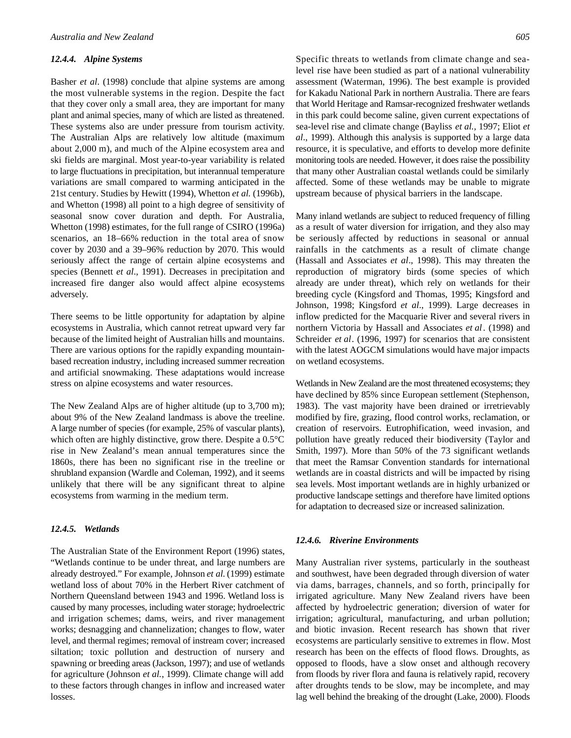### 12.4.4. Alpine Systems

Basher *et al*. (1998) conclude that alpine systems are among the most vulnerable systems in the region. Despite the fact that they cover only a small area, they are important for many plant and animal species, many of which are listed as threatened. These systems also are under pressure from tourism activity. The Australian Alps are relatively low altitude (maximum about 2,000 m), and much of the Alpine ecosystem area and ski fields are marginal. Most year-to-year variability is related to large fluctuations in precipitation, but interannual temperature variations are small compared to warming anticipated in the 21st century. Studies by Hewitt (1994), Whetton *et al.* (1996b), and Whetton (1998) all point to a high degree of sensitivity of seasonal snow cover duration and depth. For Australia, Whetton (1998) estimates, for the full range of CSIRO (1996a) scenarios, an 18–66% reduction in the total area of snow cover by 2030 and a 39–96% reduction by 2070. This would seriously affect the range of certain alpine ecosystems and species (Bennett *et al*., 1991). Decreases in precipitation and increased fire danger also would affect alpine ecosystems adversely.

There seems to be little opportunity for adaptation by alpine ecosystems in Australia, which cannot retreat upward very far because of the limited height of Australian hills and mountains. There are various options for the rapidly expanding mountain-based recreation industry, including increased summer recreation and artificial snowmaking. These adaptations would increase stress on alpine ecosystems and water resources.

The New Zealand Alps are of higher altitude (up to 3,700 m); about 9% of the New Zealand landmass is above the treeline. A large number of species (for example, 25% of vascular plants), which often are highly distinctive, grow there. Despite a 0.5°C rise in New Zealand's mean annual temperatures since the 1860s, there has been no significant rise in the treeline or shrubland expansion (Wardle and Coleman, 1992), and it seems unlikely that there will be any significant threat to alpine ecosystems from warming in the medium term.

### 12.4.5. Wetlands

The Australian State of the Environment Report (1996) states, "Wetlands continue to be under threat, and large numbers are already destroyed." For example, Johnson *et al.* (1999) estimate wetland loss of about 70% in the Herbert River catchment of Northern Queensland between 1943 and 1996. Wetland loss is caused by many processes, including water storage; hydroelectric and irrigation schemes; dams, weirs, and river management works; desnagging and channelization; changes to flow, water level, and thermal regimes; removal of instream cover; increased siltation; toxic pollution and destruction of nursery and spawning or breeding areas (Jackson, 1997); and use of wetlands for agriculture (Johnson *et al.*, 1999). Climate change will add to these factors through changes in inflow and increased water losses.

Specific threats to wetlands from climate change and sea-level rise have been studied as part of a national vulnerability assessment (Waterman, 1996). The best example is provided for Kakadu National Park in northern Australia. There are fears that World Heritage and Ramsar-recognized freshwater wetlands in this park could become saline, given current expectations of sea-level rise and climate change (Bayliss *et al.*, 1997; Eliot *et al*., 1999). Although this analysis is supported by a large data resource, it is speculative, and efforts to develop more definite monitoring tools are needed. However, it does raise the possibility that many other Australian coastal wetlands could be similarly affected. Some of these wetlands may be unable to migrate upstream because of physical barriers in the landscape.

Many inland wetlands are subject to reduced frequency of filling as a result of water diversion for irrigation, and they also may be seriously affected by reductions in seasonal or annual rainfalls in the catchments as a result of climate change (Hassall and Associates *et al*., 1998). This may threaten the reproduction of migratory birds (some species of which already are under threat), which rely on wetlands for their breeding cycle (Kingsford and Thomas, 1995; Kingsford and Johnson, 1998; Kingsford *et al*., 1999). Large decreases in inflow predicted for the Macquarie River and several rivers in northern Victoria by Hassall and Associates *et al*. (1998) and Schreider *et al*. (1996, 1997) for scenarios that are consistent with the latest AOGCM simulations would have major impacts on wetland ecosystems.

Wetlands in New Zealand are the most threatened ecosystems; they have declined by 85% since European settlement (Stephenson, 1983). The vast majority have been drained or irretrievably modified by fire, grazing, flood control works, reclamation, or creation of reservoirs. Eutrophification, weed invasion, and pollution have greatly reduced their biodiversity (Taylor and Smith, 1997). More than 50% of the 73 significant wetlands that meet the Ramsar Convention standards for international wetlands are in coastal districts and will be impacted by rising sea levels. Most important wetlands are in highly urbanized or productive landscape settings and therefore have limited options for adaptation to decreased size or increased salinization.

### 12.4.6. Riverine Environments

Many Australian river systems, particularly in the southeast and southwest, have been degraded through diversion of water via dams, barrages, channels, and so forth, principally for irrigated agriculture. Many New Zealand rivers have been affected by hydroelectric generation; diversion of water for irrigation; agricultural, manufacturing, and urban pollution; and biotic invasion. Recent research has shown that river ecosystems are particularly sensitive to extremes in flow. Most research has been on the effects of flood flows. Droughts, as opposed to floods, have a slow onset and although recovery from floods by river flora and fauna is relatively rapid, recovery after droughts tends to be slow, may be incomplete, and may lag well behind the breaking of the drought (Lake, 2000). Floods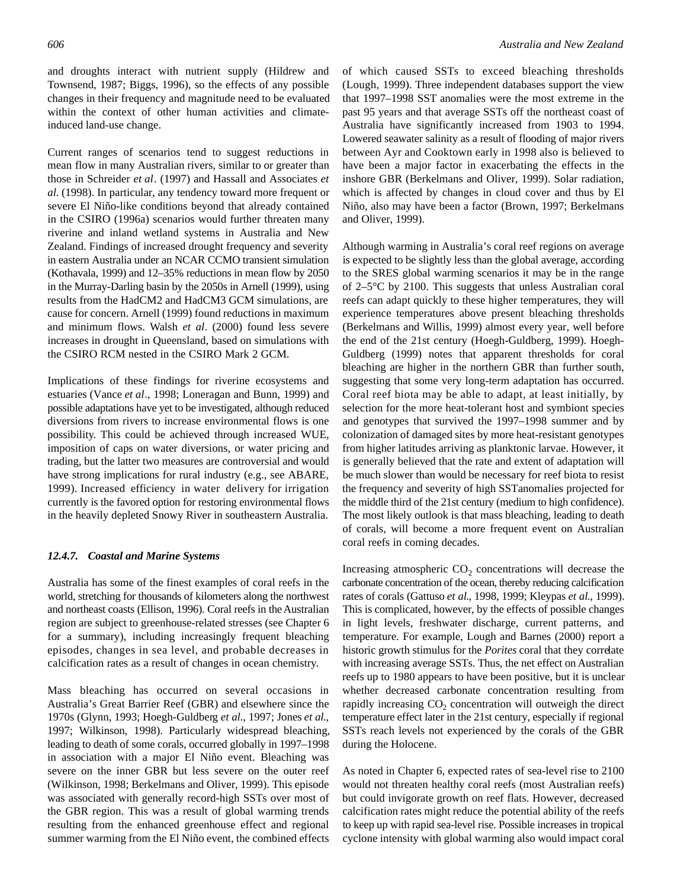and droughts interact with nutrient supply (Hildrew and Townsend, 1987; Biggs, 1996), so the effects of any possible changes in their frequency and magnitude need to be evaluated within the context of other human activities and climate-induced land-use change.

Current ranges of scenarios tend to suggest reductions in mean flow in many Australian rivers, similar to or greater than those in Schreider *et al*. (1997) and Hassall and Associates *et al.* (1998). In particular, any tendency toward more frequent or severe El Niño-like conditions beyond that already contained in the CSIRO (1996a) scenarios would further threaten many riverine and inland wetland systems in Australia and New Zealand. Findings of increased drought frequency and severity in eastern Australia under an NCAR CCMO transient simulation (Kothavala, 1999) and 12–35% reductions in mean flow by 2050 in the Murray-Darling basin by the 2050s in Arnell (1999), using results from the HadCM2 and HadCM3 GCM simulations, are cause for concern. Arnell (1999) found reductions in maximum and minimum flows. Walsh *et al*. (2000) found less severe increases in drought in Queensland, based on simulations with the CSIRO RCM nested in the CSIRO Mark 2 GCM.

Implications of these findings for riverine ecosystems and estuaries (Vance *et al*., 1998; Loneragan and Bunn, 1999) and possible adaptations have yet to be investigated, although reduced diversions from rivers to increase environmental flows is one possibility. This could be achieved through increased WUE, imposition of caps on water diversions, or water pricing and trading, but the latter two measures are controversial and would have strong implications for rural industry (e.g., see ABARE, 1999). Increased efficiency in water delivery for irrigation currently is the favored option for restoring environmental flows in the heavily depleted Snowy River in southeastern Australia.

### *12.4.7. Coastal and Marine Systems*

Australia has some of the finest examples of coral reefs in the world, stretching for thousands of kilometers along the northwest and northeast coasts (Ellison, 1996). Coral reefs in the Australian region are subject to greenhouse-related stresses (see Chapter 6 for a summary), including increasingly frequent bleaching episodes, changes in sea level, and probable decreases in calcification rates as a result of changes in ocean chemistry.

Mass bleaching has occurred on several occasions in Australia's Great Barrier Reef (GBR) and elsewhere since the 1970s (Glynn, 1993; Hoegh-Guldberg *et al.*, 1997; Jones *et al.*, 1997; Wilkinson, 1998). Particularly widespread bleaching, leading to death of some corals, occurred globally in 1997–1998 in association with a major El Niño event. Bleaching was severe on the inner GBR but less severe on the outer reef (Wilkinson, 1998; Berkelmans and Oliver, 1999). This episode was associated with generally record-high SSTs over most of the GBR region. This was a result of global warming trends resulting from the enhanced greenhouse effect and regional summer warming from the El Niño event, the combined effects of which caused SSTs to exceed bleaching thresholds (Lough, 1999). Three independent databases support the view that 1997–1998 SST anomalies were the most extreme in the past 95 years and that average SSTs off the northeast coast of Australia have significantly increased from 1903 to 1994. Lowered seawater salinity as a result of flooding of major rivers between Ayr and Cooktown early in 1998 also is believed to have been a major factor in exacerbating the effects in the inshore GBR (Berkelmans and Oliver, 1999). Solar radiation, which is affected by changes in cloud cover and thus by El Niño, also may have been a factor (Brown, 1997; Berkelmans and Oliver, 1999).

Although warming in Australia's coral reef regions on average is expected to be slightly less than the global average, according to the SRES global warming scenarios it may be in the range of 2–5°C by 2100. This suggests that unless Australian coral reefs can adapt quickly to these higher temperatures, they will experience temperatures above present bleaching thresholds (Berkelmans and Willis, 1999) almost every year, well before the end of the 21st century (Hoegh-Guldberg, 1999). Hoegh-Guldberg (1999) notes that apparent thresholds for coral bleaching are higher in the northern GBR than further south, suggesting that some very long-term adaptation has occurred. Coral reef biota may be able to adapt, at least initially, by selection for the more heat-tolerant host and symbiont species and genotypes that survived the 1997–1998 summer and by colonization of damaged sites by more heat-resistant genotypes from higher latitudes arriving as planktonic larvae. However, it is generally believed that the rate and extent of adaptation will be much slower than would be necessary for reef biota to resist the frequency and severity of high SST anomalies projected for the middle third of the 21st century (medium to high confidence). The most likely outlook is that mass bleaching, leading to death of corals, will become a more frequent event on Australian coral reefs in coming decades.

Increasing atmospheric $CO_2$ concentrations will decrease the carbonate concentration of the ocean, thereby reducing calcification rates of corals (Gattuso *et al.*, 1998, 1999; Kleypas *et al.*, 1999). This is complicated, however, by the effects of possible changes in light levels, freshwater discharge, current patterns, and temperature. For example, Lough and Barnes (2000) report a historic growth stimulus for the *Porites* coral that they correlate with increasing average SSTs. Thus, the net effect on Australian reefs up to 1980 appears to have been positive, but it is unclear whether decreased carbonate concentration resulting from rapidly increasing $CO_2$ concentration will outweigh the direct temperature effect later in the 21st century, especially if regional SSTs reach levels not experienced by the corals of the GBR during the Holocene.

As noted in Chapter 6, expected rates of sea-level rise to 2100 would not threaten healthy coral reefs (most Australian reefs) but could invigorate growth on reef flats. However, decreased calcification rates might reduce the potential ability of the reefs to keep up with rapid sea-level rise. Possible increases in tropical cyclone intensity with global warming also would impact coral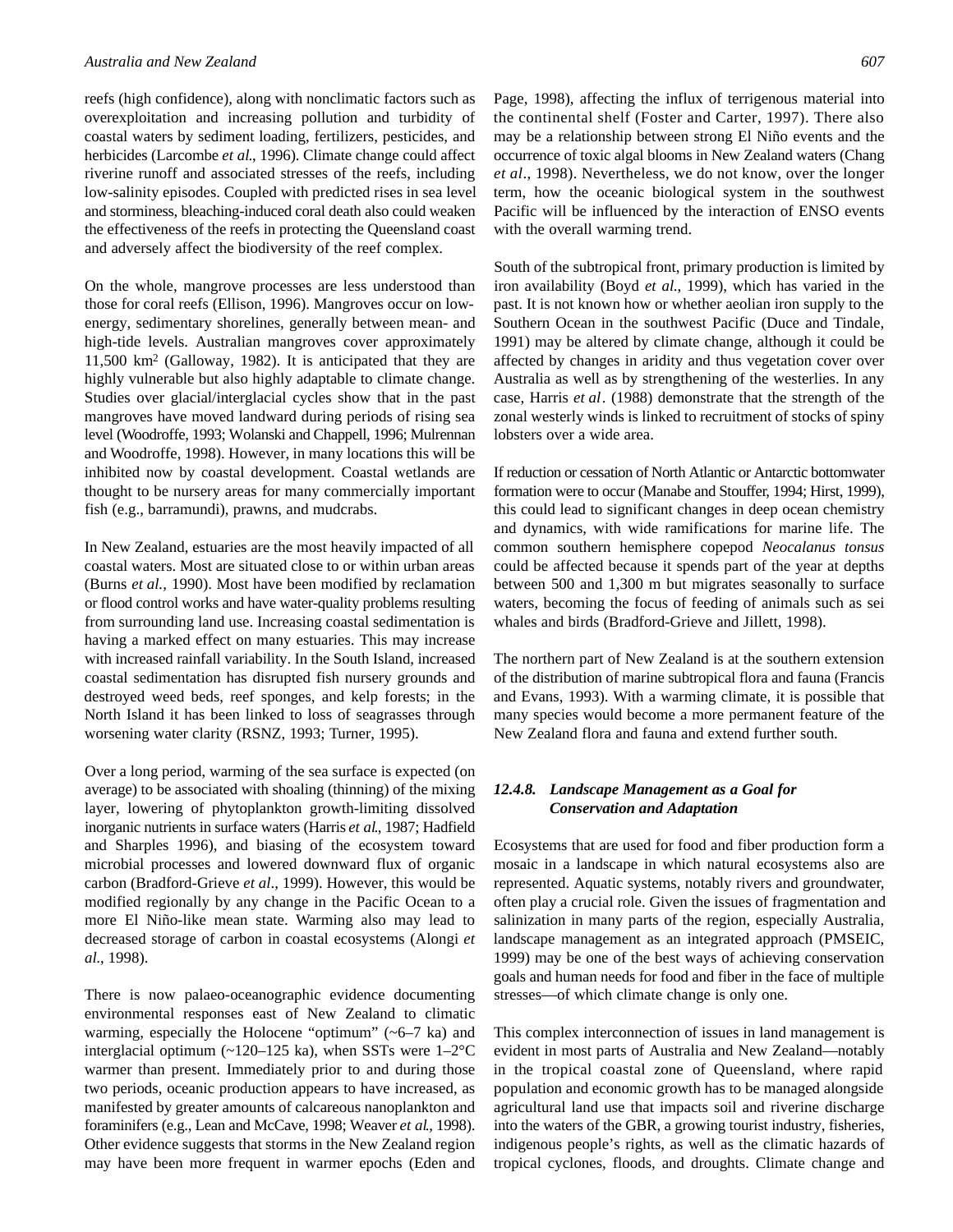reefs (high confidence), along with nonclimatic factors such as overexploitation and increasing pollution and turbidity of coastal waters by sediment loading, fertilizers, pesticides, and herbicides (Larcombe *et al.*, 1996). Climate change could affect riverine runoff and associated stresses of the reefs, including low-salinity episodes. Coupled with predicted rises in sea level and storminess, bleaching-induced coral death also could weaken the effectiveness of the reefs in protecting the Queensland coast and adversely affect the biodiversity of the reef complex.

On the whole, mangrove processes are less understood than those for coral reefs (Ellison, 1996). Mangroves occur on low-energy, sedimentary shorelines, generally between mean- and high-tide levels. Australian mangroves cover approximately 11,500 $km^2$ (Galloway, 1982). It is anticipated that they are highly vulnerable but also highly adaptable to climate change. Studies over glacial/interglacial cycles show that in the past mangroves have moved landward during periods of rising sea level (Woodroffe, 1993; Wolanski and Chappell, 1996; Mulrennan and Woodroffe, 1998). However, in many locations this will be inhibited now by coastal development. Coastal wetlands are thought to be nursery areas for many commercially important fish (e.g., barramundi), prawns, and mudcrabs.

In New Zealand, estuaries are the most heavily impacted of all coastal waters. Most are situated close to or within urban areas (Burns *et al.*, 1990). Most have been modified by reclamation or flood control works and have water-quality problems resulting from surrounding land use. Increasing coastal sedimentation is having a marked effect on many estuaries. This may increase with increased rainfall variability. In the South Island, increased coastal sedimentation has disrupted fish nursery grounds and destroyed weed beds, reef sponges, and kelp forests; in the North Island it has been linked to loss of seagrasses through worsening water clarity (RSNZ, 1993; Turner, 1995).

Over a long period, warming of the sea surface is expected (on average) to be associated with shoaling (thinning) of the mixing layer, lowering of phytoplankton growth-limiting dissolved inorganic nutrients in surface waters (Harris *et al.*, 1987; Hadfield and Sharples 1996), and biasing of the ecosystem toward microbial processes and lowered downward flux of organic carbon (Bradford-Grieve *et al*., 1999). However, this would be modified regionally by any change in the Pacific Ocean to a more El Niño-like mean state. Warming also may lead to decreased storage of carbon in coastal ecosystems (Alongi *et al*., 1998).

There is now palaeo-oceanographic evidence documenting environmental responses east of New Zealand to climatic warming, especially the Holocene "optimum" (~6–7 ka) and interglacial optimum (~120–125 ka), when SSTs were 1–2°C warmer than present. Immediately prior to and during those two periods, oceanic production appears to have increased, as manifested by greater amounts of calcareous nanoplankton and foraminifers (e.g., Lean and McCave, 1998; Weaver *et al.*, 1998). Other evidence suggests that storms in the New Zealand region may have been more frequent in warmer epochs (Eden and Page, 1998), affecting the influx of terrigenous material into the continental shelf (Foster and Carter, 1997). There also may be a relationship between strong El Niño events and the occurrence of toxic algal blooms in New Zealand waters (Chang *et al*., 1998). Nevertheless, we do not know, over the longer term, how the oceanic biological system in the southwest Pacific will be influenced by the interaction of ENSO events with the overall warming trend.

South of the subtropical front, primary production is limited by iron availability (Boyd *et al.*, 1999), which has varied in the past. It is not known how or whether aeolian iron supply to the Southern Ocean in the southwest Pacific (Duce and Tindale, 1991) may be altered by climate change, although it could be affected by changes in aridity and thus vegetation cover over Australia as well as by strengthening of the westerlies. In any case, Harris *et al*. (1988) demonstrate that the strength of the zonal westerly winds is linked to recruitment of stocks of spiny lobsters over a wide area.

If reduction or cessation of North Atlantic or Antarctic bottomwater formation were to occur (Manabe and Stouffer, 1994; Hirst, 1999), this could lead to significant changes in deep ocean chemistry and dynamics, with wide ramifications for marine life. The common southern hemisphere copepod *Neocalanus tonsus* could be affected because it spends part of the year at depths between 500 and 1,300 m but migrates seasonally to surface waters, becoming the focus of feeding of animals such as sei whales and birds (Bradford-Grieve and Jillett, 1998).

The northern part of New Zealand is at the southern extension of the distribution of marine subtropical flora and fauna (Francis and Evans, 1993). With a warming climate, it is possible that many species would become a more permanent feature of the New Zealand flora and fauna and extend further south.

### *12.4.8. Landscape Management as a Goal for Conservation and Adaptation*

Ecosystems that are used for food and fiber production form a mosaic in a landscape in which natural ecosystems also are represented. Aquatic systems, notably rivers and groundwater, often play a crucial role. Given the issues of fragmentation and salinization in many parts of the region, especially Australia, landscape management as an integrated approach (PMSEIC, 1999) may be one of the best ways of achieving conservation goals and human needs for food and fiber in the face of multiple stresses—of which climate change is only one.

This complex interconnection of issues in land management is evident in most parts of Australia and New Zealand—notably in the tropical coastal zone of Queensland, where rapid population and economic growth has to be managed alongside agricultural land use that impacts soil and riverine discharge into the waters of the GBR, a growing tourist industry, fisheries, indigenous people's rights, as well as the climatic hazards of tropical cyclones, floods, and droughts. Climate change and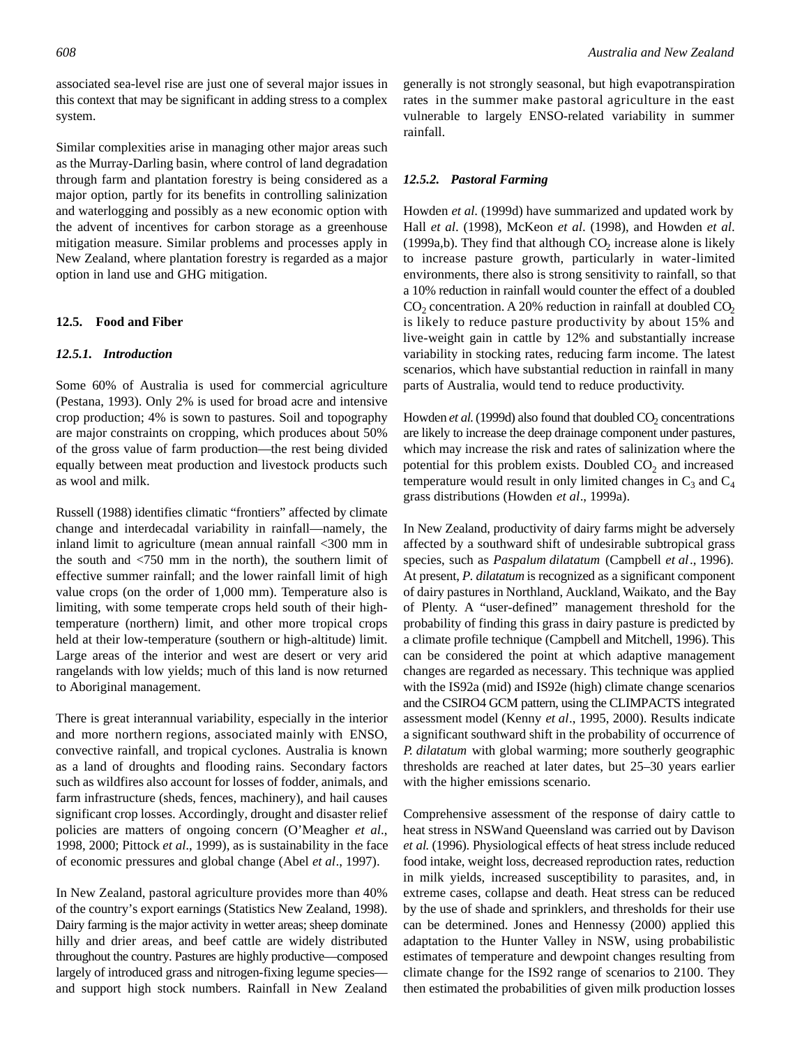associated sea-level rise are just one of several major issues in this context that may be significant in adding stress to a complex system.

Similar complexities arise in managing other major areas such as the Murray-Darling basin, where control of land degradation through farm and plantation forestry is being considered as a major option, partly for its benefits in controlling salinization and waterlogging and possibly as a new economic option with the advent of incentives for carbon storage as a greenhouse mitigation measure. Similar problems and processes apply in New Zealand, where plantation forestry is regarded as a major option in land use and GHG mitigation.

## 12.5. Food and Fiber

### *12.5.1. Introduction*

Some 60% of Australia is used for commercial agriculture (Pestana, 1993). Only 2% is used for broad acre and intensive crop production; 4% is sown to pastures. Soil and topography are major constraints on cropping, which produces about 50% of the gross value of farm production—the rest being divided equally between meat production and livestock products such as wool and milk.

Russell (1988) identifies climatic "frontiers" affected by climate change and interdecadal variability in rainfall—namely, the inland limit to agriculture (mean annual rainfall <300 mm in the south and <750 mm in the north), the southern limit of effective summer rainfall; and the lower rainfall limit of high value crops (on the order of 1,000 mm). Temperature also is limiting, with some temperate crops held south of their high-temperature (northern) limit, and other more tropical crops held at their low-temperature (southern or high-altitude) limit. Large areas of the interior and west are desert or very arid rangelands with low yields; much of this land is now returned to Aboriginal management.

There is great interannual variability, especially in the interior and more northern regions, associated mainly with ENSO, convective rainfall, and tropical cyclones. Australia is known as a land of droughts and flooding rains. Secondary factors such as wildfires also account for losses of fodder, animals, and farm infrastructure (sheds, fences, machinery), and hail causes significant crop losses. Accordingly, drought and disaster relief policies are matters of ongoing concern (O'Meagher *et al*., 1998, 2000; Pittock *et al*., 1999), as is sustainability in the face of economic pressures and global change (Abel *et al*., 1997).

In New Zealand, pastoral agriculture provides more than 40% of the country's export earnings (Statistics New Zealand, 1998). Dairy farming is the major activity in wetter areas; sheep dominate hilly and drier areas, and beef cattle are widely distributed throughout the country. Pastures are highly productive—composed largely of introduced grass and nitrogen-fixing legume species—and support high stock numbers. Rainfall in New Zealand generally is not strongly seasonal, but high evapotranspiration rates in the summer make pastoral agriculture in the east vulnerable to largely ENSO-related variability in summer rainfall.

### *12.5.2. Pastoral Farming*

Howden *et al*. (1999d) have summarized and updated work by Hall *et al*. (1998), McKeon *et al*. (1998), and Howden *et al*. (1999a,b). They find that although $CO_2$ increase alone is likely to increase pasture growth, particularly in water-limited environments, there also is strong sensitivity to rainfall, so that a 10% reduction in rainfall would counter the effect of a doubled $CO_2$ concentration. A 20% reduction in rainfall at doubled $CO_2$ is likely to reduce pasture productivity by about 15% and live-weight gain in cattle by 12% and substantially increase variability in stocking rates, reducing farm income. The latest scenarios, which have substantial reduction in rainfall in many parts of Australia, would tend to reduce productivity.

Howden *et al*. (1999d) also found that doubled $CO_2$ concentrations are likely to increase the deep drainage component under pastures, which may increase the risk and rates of salinization where the potential for this problem exists. Doubled $CO_2$ and increased temperature would result in only limited changes in $C_3$ and $C_4$ grass distributions (Howden *et al*., 1999a).

In New Zealand, productivity of dairy farms might be adversely affected by a southward shift of undesirable subtropical grass species, such as *Paspalum dilatatum* (Campbell *et al*., 1996). At present, *P. dilatatum* is recognized as a significant component of dairy pastures in Northland, Auckland, Waikato, and the Bay of Plenty. A "user-defined" management threshold for the probability of finding this grass in dairy pasture is predicted by a climate profile technique (Campbell and Mitchell, 1996). This can be considered the point at which adaptive management changes are regarded as necessary. This technique was applied with the IS92a (mid) and IS92e (high) climate change scenarios and the CSIRO4 GCM pattern, using the CLIMPACTS integrated assessment model (Kenny *et al*., 1995, 2000). Results indicate a significant southward shift in the probability of occurrence of *P. dilatatum* with global warming; more southerly geographic thresholds are reached at later dates, but 25–30 years earlier with the higher emissions scenario.

Comprehensive assessment of the response of dairy cattle to heat stress in NSW and Queensland was carried out by Davison *et al*. (1996). Physiological effects of heat stress include reduced food intake, weight loss, decreased reproduction rates, reduction in milk yields, increased susceptibility to parasites, and, in extreme cases, collapse and death. Heat stress can be reduced by the use of shade and sprinklers, and thresholds for their use can be determined. Jones and Hennessy (2000) applied this adaptation to the Hunter Valley in NSW, using probabilistic estimates of temperature and dewpoint changes resulting from climate change for the IS92 range of scenarios to 2100. They then estimated the probabilities of given milk production losses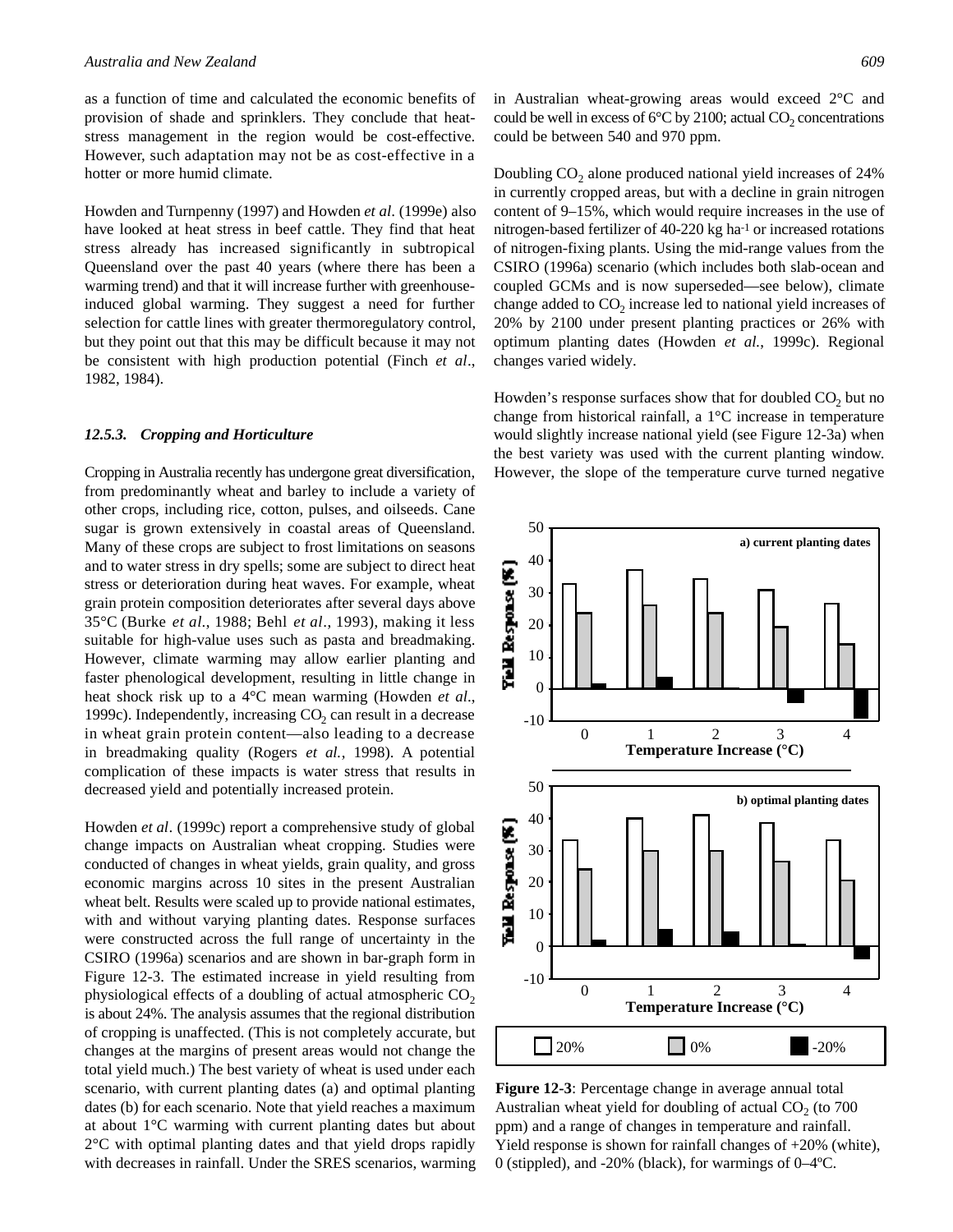as a function of time and calculated the economic benefits of provision of shade and sprinklers. They conclude that heat-stress management in the region would be cost-effective. However, such adaptation may not be as cost-effective in a hotter or more humid climate.

Howden and Turnpenny (1997) and Howden *et al*. (1999e) also have looked at heat stress in beef cattle. They find that heat stress already has increased significantly in subtropical Queensland over the past 40 years (where there has been a warming trend) and that it will increase further with greenhouse-induced global warming. They suggest a need for further selection for cattle lines with greater thermoregulatory control, but they point out that this may be difficult because it may not be consistent with high production potential (Finch *et al*., 1982, 1984).

### *12.5.3. Cropping and Horticulture*

Cropping in Australia recently has undergone great diversification, from predominantly wheat and barley to include a variety of other crops, including rice, cotton, pulses, and oilseeds. Cane sugar is grown extensively in coastal areas of Queensland. Many of these crops are subject to frost limitations on seasons and to water stress in dry spells; some are subject to direct heat stress or deterioration during heat waves. For example, wheat grain protein composition deteriorates after several days above 35°C (Burke *et al*., 1988; Behl *et al*., 1993), making it less suitable for high-value uses such as pasta and breadmaking. However, climate warming may allow earlier planting and faster phenological development, resulting in little change in heat shock risk up to a 4°C mean warming (Howden *et al*., 1999c). Independently, increasing $CO_2$ can result in a decrease in wheat grain protein content—also leading to a decrease in breadmaking quality (Rogers *et al.*, 1998). A potential complication of these impacts is water stress that results in decreased yield and potentially increased protein.

Howden *et al*. (1999c) report a comprehensive study of global change impacts on Australian wheat cropping. Studies were conducted of changes in wheat yields, grain quality, and gross economic margins across 10 sites in the present Australian wheat belt. Results were scaled up to provide national estimates, with and without varying planting dates. Response surfaces were constructed across the full range of uncertainty in the CSIRO (1996a) scenarios and are shown in bar-graph form in Figure 12-3. The estimated increase in yield resulting from physiological effects of a doubling of actual atmospheric $CO_2$ is about 24%. The analysis assumes that the regional distribution of cropping is unaffected. (This is not completely accurate, but changes at the margins of present areas would not change the total yield much.) The best variety of wheat is used under each scenario, with current planting dates (a) and optimal planting dates (b) for each scenario. Note that yield reaches a maximum at about 1°C warming with current planting dates but about 2°C with optimal planting dates and that yield drops rapidly with decreases in rainfall. Under the SRES scenarios, warming in Australian wheat-growing areas would exceed 2°C and could be well in excess of 6°C by 2100; actual $CO_2$ concentrations could be between 540 and 970 ppm.

Doubling $CO_2$ alone produced national yield increases of 24% in currently cropped areas, but with a decline in grain nitrogen content of 9–15%, which would require increases in the use of nitrogen-based fertilizer of 40-220 kg ha$^{-1}$ or increased rotations of nitrogen-fixing plants. Using the mid-range values from the CSIRO (1996a) scenario (which includes both slab-ocean and coupled GCMs and is now superseded—see below), climate change added to $CO_2$ increase led to national yield increases of 20% by 2100 under present planting practices or 26% with optimum planting dates (Howden *et al.*, 1999c). Regional changes varied widely.

Howden's response surfaces show that for doubled $CO_2$ but no change from historical rainfall, a 1°C increase in temperature would slightly increase national yield (see Figure 12-3a) when the best variety was used with the current planting window. However, the slope of the temperature curve turned negative

**Figure 12-3**: Percentage change in average annual total Australian wheat yield for doubling of actual $CO_2$ (to 700 ppm) and a range of changes in temperature and rainfall. Yield response is shown for rainfall changes of +20% (white), 0 (stippled), and -20% (black), for warmings of 0–4ºC.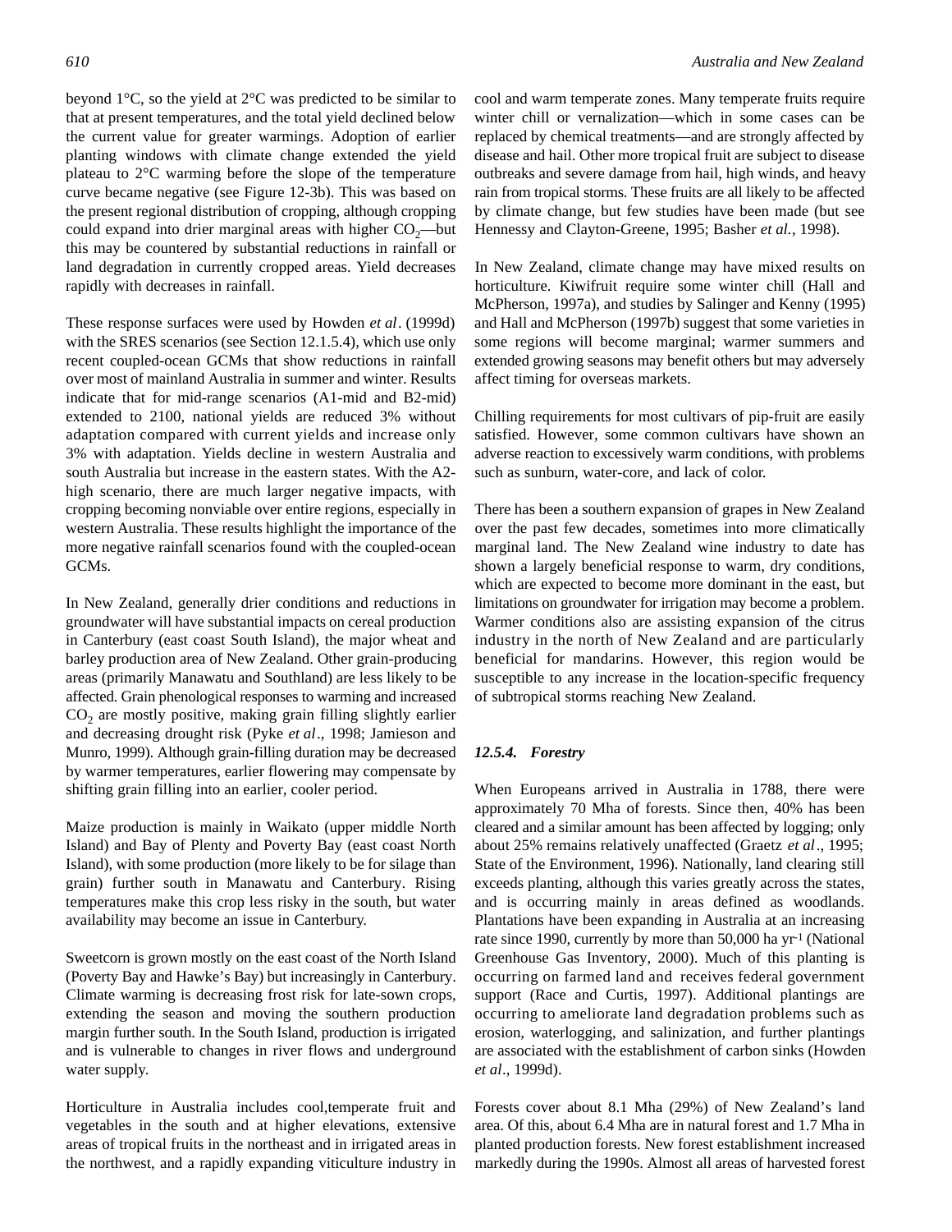beyond 1°C, so the yield at 2°C was predicted to be similar to that at present temperatures, and the total yield declined below the current value for greater warmings. Adoption of earlier planting windows with climate change extended the yield plateau to 2°C warming before the slope of the temperature curve became negative (see Figure 12-3b). This was based on the present regional distribution of cropping, although cropping could expand into drier marginal areas with higher $CO_2$—but this may be countered by substantial reductions in rainfall or land degradation in currently cropped areas. Yield decreases rapidly with decreases in rainfall.

These response surfaces were used by Howden *et al*. (1999d) with the SRES scenarios (see Section 12.1.5.4), which use only recent coupled-ocean GCMs that show reductions in rainfall over most of mainland Australia in summer and winter. Results indicate that for mid-range scenarios (A1-mid and B2-mid) extended to 2100, national yields are reduced 3% without adaptation compared with current yields and increase only 3% with adaptation. Yields decline in western Australia and south Australia but increase in the eastern states. With the A2-high scenario, there are much larger negative impacts, with cropping becoming nonviable over entire regions, especially in western Australia. These results highlight the importance of the more negative rainfall scenarios found with the coupled-ocean GCMs.

In New Zealand, generally drier conditions and reductions in groundwater will have substantial impacts on cereal production in Canterbury (east coast South Island), the major wheat and barley production area of New Zealand. Other grain-producing areas (primarily Manawatu and Southland) are less likely to be affected. Grain phenological responses to warming and increased $CO_2$ are mostly positive, making grain filling slightly earlier and decreasing drought risk (Pyke *et al*., 1998; Jamieson and Munro, 1999). Although grain-filling duration may be decreased by warmer temperatures, earlier flowering may compensate by shifting grain filling into an earlier, cooler period.

Maize production is mainly in Waikato (upper middle North Island) and Bay of Plenty and Poverty Bay (east coast North Island), with some production (more likely to be for silage than grain) further south in Manawatu and Canterbury. Rising temperatures make this crop less risky in the south, but water availability may become an issue in Canterbury.

Sweetcorn is grown mostly on the east coast of the North Island (Poverty Bay and Hawke's Bay) but increasingly in Canterbury. Climate warming is decreasing frost risk for late-sown crops, extending the season and moving the southern production margin further south. In the South Island, production is irrigated and is vulnerable to changes in river flows and underground water supply.

Horticulture in Australia includes cool,temperate fruit and vegetables in the south and at higher elevations, extensive areas of tropical fruits in the northeast and in irrigated areas in the northwest, and a rapidly expanding viticulture industry in cool and warm temperate zones. Many temperate fruits require winter chill or vernalization—which in some cases can be replaced by chemical treatments—and are strongly affected by disease and hail. Other more tropical fruit are subject to disease outbreaks and severe damage from hail, high winds, and heavy rain from tropical storms. These fruits are all likely to be affected by climate change, but few studies have been made (but see Hennessy and Clayton-Greene, 1995; Basher *et al.*, 1998).

In New Zealand, climate change may have mixed results on horticulture. Kiwifruit require some winter chill (Hall and McPherson, 1997a), and studies by Salinger and Kenny (1995) and Hall and McPherson (1997b) suggest that some varieties in some regions will become marginal; warmer summers and extended growing seasons may benefit others but may adversely affect timing for overseas markets.

Chilling requirements for most cultivars of pip-fruit are easily satisfied. However, some common cultivars have shown an adverse reaction to excessively warm conditions, with problems such as sunburn, water-core, and lack of color.

There has been a southern expansion of grapes in New Zealand over the past few decades, sometimes into more climatically marginal land. The New Zealand wine industry to date has shown a largely beneficial response to warm, dry conditions, which are expected to become more dominant in the east, but limitations on groundwater for irrigation may become a problem. Warmer conditions also are assisting expansion of the citrus industry in the north of New Zealand and are particularly beneficial for mandarins. However, this region would be susceptible to any increase in the location-specific frequency of subtropical storms reaching New Zealand.

### *12.5.4. Forestry*

When Europeans arrived in Australia in 1788, there were approximately 70 Mha of forests. Since then, 40% has been cleared and a similar amount has been affected by logging; only about 25% remains relatively unaffected (Graetz *et al*., 1995; State of the Environment, 1996). Nationally, land clearing still exceeds planting, although this varies greatly across the states, and is occurring mainly in areas defined as woodlands. Plantations have been expanding in Australia at an increasing rate since 1990, currently by more than 50,000 ha $yr^{-1}$ (National Greenhouse Gas Inventory, 2000). Much of this planting is occurring on farmed land and receives federal government support (Race and Curtis, 1997). Additional plantings are occurring to ameliorate land degradation problems such as erosion, waterlogging, and salinization, and further plantings are associated with the establishment of carbon sinks (Howden *et al*., 1999d).

Forests cover about 8.1 Mha (29%) of New Zealand's land area. Of this, about 6.4 Mha are in natural forest and 1.7 Mha in planted production forests. New forest establishment increased markedly during the 1990s. Almost all areas of harvested forest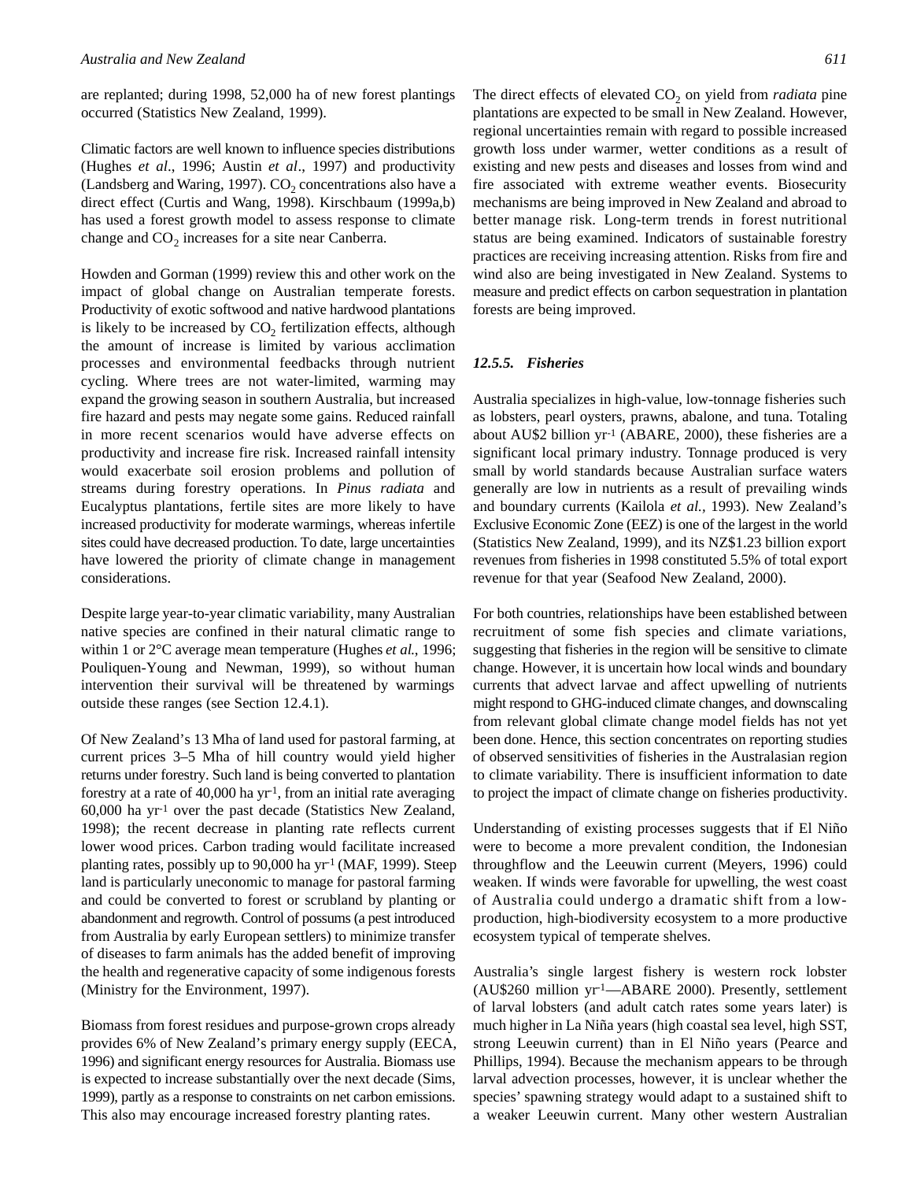are replanted; during 1998, 52,000 ha of new forest plantings occurred (Statistics New Zealand, 1999).

Climatic factors are well known to influence species distributions (Hughes *et al*., 1996; Austin *et al*., 1997) and productivity (Landsberg and Waring, 1997). $CO_2$ concentrations also have a direct effect (Curtis and Wang, 1998). Kirschbaum (1999a,b) has used a forest growth model to assess response to climate change and $CO_2$ increases for a site near Canberra.

Howden and Gorman (1999) review this and other work on the impact of global change on Australian temperate forests. Productivity of exotic softwood and native hardwood plantations is likely to be increased by $CO_2$ fertilization effects, although the amount of increase is limited by various acclimation processes and environmental feedbacks through nutrient cycling. Where trees are not water-limited, warming may expand the growing season in southern Australia, but increased fire hazard and pests may negate some gains. Reduced rainfall in more recent scenarios would have adverse effects on productivity and increase fire risk. Increased rainfall intensity would exacerbate soil erosion problems and pollution of streams during forestry operations. In *Pinus radiata* and Eucalyptus plantations, fertile sites are more likely to have increased productivity for moderate warmings, whereas infertile sites could have decreased production. To date, large uncertainties have lowered the priority of climate change in management considerations.

Despite large year-to-year climatic variability, many Australian native species are confined in their natural climatic range to within 1 or 2°C average mean temperature (Hughes *et al.*, 1996; Pouliquen-Young and Newman, 1999), so without human intervention their survival will be threatened by warmings outside these ranges (see Section 12.4.1).

Of New Zealand's 13 Mha of land used for pastoral farming, at current prices 3–5 Mha of hill country would yield higher returns under forestry. Such land is being converted to plantation forestry at a rate of 40,000 ha yr$^{-1}$, from an initial rate averaging 60,000 ha yr$^{-1}$ over the past decade (Statistics New Zealand, 1998); the recent decrease in planting rate reflects current lower wood prices. Carbon trading would facilitate increased planting rates, possibly up to 90,000 ha yr$^{-1}$ (MAF, 1999). Steep land is particularly uneconomic to manage for pastoral farming and could be converted to forest or scrubland by planting or abandonment and regrowth. Control of possums (a pest introduced from Australia by early European settlers) to minimize transfer of diseases to farm animals has the added benefit of improving the health and regenerative capacity of some indigenous forests (Ministry for the Environment, 1997).

Biomass from forest residues and purpose-grown crops already provides 6% of New Zealand's primary energy supply (EECA, 1996) and significant energy resources for Australia. Biomass use is expected to increase substantially over the next decade (Sims, 1999), partly as a response to constraints on net carbon emissions. This also may encourage increased forestry planting rates.

The direct effects of elevated $CO_2$ on yield from *radiata* pine plantations are expected to be small in New Zealand. However, regional uncertainties remain with regard to possible increased growth loss under warmer, wetter conditions as a result of existing and new pests and diseases and losses from wind and fire associated with extreme weather events. Biosecurity mechanisms are being improved in New Zealand and abroad to better manage risk. Long-term trends in forest nutritional status are being examined. Indicators of sustainable forestry practices are receiving increasing attention. Risks from fire and wind also are being investigated in New Zealand. Systems to measure and predict effects on carbon sequestration in plantation forests are being improved.

### *12.5.5. Fisheries*

Australia specializes in high-value, low-tonnage fisheries such as lobsters, pearl oysters, prawns, abalone, and tuna. Totaling about AU$2 billion yr$^{-1}$ (ABARE, 2000), these fisheries are a significant local primary industry. Tonnage produced is very small by world standards because Australian surface waters generally are low in nutrients as a result of prevailing winds and boundary currents (Kailola *et al.,* 1993). New Zealand's Exclusive Economic Zone (EEZ) is one of the largest in the world (Statistics New Zealand, 1999), and its NZ$1.23 billion export revenues from fisheries in 1998 constituted 5.5% of total export revenue for that year (Seafood New Zealand, 2000).

For both countries, relationships have been established between recruitment of some fish species and climate variations, suggesting that fisheries in the region will be sensitive to climate change. However, it is uncertain how local winds and boundary currents that advect larvae and affect upwelling of nutrients might respond to GHG-induced climate changes, and downscaling from relevant global climate change model fields has not yet been done. Hence, this section concentrates on reporting studies of observed sensitivities of fisheries in the Australasian region to climate variability. There is insufficient information to date to project the impact of climate change on fisheries productivity.

Understanding of existing processes suggests that if El Niño were to become a more prevalent condition, the Indonesian throughflow and the Leeuwin current (Meyers, 1996) could weaken. If winds were favorable for upwelling, the west coast of Australia could undergo a dramatic shift from a low-production, high-biodiversity ecosystem to a more productive ecosystem typical of temperate shelves.

Australia's single largest fishery is western rock lobster (AU$260 million yr$^{-1}$—ABARE 2000). Presently, settlement of larval lobsters (and adult catch rates some years later) is much higher in La Niña years (high coastal sea level, high SST, strong Leeuwin current) than in El Niño years (Pearce and Phillips, 1994). Because the mechanism appears to be through larval advection processes, however, it is unclear whether the species' spawning strategy would adapt to a sustained shift to a weaker Leeuwin current. Many other western Australian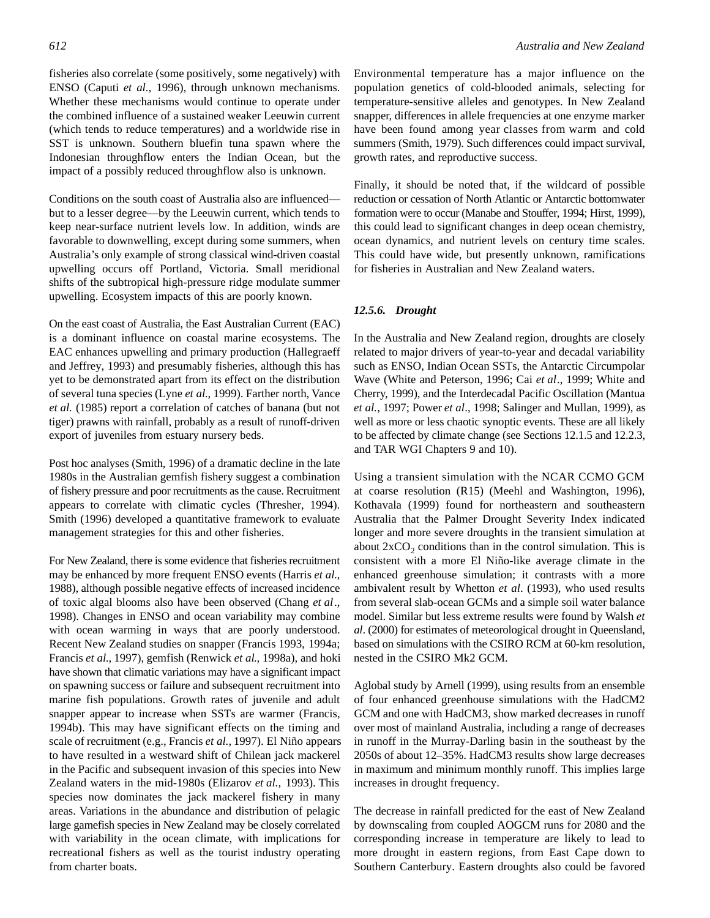fisheries also correlate (some positively, some negatively) with ENSO (Caputi *et al.,* 1996), through unknown mechanisms. Whether these mechanisms would continue to operate under the combined influence of a sustained weaker Leeuwin current (which tends to reduce temperatures) and a worldwide rise in SST is unknown. Southern bluefin tuna spawn where the Indonesian throughflow enters the Indian Ocean, but the impact of a possibly reduced throughflow also is unknown.

Conditions on the south coast of Australia also are influenced—but to a lesser degree—by the Leeuwin current, which tends to keep near-surface nutrient levels low. In addition, winds are favorable to downwelling, except during some summers, when Australia's only example of strong classical wind-driven coastal upwelling occurs off Portland, Victoria. Small meridional shifts of the subtropical high-pressure ridge modulate summer upwelling. Ecosystem impacts of this are poorly known.

On the east coast of Australia, the East Australian Current (EAC) is a dominant influence on coastal marine ecosystems. The EAC enhances upwelling and primary production (Hallegraeff and Jeffrey, 1993) and presumably fisheries, although this has yet to be demonstrated apart from its effect on the distribution of several tuna species (Lyne *et al.,* 1999). Farther north, Vance *et al.* (1985) report a correlation of catches of banana (but not tiger) prawns with rainfall, probably as a result of runoff-driven export of juveniles from estuary nursery beds.

Post hoc analyses (Smith, 1996) of a dramatic decline in the late 1980s in the Australian gemfish fishery suggest a combination of fishery pressure and poor recruitments as the cause. Recruitment appears to correlate with climatic cycles (Thresher, 1994). Smith (1996) developed a quantitative framework to evaluate management strategies for this and other fisheries.

For New Zealand, there is some evidence that fisheries recruitment may be enhanced by more frequent ENSO events (Harris *et al.,* 1988), although possible negative effects of increased incidence of toxic algal blooms also have been observed (Chang *et al.,* 1998). Changes in ENSO and ocean variability may combine with ocean warming in ways that are poorly understood. Recent New Zealand studies on snapper (Francis 1993, 1994a; Francis *et al.,* 1997), gemfish (Renwick *et al.,* 1998a), and hoki have shown that climatic variations may have a significant impact on spawning success or failure and subsequent recruitment into marine fish populations. Growth rates of juvenile and adult snapper appear to increase when SSTs are warmer (Francis, 1994b). This may have significant effects on the timing and scale of recruitment (e.g., Francis *et al.,* 1997). El Niño appears to have resulted in a westward shift of Chilean jack mackerel in the Pacific and subsequent invasion of this species into New Zealand waters in the mid-1980s (Elizarov *et al.,* 1993). This species now dominates the jack mackerel fishery in many areas. Variations in the abundance and distribution of pelagic large gamefish species in New Zealand may be closely correlated with variability in the ocean climate, with implications for recreational fishers as well as the tourist industry operating from charter boats.

Environmental temperature has a major influence on the population genetics of cold-blooded animals, selecting for temperature-sensitive alleles and genotypes. In New Zealand snapper, differences in allele frequencies at one enzyme marker have been found among year classes from warm and cold summers (Smith, 1979). Such differences could impact survival, growth rates, and reproductive success.

Finally, it should be noted that, if the wildcard of possible reduction or cessation of North Atlantic or Antarctic bottomwater formation were to occur (Manabe and Stouffer, 1994; Hirst, 1999), this could lead to significant changes in deep ocean chemistry, ocean dynamics, and nutrient levels on century time scales. This could have wide, but presently unknown, ramifications for fisheries in Australian and New Zealand waters.

### *12.5.6. Drought*

In the Australia and New Zealand region, droughts are closely related to major drivers of year-to-year and decadal variability such as ENSO, Indian Ocean SSTs, the Antarctic Circumpolar Wave (White and Peterson, 1996; Cai *et al*., 1999; White and Cherry, 1999), and the Interdecadal Pacific Oscillation (Mantua *et al.,* 1997; Power *et al*., 1998; Salinger and Mullan, 1999), as well as more or less chaotic synoptic events. These are all likely to be affected by climate change (see Sections 12.1.5 and 12.2.3, and TAR WGI Chapters 9 and 10).

Using a transient simulation with the NCAR CCMO GCM at coarse resolution (R15) (Meehl and Washington, 1996), Kothavala (1999) found for northeastern and southeastern Australia that the Palmer Drought Severity Index indicated longer and more severe droughts in the transient simulation at about $2xCO_2$ conditions than in the control simulation. This is consistent with a more El Niño-like average climate in the enhanced greenhouse simulation; it contrasts with a more ambivalent result by Whetton *et al*. (1993), who used results from several slab-ocean GCMs and a simple soil water balance model. Similar but less extreme results were found by Walsh *et al*. (2000) for estimates of meteorological drought in Queensland, based on simulations with the CSIRO RCM at 60-km resolution, nested in the CSIRO Mk2 GCM.

Aglobal study by Arnell (1999), using results from an ensemble of four enhanced greenhouse simulations with the HadCM2 GCM and one with HadCM3, show marked decreases in runoff over most of mainland Australia, including a range of decreases in runoff in the Murray-Darling basin in the southeast by the 2050s of about 12–35%. HadCM3 results show large decreases in maximum and minimum monthly runoff. This implies large increases in drought frequency.

The decrease in rainfall predicted for the east of New Zealand by downscaling from coupled AOGCM runs for 2080 and the corresponding increase in temperature are likely to lead to more drought in eastern regions, from East Cape down to Southern Canterbury. Eastern droughts also could be favored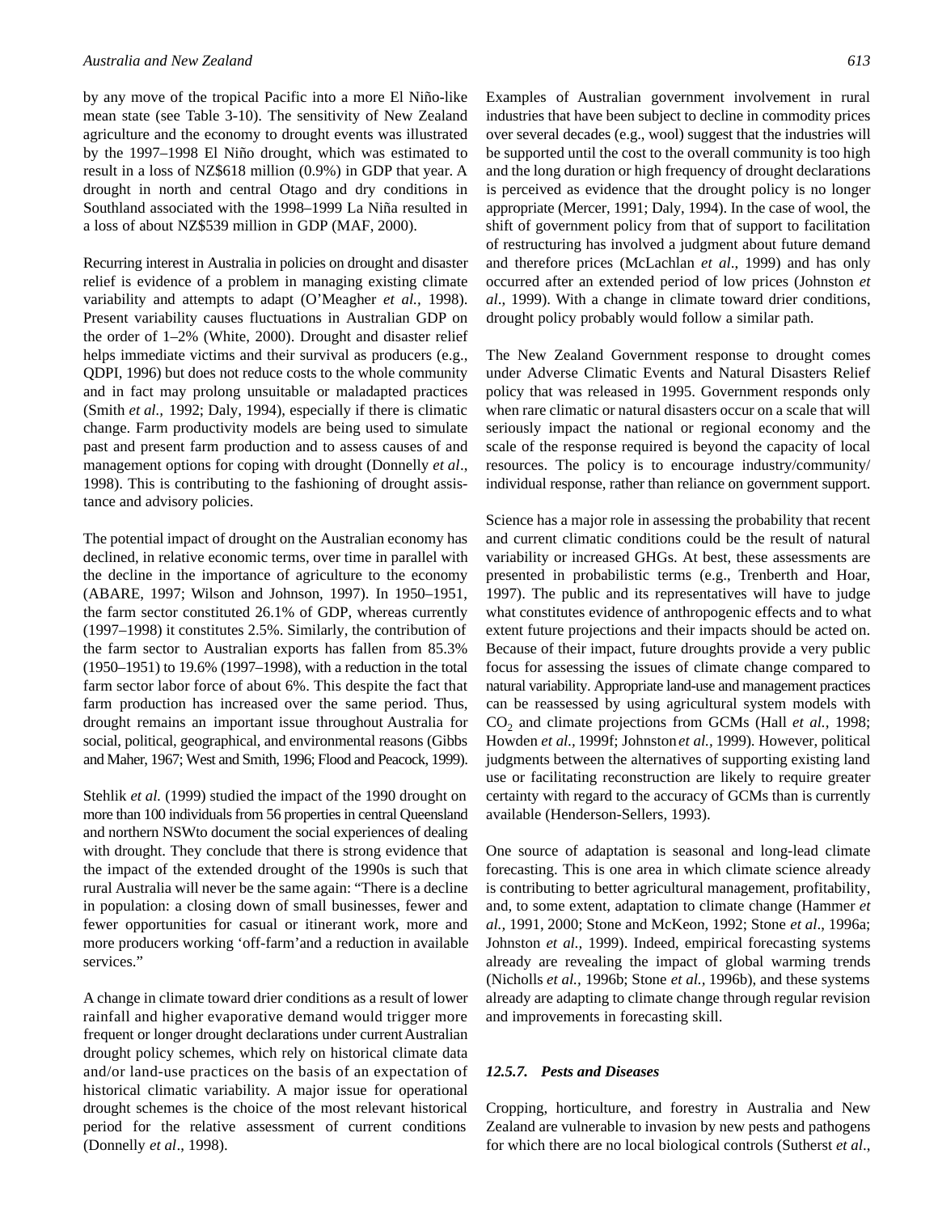by any move of the tropical Pacific into a more El Niño-like mean state (see Table 3-10). The sensitivity of New Zealand agriculture and the economy to drought events was illustrated by the 1997–1998 El Niño drought, which was estimated to result in a loss of NZ$618 million (0.9%) in GDP that year. A drought in north and central Otago and dry conditions in Southland associated with the 1998–1999 La Niña resulted in a loss of about NZ$539 million in GDP (MAF, 2000).

Recurring interest in Australia in policies on drought and disaster relief is evidence of a problem in managing existing climate variability and attempts to adapt (O'Meagher *et al.,* 1998). Present variability causes fluctuations in Australian GDP on the order of 1–2% (White, 2000). Drought and disaster relief helps immediate victims and their survival as producers (e.g., QDPI, 1996) but does not reduce costs to the whole community and in fact may prolong unsuitable or maladapted practices (Smith *et al.,* 1992; Daly, 1994), especially if there is climatic change. Farm productivity models are being used to simulate past and present farm production and to assess causes of and management options for coping with drought (Donnelly *et al*., 1998). This is contributing to the fashioning of drought assistance and advisory policies.

The potential impact of drought on the Australian economy has declined, in relative economic terms, over time in parallel with the decline in the importance of agriculture to the economy (ABARE, 1997; Wilson and Johnson, 1997). In 1950–1951, the farm sector constituted 26.1% of GDP, whereas currently (1997–1998) it constitutes 2.5%. Similarly, the contribution of the farm sector to Australian exports has fallen from 85.3% (1950–1951) to 19.6% (1997–1998), with a reduction in the total farm sector labor force of about 6%. This despite the fact that farm production has increased over the same period. Thus, drought remains an important issue throughout Australia for social, political, geographical, and environmental reasons (Gibbs and Maher, 1967; West and Smith, 1996; Flood and Peacock, 1999).

Stehlik *et al.* (1999) studied the impact of the 1990 drought on more than 100 individuals from 56 properties in central Queensland and northern NSWto document the social experiences of dealing with drought. They conclude that there is strong evidence that the impact of the extended drought of the 1990s is such that rural Australia will never be the same again: "There is a decline in population: a closing down of small businesses, fewer and fewer opportunities for casual or itinerant work, more and more producers working 'off-farm'and a reduction in available services."

A change in climate toward drier conditions as a result of lower rainfall and higher evaporative demand would trigger more frequent or longer drought declarations under current Australian drought policy schemes, which rely on historical climate data and/or land-use practices on the basis of an expectation of historical climatic variability. A major issue for operational drought schemes is the choice of the most relevant historical period for the relative assessment of current conditions (Donnelly *et al*., 1998).

Examples of Australian government involvement in rural industries that have been subject to decline in commodity prices over several decades (e.g., wool) suggest that the industries will be supported until the cost to the overall community is too high and the long duration or high frequency of drought declarations is perceived as evidence that the drought policy is no longer appropriate (Mercer, 1991; Daly, 1994). In the case of wool, the shift of government policy from that of support to facilitation of restructuring has involved a judgment about future demand and therefore prices (McLachlan *et al*., 1999) and has only occurred after an extended period of low prices (Johnston *et al*., 1999). With a change in climate toward drier conditions, drought policy probably would follow a similar path.

The New Zealand Government response to drought comes under Adverse Climatic Events and Natural Disasters Relief policy that was released in 1995. Government responds only when rare climatic or natural disasters occur on a scale that will seriously impact the national or regional economy and the scale of the response required is beyond the capacity of local resources. The policy is to encourage industry/community/individual response, rather than reliance on government support.

Science has a major role in assessing the probability that recent and current climatic conditions could be the result of natural variability or increased GHGs. At best, these assessments are presented in probabilistic terms (e.g., Trenberth and Hoar, 1997). The public and its representatives will have to judge what constitutes evidence of anthropogenic effects and to what extent future projections and their impacts should be acted on. Because of their impact, future droughts provide a very public focus for assessing the issues of climate change compared to natural variability. Appropriate land-use and management practices can be reassessed by using agricultural system models with $CO_2$ and climate projections from GCMs (Hall *et al.,* 1998; Howden *et al.,* 1999f; Johnston *et al.,* 1999). However, political judgments between the alternatives of supporting existing land use or facilitating reconstruction are likely to require greater certainty with regard to the accuracy of GCMs than is currently available (Henderson-Sellers, 1993).

One source of adaptation is seasonal and long-lead climate forecasting. This is one area in which climate science already is contributing to better agricultural management, profitability, and, to some extent, adaptation to climate change (Hammer *et al.,* 1991, 2000; Stone and McKeon, 1992; Stone *et al*., 1996a; Johnston *et al.,* 1999). Indeed, empirical forecasting systems already are revealing the impact of global warming trends (Nicholls *et al.,* 1996b; Stone *et al.,* 1996b), and these systems already are adapting to climate change through regular revision and improvements in forecasting skill.

### *12.5.7. Pests and Diseases*

Cropping, horticulture, and forestry in Australia and New Zealand are vulnerable to invasion by new pests and pathogens for which there are no local biological controls (Sutherst *et al*.,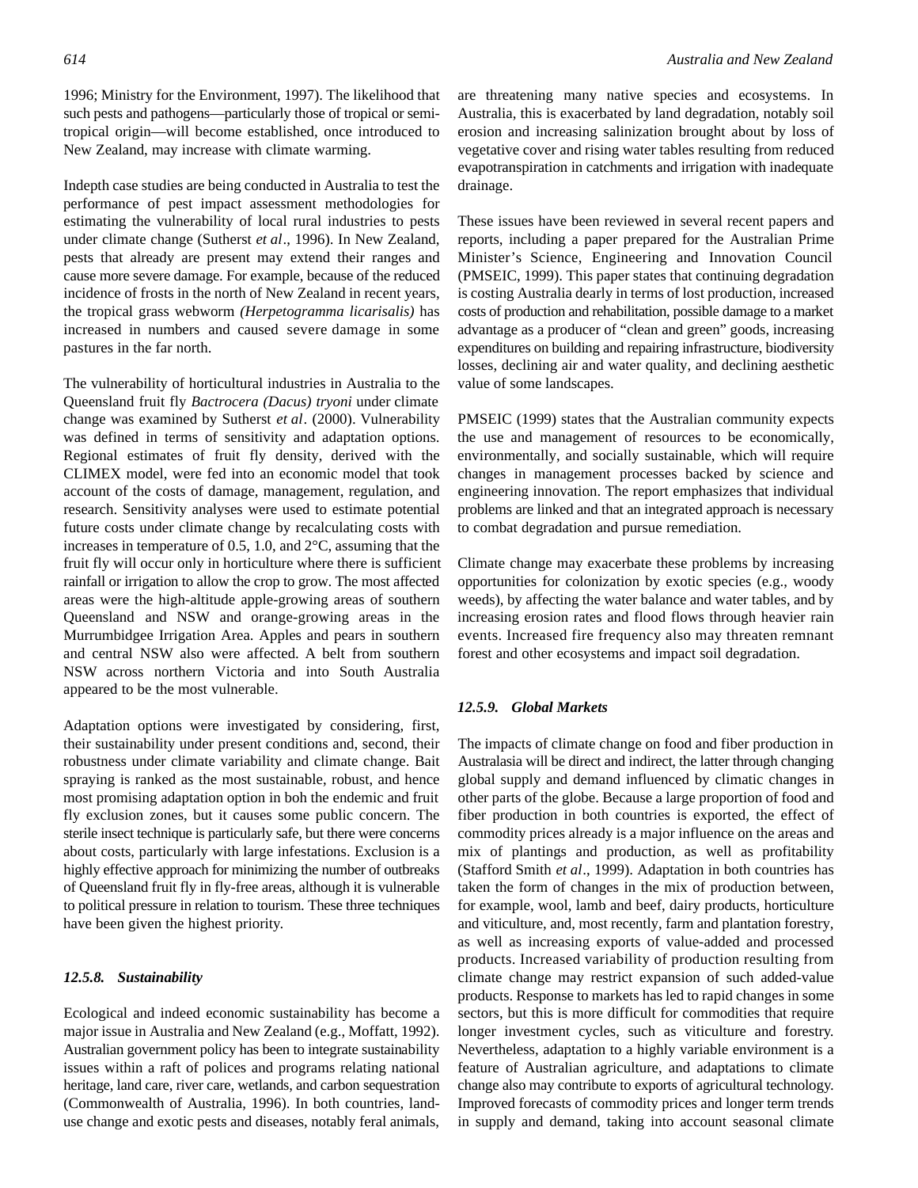1996; Ministry for the Environment, 1997). The likelihood that such pests and pathogens—particularly those of tropical or semi-tropical origin—will become established, once introduced to New Zealand, may increase with climate warming.

Indepth case studies are being conducted in Australia to test the performance of pest impact assessment methodologies for estimating the vulnerability of local rural industries to pests under climate change (Sutherst *et al*., 1996). In New Zealand, pests that already are present may extend their ranges and cause more severe damage. For example, because of the reduced incidence of frosts in the north of New Zealand in recent years, the tropical grass webworm *(Herpetogramma licarisalis)* has increased in numbers and caused severe damage in some pastures in the far north.

The vulnerability of horticultural industries in Australia to the Queensland fruit fly *Bactrocera (Dacus) tryoni* under climate change was examined by Sutherst *et al*. (2000). Vulnerability was defined in terms of sensitivity and adaptation options. Regional estimates of fruit fly density, derived with the CLIMEX model, were fed into an economic model that took account of the costs of damage, management, regulation, and research. Sensitivity analyses were used to estimate potential future costs under climate change by recalculating costs with increases in temperature of 0.5, 1.0, and 2°C, assuming that the fruit fly will occur only in horticulture where there is sufficient rainfall or irrigation to allow the crop to grow. The most affected areas were the high-altitude apple-growing areas of southern Queensland and NSW and orange-growing areas in the Murrumbidgee Irrigation Area. Apples and pears in southern and central NSW also were affected. A belt from southern NSW across northern Victoria and into South Australia appeared to be the most vulnerable.

Adaptation options were investigated by considering, first, their sustainability under present conditions and, second, their robustness under climate variability and climate change. Bait spraying is ranked as the most sustainable, robust, and hence most promising adaptation option in boh the endemic and fruit fly exclusion zones, but it causes some public concern. The sterile insect technique is particularly safe, but there were concerns about costs, particularly with large infestations. Exclusion is a highly effective approach for minimizing the number of outbreaks of Queensland fruit fly in fly-free areas, although it is vulnerable to political pressure in relation to tourism. These three techniques have been given the highest priority.

### *12.5.8. Sustainability*

Ecological and indeed economic sustainability has become a major issue in Australia and New Zealand (e.g., Moffatt, 1992). Australian government policy has been to integrate sustainability issues within a raft of polices and programs relating national heritage, land care, river care, wetlands, and carbon sequestration (Commonwealth of Australia, 1996). In both countries, land-use change and exotic pests and diseases, notably feral animals, are threatening many native species and ecosystems. In Australia, this is exacerbated by land degradation, notably soil erosion and increasing salinization brought about by loss of vegetative cover and rising water tables resulting from reduced evapotranspiration in catchments and irrigation with inadequate drainage.

These issues have been reviewed in several recent papers and reports, including a paper prepared for the Australian Prime Minister's Science, Engineering and Innovation Council (PMSEIC, 1999). This paper states that continuing degradation is costing Australia dearly in terms of lost production, increased costs of production and rehabilitation, possible damage to a market advantage as a producer of "clean and green" goods, increasing expenditures on building and repairing infrastructure, biodiversity losses, declining air and water quality, and declining aesthetic value of some landscapes.

PMSEIC (1999) states that the Australian community expects the use and management of resources to be economically, environmentally, and socially sustainable, which will require changes in management processes backed by science and engineering innovation. The report emphasizes that individual problems are linked and that an integrated approach is necessary to combat degradation and pursue remediation.

Climate change may exacerbate these problems by increasing opportunities for colonization by exotic species (e.g., woody weeds), by affecting the water balance and water tables, and by increasing erosion rates and flood flows through heavier rain events. Increased fire frequency also may threaten remnant forest and other ecosystems and impact soil degradation.

### *12.5.9. Global Markets*

The impacts of climate change on food and fiber production in Australasia will be direct and indirect, the latter through changing global supply and demand influenced by climatic changes in other parts of the globe. Because a large proportion of food and fiber production in both countries is exported, the effect of commodity prices already is a major influence on the areas and mix of plantings and production, as well as profitability (Stafford Smith *et al*., 1999). Adaptation in both countries has taken the form of changes in the mix of production between, for example, wool, lamb and beef, dairy products, horticulture and viticulture, and, most recently, farm and plantation forestry, as well as increasing exports of value-added and processed products. Increased variability of production resulting from climate change may restrict expansion of such added-value products. Response to markets has led to rapid changes in some sectors, but this is more difficult for commodities that require longer investment cycles, such as viticulture and forestry. Nevertheless, adaptation to a highly variable environment is a feature of Australian agriculture, and adaptations to climate change also may contribute to exports of agricultural technology. Improved forecasts of commodity prices and longer term trends in supply and demand, taking into account seasonal climate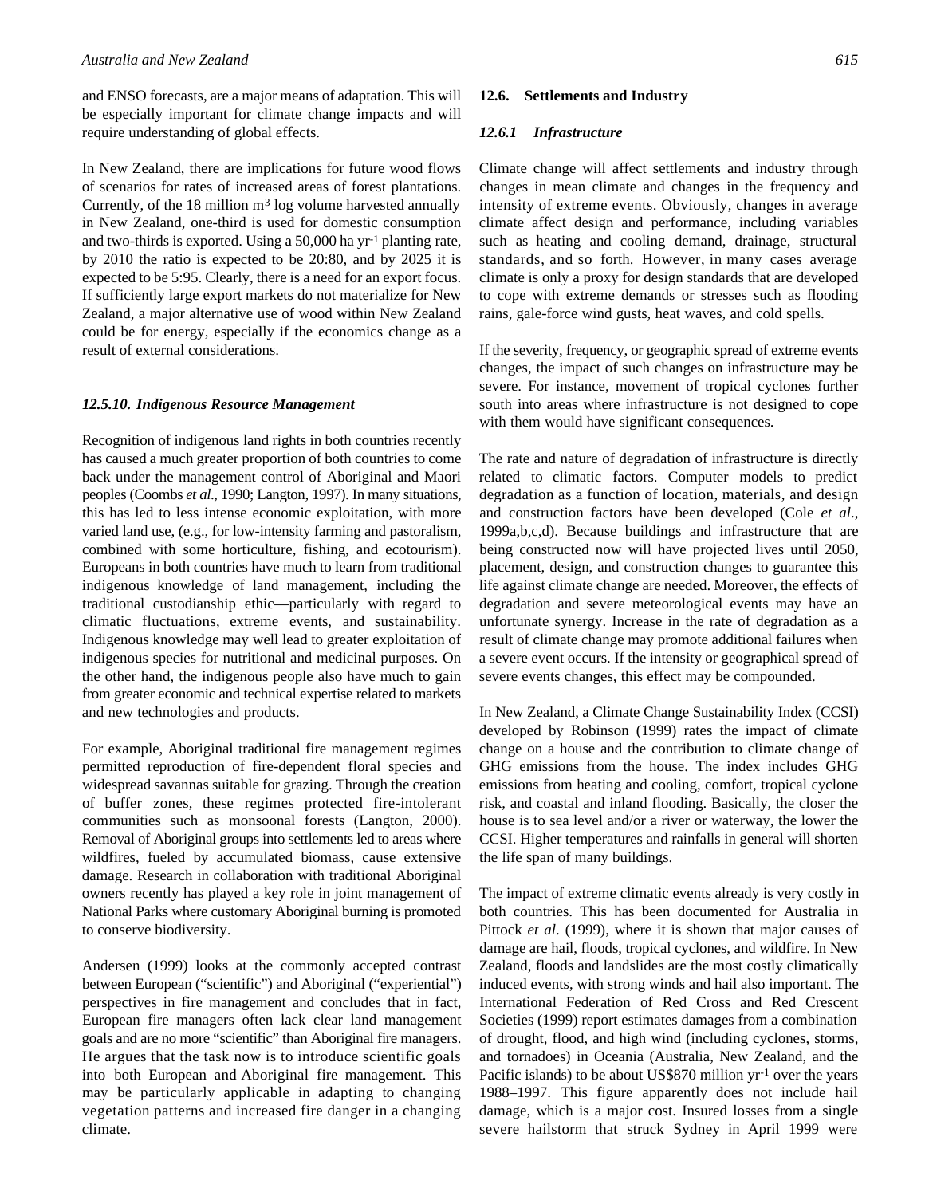and ENSO forecasts, are a major means of adaptation. This will be especially important for climate change impacts and will require understanding of global effects.

In New Zealand, there are implications for future wood flows of scenarios for rates of increased areas of forest plantations. Currently, of the 18 million $m^3$ log volume harvested annually in New Zealand, one-third is used for domestic consumption and two-thirds is exported. Using a 50,000 ha $yr^{-1}$ planting rate, by 2010 the ratio is expected to be 20:80, and by 2025 it is expected to be 5:95. Clearly, there is a need for an export focus. If sufficiently large export markets do not materialize for New Zealand, a major alternative use of wood within New Zealand could be for energy, especially if the economics change as a result of external considerations.

#### *12.5.10. Indigenous Resource Management*

Recognition of indigenous land rights in both countries recently has caused a much greater proportion of both countries to come back under the management control of Aboriginal and Maori peoples (Coombs *et al*., 1990; Langton, 1997). In many situations, this has led to less intense economic exploitation, with more varied land use, (e.g., for low-intensity farming and pastoralism, combined with some horticulture, fishing, and ecotourism). Europeans in both countries have much to learn from traditional indigenous knowledge of land management, including the traditional custodianship ethic—particularly with regard to climatic fluctuations, extreme events, and sustainability. Indigenous knowledge may well lead to greater exploitation of indigenous species for nutritional and medicinal purposes. On the other hand, the indigenous people also have much to gain from greater economic and technical expertise related to markets and new technologies and products.

For example, Aboriginal traditional fire management regimes permitted reproduction of fire-dependent floral species and widespread savannas suitable for grazing. Through the creation of buffer zones, these regimes protected fire-intolerant communities such as monsoonal forests (Langton, 2000). Removal of Aboriginal groups into settlements led to areas where wildfires, fueled by accumulated biomass, cause extensive damage. Research in collaboration with traditional Aboriginal owners recently has played a key role in joint management of National Parks where customary Aboriginal burning is promoted to conserve biodiversity.

Andersen (1999) looks at the commonly accepted contrast between European ("scientific") and Aboriginal ("experiential") perspectives in fire management and concludes that in fact, European fire managers often lack clear land management goals and are no more "scientific" than Aboriginal fire managers. He argues that the task now is to introduce scientific goals into both European and Aboriginal fire management. This may be particularly applicable in adapting to changing vegetation patterns and increased fire danger in a changing climate.

## 12.6. Settlements and Industry

### *12.6.1 Infrastructure*

Climate change will affect settlements and industry through changes in mean climate and changes in the frequency and intensity of extreme events. Obviously, changes in average climate affect design and performance, including variables such as heating and cooling demand, drainage, structural standards, and so forth. However, in many cases average climate is only a proxy for design standards that are developed to cope with extreme demands or stresses such as flooding rains, gale-force wind gusts, heat waves, and cold spells.

If the severity, frequency, or geographic spread of extreme events changes, the impact of such changes on infrastructure may be severe. For instance, movement of tropical cyclones further south into areas where infrastructure is not designed to cope with them would have significant consequences.

The rate and nature of degradation of infrastructure is directly related to climatic factors. Computer models to predict degradation as a function of location, materials, and design and construction factors have been developed (Cole *et al*., 1999a,b,c,d). Because buildings and infrastructure that are being constructed now will have projected lives until 2050, placement, design, and construction changes to guarantee this life against climate change are needed. Moreover, the effects of degradation and severe meteorological events may have an unfortunate synergy. Increase in the rate of degradation as a result of climate change may promote additional failures when a severe event occurs. If the intensity or geographical spread of severe events changes, this effect may be compounded.

In New Zealand, a Climate Change Sustainability Index (CCSI) developed by Robinson (1999) rates the impact of climate change on a house and the contribution to climate change of GHG emissions from the house. The index includes GHG emissions from heating and cooling, comfort, tropical cyclone risk, and coastal and inland flooding. Basically, the closer the house is to sea level and/or a river or waterway, the lower the CCSI. Higher temperatures and rainfalls in general will shorten the life span of many buildings.

The impact of extreme climatic events already is very costly in both countries. This has been documented for Australia in Pittock *et al*. (1999), where it is shown that major causes of damage are hail, floods, tropical cyclones, and wildfire. In New Zealand, floods and landslides are the most costly climatically induced events, with strong winds and hail also important. The International Federation of Red Cross and Red Crescent Societies (1999) report estimates damages from a combination of drought, flood, and high wind (including cyclones, storms, and tornadoes) in Oceania (Australia, New Zealand, and the Pacific islands) to be about US$870 million $yr^{-1}$ over the years 1988–1997. This figure apparently does not include hail damage, which is a major cost. Insured losses from a single severe hailstorm that struck Sydney in April 1999 were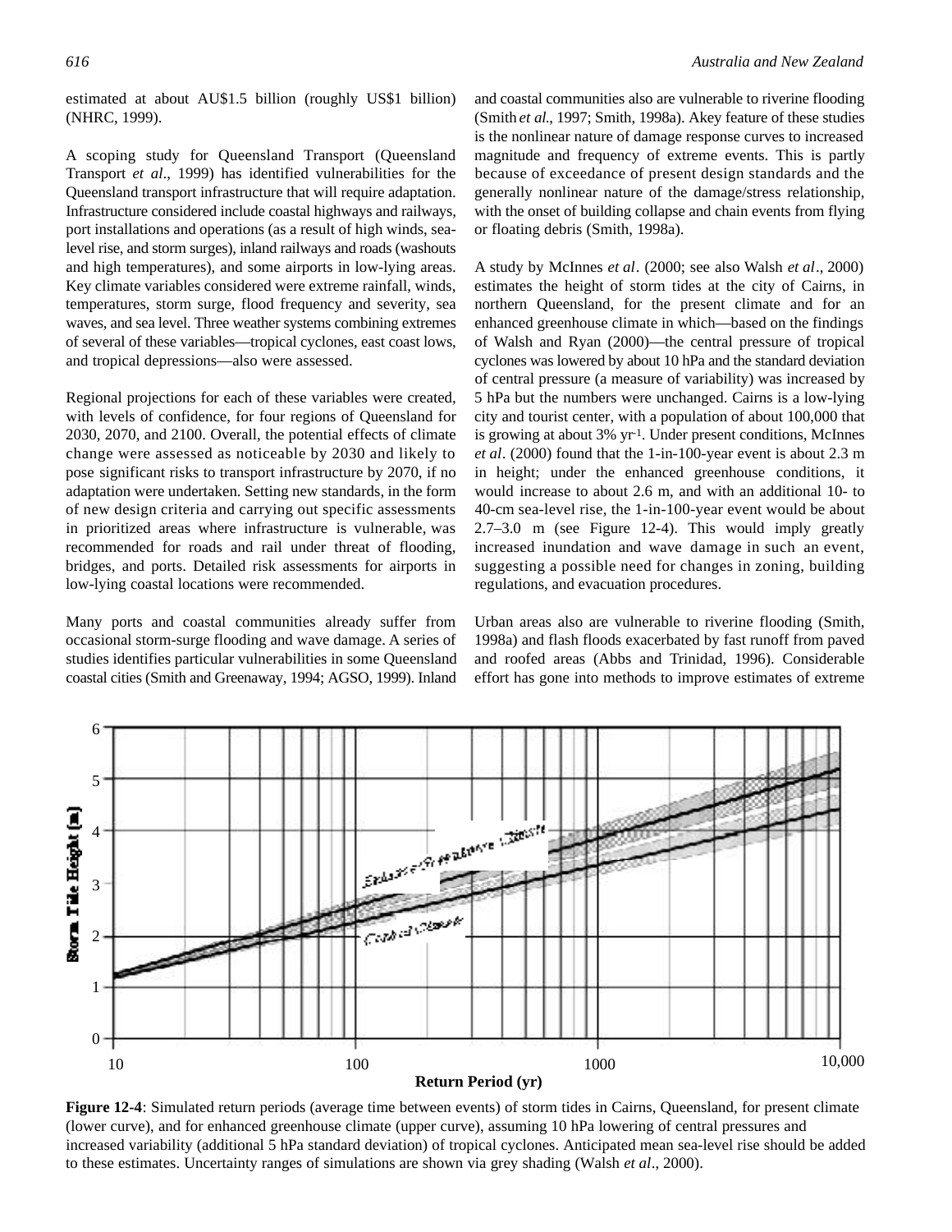estimated at about AU$1.5 billion (roughly US$1 billion) (NHRC, 1999).

A scoping study for Queensland Transport (Queensland Transport *et al*., 1999) has identified vulnerabilities for the Queensland transport infrastructure that will require adaptation. Infrastructure considered include coastal highways and railways, port installations and operations (as a result of high winds, sea-level rise, and storm surges), inland railways and roads (washouts and high temperatures), and some airports in low-lying areas. Key climate variables considered were extreme rainfall, winds, temperatures, storm surge, flood frequency and severity, sea waves, and sea level. Three weather systems combining extremes of several of these variables—tropical cyclones, east coast lows, and tropical depressions—also were assessed.

Regional projections for each of these variables were created, with levels of confidence, for four regions of Queensland for 2030, 2070, and 2100. Overall, the potential effects of climate change were assessed as noticeable by 2030 and likely to pose significant risks to transport infrastructure by 2070, if no adaptation were undertaken. Setting new standards, in the form of new design criteria and carrying out specific assessments in prioritized areas where infrastructure is vulnerable, was recommended for roads and rail under threat of flooding, bridges, and ports. Detailed risk assessments for airports in low-lying coastal locations were recommended.

Many ports and coastal communities already suffer from occasional storm-surge flooding and wave damage. A series of studies identifies particular vulnerabilities in some Queensland coastal cities (Smith and Greenaway, 1994; AGSO, 1999). Inland and coastal communities also are vulnerable to riverine flooding (Smith *et al*., 1997; Smith, 1998a). A key feature of these studies is the nonlinear nature of damage response curves to increased magnitude and frequency of extreme events. This is partly because of exceedance of present design standards and the generally nonlinear nature of the damage/stress relationship, with the onset of building collapse and chain events from flying or floating debris (Smith, 1998a).

A study by McInnes *et al*. (2000; see also Walsh *et al*., 2000) estimates the height of storm tides at the city of Cairns, in northern Queensland, for the present climate and for an enhanced greenhouse climate in which—based on the findings of Walsh and Ryan (2000)—the central pressure of tropical cyclones was lowered by about 10 hPa and the standard deviation of central pressure (a measure of variability) was increased by 5 hPa but the numbers were unchanged. Cairns is a low-lying city and tourist center, with a population of about 100,000 that is growing at about 3% $yr^{-1}$. Under present conditions, McInnes *et al*. (2000) found that the 1-in-100-year event is about 2.3 m in height; under the enhanced greenhouse conditions, it would increase to about 2.6 m, and with an additional 10- to 40-cm sea-level rise, the 1-in-100-year event would be about 2.7–3.0 m (see Figure 12-4). This would imply greatly increased inundation and wave damage in such an event, suggesting a possible need for changes in zoning, building regulations, and evacuation procedures.

Urban areas also are vulnerable to riverine flooding (Smith, 1998a) and flash floods exacerbated by fast runoff from paved and roofed areas (Abbs and Trinidad, 1996). Considerable effort has gone into methods to improve estimates of extreme

**Figure 12-4**: Simulated return periods (average time between events) of storm tides in Cairns, Queensland, for present climate (lower curve), and for enhanced greenhouse climate (upper curve), assuming 10 hPa lowering of central pressures and increased variability (additional 5 hPa standard deviation) of tropical cyclones. Anticipated mean sea-level rise should be added to these estimates. Uncertainty ranges of simulations are shown via grey shading (Walsh *et al*., 2000).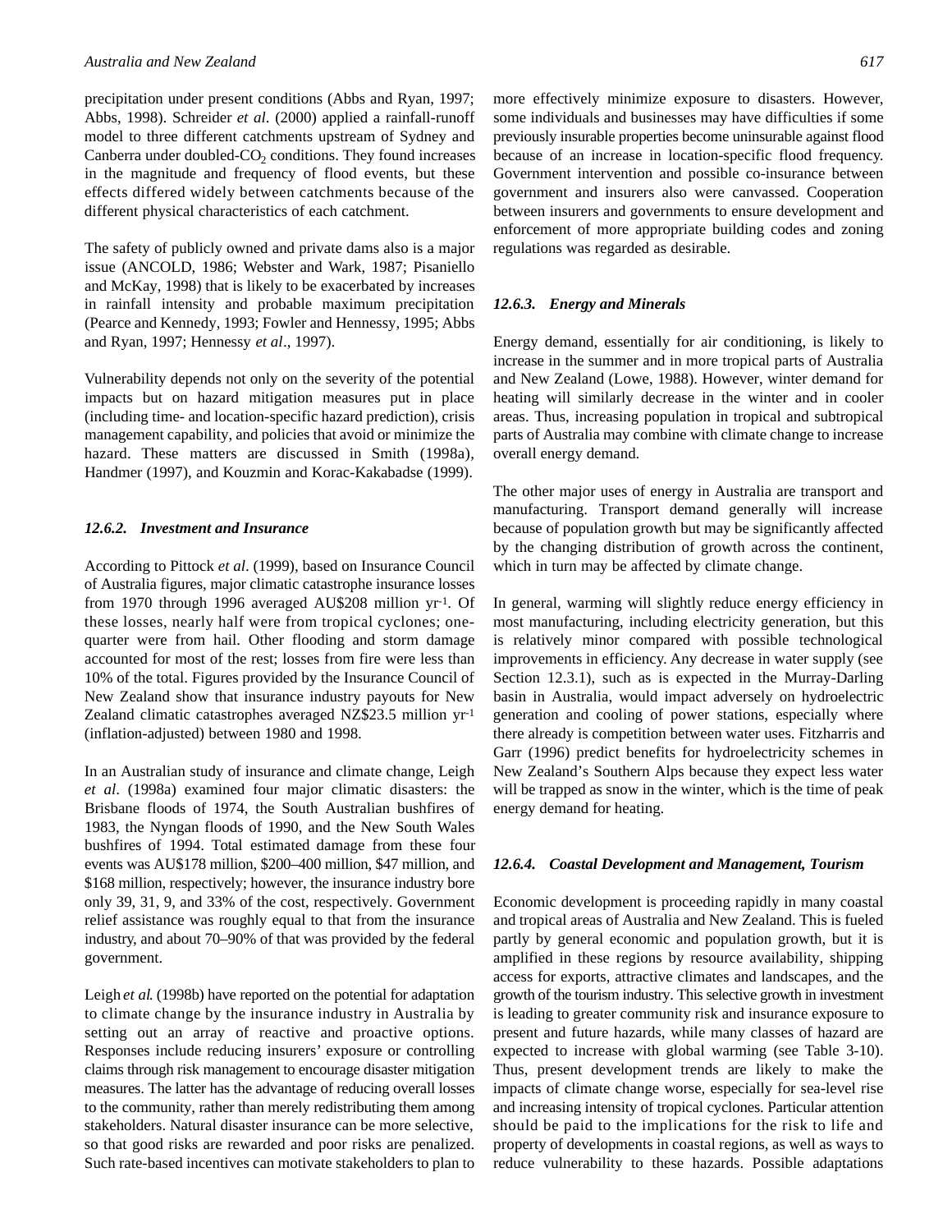precipitation under present conditions (Abbs and Ryan, 1997; Abbs, 1998). Schreider *et al*. (2000) applied a rainfall-runoff model to three different catchments upstream of Sydney and Canberra under doubled-$CO_2$ conditions. They found increases in the magnitude and frequency of flood events, but these effects differed widely between catchments because of the different physical characteristics of each catchment.

The safety of publicly owned and private dams also is a major issue (ANCOLD, 1986; Webster and Wark, 1987; Pisaniello and McKay, 1998) that is likely to be exacerbated by increases in rainfall intensity and probable maximum precipitation (Pearce and Kennedy, 1993; Fowler and Hennessy, 1995; Abbs and Ryan, 1997; Hennessy *et al*., 1997).

Vulnerability depends not only on the severity of the potential impacts but on hazard mitigation measures put in place (including time- and location-specific hazard prediction), crisis management capability, and policies that avoid or minimize the hazard. These matters are discussed in Smith (1998a), Handmer (1997), and Kouzmin and Korac-Kakabadse (1999).

### *12.6.2. Investment and Insurance*

According to Pittock *et al*. (1999), based on Insurance Council of Australia figures, major climatic catastrophe insurance losses from 1970 through 1996 averaged AU\$208 million yr$^{-1}$. Of these losses, nearly half were from tropical cyclones; one-quarter were from hail. Other flooding and storm damage accounted for most of the rest; losses from fire were less than 10% of the total. Figures provided by the Insurance Council of New Zealand show that insurance industry payouts for New Zealand climatic catastrophes averaged NZ\$23.5 million yr$^{-1}$ (inflation-adjusted) between 1980 and 1998.

In an Australian study of insurance and climate change, Leigh *et al*. (1998a) examined four major climatic disasters: the Brisbane floods of 1974, the South Australian bushfires of 1983, the Nyngan floods of 1990, and the New South Wales bushfires of 1994. Total estimated damage from these four events was AU\$178 million, \$200–400 million, \$47 million, and \$168 million, respectively; however, the insurance industry bore only 39, 31, 9, and 33% of the cost, respectively. Government relief assistance was roughly equal to that from the insurance industry, and about 70–90% of that was provided by the federal government.

Leigh *et al*. (1998b) have reported on the potential for adaptation to climate change by the insurance industry in Australia by setting out an array of reactive and proactive options. Responses include reducing insurers' exposure or controlling claims through risk management to encourage disaster mitigation measures. The latter has the advantage of reducing overall losses to the community, rather than merely redistributing them among stakeholders. Natural disaster insurance can be more selective, so that good risks are rewarded and poor risks are penalized. Such rate-based incentives can motivate stakeholders to plan to more effectively minimize exposure to disasters. However, some individuals and businesses may have difficulties if some previously insurable properties become uninsurable against flood because of an increase in location-specific flood frequency. Government intervention and possible co-insurance between government and insurers also were canvassed. Cooperation between insurers and governments to ensure development and enforcement of more appropriate building codes and zoning regulations was regarded as desirable.

### *12.6.3. Energy and Minerals*

Energy demand, essentially for air conditioning, is likely to increase in the summer and in more tropical parts of Australia and New Zealand (Lowe, 1988). However, winter demand for heating will similarly decrease in the winter and in cooler areas. Thus, increasing population in tropical and subtropical parts of Australia may combine with climate change to increase overall energy demand.

The other major uses of energy in Australia are transport and manufacturing. Transport demand generally will increase because of population growth but may be significantly affected by the changing distribution of growth across the continent, which in turn may be affected by climate change.

In general, warming will slightly reduce energy efficiency in most manufacturing, including electricity generation, but this is relatively minor compared with possible technological improvements in efficiency. Any decrease in water supply (see Section 12.3.1), such as is expected in the Murray-Darling basin in Australia, would impact adversely on hydroelectric generation and cooling of power stations, especially where there already is competition between water uses. Fitzharris and Garr (1996) predict benefits for hydroelectricity schemes in New Zealand's Southern Alps because they expect less water will be trapped as snow in the winter, which is the time of peak energy demand for heating.

### *12.6.4. Coastal Development and Management, Tourism*

Economic development is proceeding rapidly in many coastal and tropical areas of Australia and New Zealand. This is fueled partly by general economic and population growth, but it is amplified in these regions by resource availability, shipping access for exports, attractive climates and landscapes, and the growth of the tourism industry. This selective growth in investment is leading to greater community risk and insurance exposure to present and future hazards, while many classes of hazard are expected to increase with global warming (see Table 3-10). Thus, present development trends are likely to make the impacts of climate change worse, especially for sea-level rise and increasing intensity of tropical cyclones. Particular attention should be paid to the implications for the risk to life and property of developments in coastal regions, as well as ways to reduce vulnerability to these hazards. Possible adaptations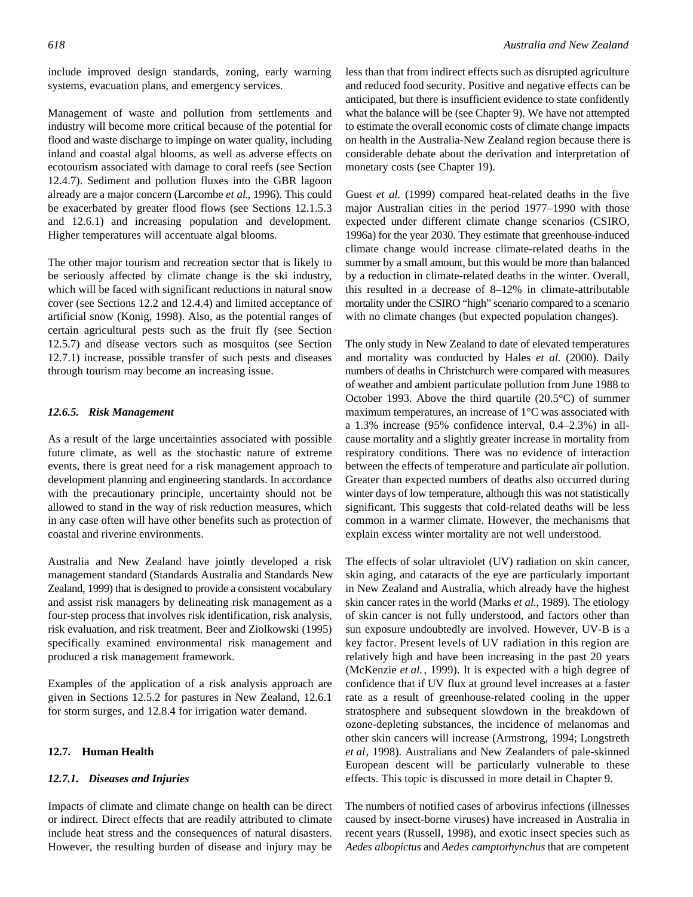include improved design standards, zoning, early warning systems, evacuation plans, and emergency services.

Management of waste and pollution from settlements and industry will become more critical because of the potential for flood and waste discharge to impinge on water quality, including inland and coastal algal blooms, as well as adverse effects on ecotourism associated with damage to coral reefs (see Section 12.4.7). Sediment and pollution fluxes into the GBR lagoon already are a major concern (Larcombe *et al.*, 1996). This could be exacerbated by greater flood flows (see Sections 12.1.5.3 and 12.6.1) and increasing population and development. Higher temperatures will accentuate algal blooms.

The other major tourism and recreation sector that is likely to be seriously affected by climate change is the ski industry, which will be faced with significant reductions in natural snow cover (see Sections 12.2 and 12.4.4) and limited acceptance of artificial snow (Konig, 1998). Also, as the potential ranges of certain agricultural pests such as the fruit fly (see Section 12.5.7) and disease vectors such as mosquitos (see Section 12.7.1) increase, possible transfer of such pests and diseases through tourism may become an increasing issue.

#### *12.6.5. Risk Management*

As a result of the large uncertainties associated with possible future climate, as well as the stochastic nature of extreme events, there is great need for a risk management approach to development planning and engineering standards. In accordance with the precautionary principle, uncertainty should not be allowed to stand in the way of risk reduction measures, which in any case often will have other benefits such as protection of coastal and riverine environments.

Australia and New Zealand have jointly developed a risk management standard (Standards Australia and Standards New Zealand, 1999) that is designed to provide a consistent vocabulary and assist risk managers by delineating risk management as a four-step process that involves risk identification, risk analysis, risk evaluation, and risk treatment. Beer and Ziolkowski (1995) specifically examined environmental risk management and produced a risk management framework.

Examples of the application of a risk analysis approach are given in Sections 12.5.2 for pastures in New Zealand, 12.6.1 for storm surges, and 12.8.4 for irrigation water demand.

### 12.7. Human Health

#### *12.7.1. Diseases and Injuries*

Impacts of climate and climate change on health can be direct or indirect. Direct effects that are readily attributed to climate include heat stress and the consequences of natural disasters. However, the resulting burden of disease and injury may be less than that from indirect effects such as disrupted agriculture and reduced food security. Positive and negative effects can be anticipated, but there is insufficient evidence to state confidently what the balance will be (see Chapter 9). We have not attempted to estimate the overall economic costs of climate change impacts on health in the Australia-New Zealand region because there is considerable debate about the derivation and interpretation of monetary costs (see Chapter 19).

Guest *et al.* (1999) compared heat-related deaths in the five major Australian cities in the period 1977–1990 with those expected under different climate change scenarios (CSIRO, 1996a) for the year 2030. They estimate that greenhouse-induced climate change would increase climate-related deaths in the summer by a small amount, but this would be more than balanced by a reduction in climate-related deaths in the winter. Overall, this resulted in a decrease of 8–12% in climate-attributable mortality under the CSIRO "high" scenario compared to a scenario with no climate changes (but expected population changes).

The only study in New Zealand to date of elevated temperatures and mortality was conducted by Hales *et al.* (2000). Daily numbers of deaths in Christchurch were compared with measures of weather and ambient particulate pollution from June 1988 to October 1993. Above the third quartile (20.5°C) of summer maximum temperatures, an increase of 1°C was associated with a 1.3% increase (95% confidence interval, 0.4–2.3%) in all-cause mortality and a slightly greater increase in mortality from respiratory conditions. There was no evidence of interaction between the effects of temperature and particulate air pollution. Greater than expected numbers of deaths also occurred during winter days of low temperature, although this was not statistically significant. This suggests that cold-related deaths will be less common in a warmer climate. However, the mechanisms that explain excess winter mortality are not well understood.

The effects of solar ultraviolet (UV) radiation on skin cancer, skin aging, and cataracts of the eye are particularly important in New Zealand and Australia, which already have the highest skin cancer rates in the world (Marks *et al.*, 1989). The etiology of skin cancer is not fully understood, and factors other than sun exposure undoubtedly are involved. However, UV-B is a key factor. Present levels of UV radiation in this region are relatively high and have been increasing in the past 20 years (McKenzie *et al.*, 1999). It is expected with a high degree of confidence that if UV flux at ground level increases at a faster rate as a result of greenhouse-related cooling in the upper stratosphere and subsequent slowdown in the breakdown of ozone-depleting substances, the incidence of melanomas and other skin cancers will increase (Armstrong, 1994; Longstreth *et al*, 1998). Australians and New Zealanders of pale-skinned European descent will be particularly vulnerable to these effects. This topic is discussed in more detail in Chapter 9.

The numbers of notified cases of arbovirus infections (illnesses caused by insect-borne viruses) have increased in Australia in recent years (Russell, 1998), and exotic insect species such as *Aedes albopictus* and *Aedes camptorhynchus* that are competent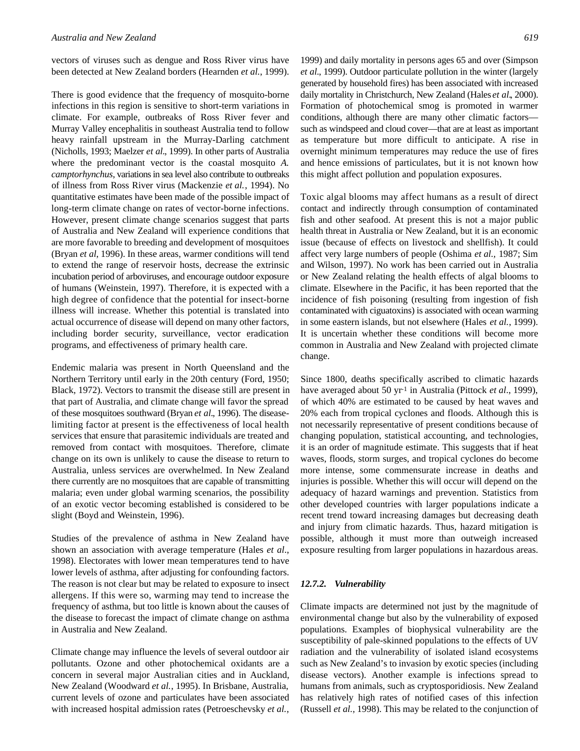vectors of viruses such as dengue and Ross River virus have been detected at New Zealand borders (Hearnden *et al.*, 1999).

There is good evidence that the frequency of mosquito-borne infections in this region is sensitive to short-term variations in climate. For example, outbreaks of Ross River fever and Murray Valley encephalitis in southeast Australia tend to follow heavy rainfall upstream in the Murray-Darling catchment (Nicholls, 1993; Maelzer *et al*., 1999). In other parts of Australia where the predominant vector is the coastal mosquito *A. camptorhynchus*, variations in sea level also contribute to outbreaks of illness from Ross River virus (Mackenzie *et al.*, 1994). No quantitative estimates have been made of the possible impact of long-term climate change on rates of vector-borne infections. However, present climate change scenarios suggest that parts of Australia and New Zealand will experience conditions that are more favorable to breeding and development of mosquitoes (Bryan *et al,* 1996). In these areas, warmer conditions will tend to extend the range of reservoir hosts, decrease the extrinsic incubation period of arboviruses, and encourage outdoor exposure of humans (Weinstein, 1997). Therefore, it is expected with a high degree of confidence that the potential for insect-borne illness will increase. Whether this potential is translated into actual occurrence of disease will depend on many other factors, including border security, surveillance, vector eradication programs, and effectiveness of primary health care.

Endemic malaria was present in North Queensland and the Northern Territory until early in the 20th century (Ford, 1950; Black, 1972). Vectors to transmit the disease still are present in that part of Australia, and climate change will favor the spread of these mosquitoes southward (Bryan *et al*., 1996). The disease-limiting factor at present is the effectiveness of local health services that ensure that parasitemic individuals are treated and removed from contact with mosquitoes. Therefore, climate change on its own is unlikely to cause the disease to return to Australia, unless services are overwhelmed. In New Zealand there currently are no mosquitoes that are capable of transmitting malaria; even under global warming scenarios, the possibility of an exotic vector becoming established is considered to be slight (Boyd and Weinstein, 1996).

Studies of the prevalence of asthma in New Zealand have shown an association with average temperature (Hales *et al*., 1998). Electorates with lower mean temperatures tend to have lower levels of asthma, after adjusting for confounding factors. The reason is not clear but may be related to exposure to insect allergens. If this were so, warming may tend to increase the frequency of asthma, but too little is known about the causes of the disease to forecast the impact of climate change on asthma in Australia and New Zealand.

Climate change may influence the levels of several outdoor air pollutants. Ozone and other photochemical oxidants are a concern in several major Australian cities and in Auckland, New Zealand (Woodward *et al.*, 1995). In Brisbane, Australia, current levels of ozone and particulates have been associated with increased hospital admission rates (Petroeschevsky *et al.*, 1999) and daily mortality in persons ages 65 and over (Simpson *et al*., 1999). Outdoor particulate pollution in the winter (largely generated by household fires) has been associated with increased daily mortality in Christchurch, New Zealand (Hales *et al*., 2000). Formation of photochemical smog is promoted in warmer conditions, although there are many other climatic factors—such as windspeed and cloud cover—that are at least as important as temperature but more difficult to anticipate. A rise in overnight minimum temperatures may reduce the use of fires and hence emissions of particulates, but it is not known how this might affect pollution and population exposures.

Toxic algal blooms may affect humans as a result of direct contact and indirectly through consumption of contaminated fish and other seafood. At present this is not a major public health threat in Australia or New Zealand, but it is an economic issue (because of effects on livestock and shellfish). It could affect very large numbers of people (Oshima *et al.*, 1987; Sim and Wilson, 1997). No work has been carried out in Australia or New Zealand relating the health effects of algal blooms to climate. Elsewhere in the Pacific, it has been reported that the incidence of fish poisoning (resulting from ingestion of fish contaminated with ciguatoxins) is associated with ocean warming in some eastern islands, but not elsewhere (Hales *et al.*, 1999). It is uncertain whether these conditions will become more common in Australia and New Zealand with projected climate change.

Since 1800, deaths specifically ascribed to climatic hazards have averaged about 50 $yr^{-1}$ in Australia (Pittock *et al*., 1999), of which 40% are estimated to be caused by heat waves and 20% each from tropical cyclones and floods. Although this is not necessarily representative of present conditions because of changing population, statistical accounting, and technologies, it is an order of magnitude estimate. This suggests that if heat waves, floods, storm surges, and tropical cyclones do become more intense, some commensurate increase in deaths and injuries is possible. Whether this will occur will depend on the adequacy of hazard warnings and prevention. Statistics from other developed countries with larger populations indicate a recent trend toward increasing damages but decreasing death and injury from climatic hazards. Thus, hazard mitigation is possible, although it must more than outweigh increased exposure resulting from larger populations in hazardous areas.

### *12.7.2. Vulnerability*

Climate impacts are determined not just by the magnitude of environmental change but also by the vulnerability of exposed populations. Examples of biophysical vulnerability are the susceptibility of pale-skinned populations to the effects of UV radiation and the vulnerability of isolated island ecosystems such as New Zealand's to invasion by exotic species (including disease vectors). Another example is infections spread to humans from animals, such as cryptosporidiosis. New Zealand has relatively high rates of notified cases of this infection (Russell *et al.*, 1998). This may be related to the conjunction of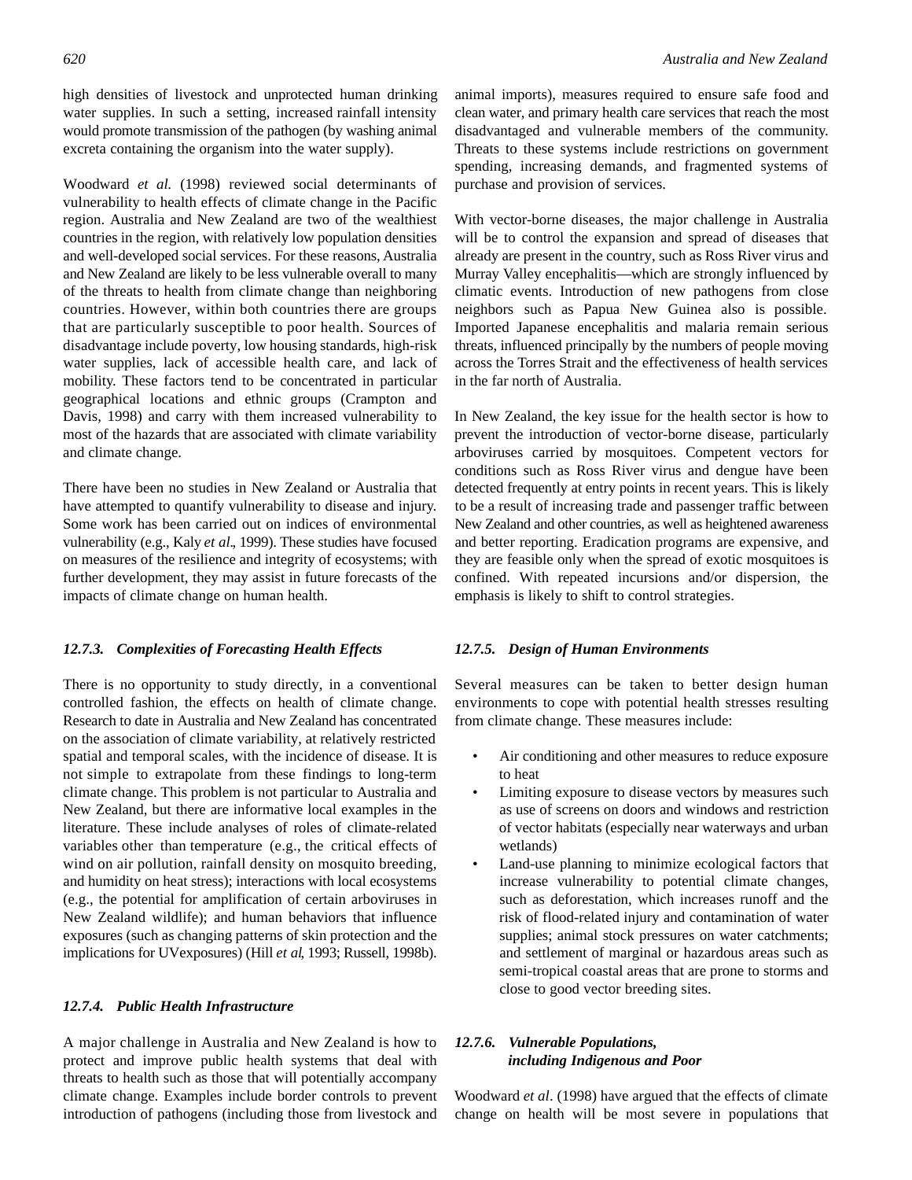high densities of livestock and unprotected human drinking water supplies. In such a setting, increased rainfall intensity would promote transmission of the pathogen (by washing animal excreta containing the organism into the water supply).

Woodward *et al.* (1998) reviewed social determinants of vulnerability to health effects of climate change in the Pacific region. Australia and New Zealand are two of the wealthiest countries in the region, with relatively low population densities and well-developed social services. For these reasons, Australia and New Zealand are likely to be less vulnerable overall to many of the threats to health from climate change than neighboring countries. However, within both countries there are groups that are particularly susceptible to poor health. Sources of disadvantage include poverty, low housing standards, high-risk water supplies, lack of accessible health care, and lack of mobility. These factors tend to be concentrated in particular geographical locations and ethnic groups (Crampton and Davis, 1998) and carry with them increased vulnerability to most of the hazards that are associated with climate variability and climate change.

There have been no studies in New Zealand or Australia that have attempted to quantify vulnerability to disease and injury. Some work has been carried out on indices of environmental vulnerability (e.g., Kaly *et al*., 1999). These studies have focused on measures of the resilience and integrity of ecosystems; with further development, they may assist in future forecasts of the impacts of climate change on human health.

### 12.7.3. Complexities of Forecasting Health Effects

There is no opportunity to study directly, in a conventional controlled fashion, the effects on health of climate change. Research to date in Australia and New Zealand has concentrated on the association of climate variability, at relatively restricted spatial and temporal scales, with the incidence of disease. It is not simple to extrapolate from these findings to long-term climate change. This problem is not particular to Australia and New Zealand, but there are informative local examples in the literature. These include analyses of roles of climate-related variables other than temperature (e.g., the critical effects of wind on air pollution, rainfall density on mosquito breeding, and humidity on heat stress); interactions with local ecosystems (e.g., the potential for amplification of certain arboviruses in New Zealand wildlife); and human behaviors that influence exposures (such as changing patterns of skin protection and the implications for UVexposures) (Hill *et al*, 1993; Russell, 1998b).

### 12.7.4. Public Health Infrastructure

A major challenge in Australia and New Zealand is how to protect and improve public health systems that deal with threats to health such as those that will potentially accompany climate change. Examples include border controls to prevent introduction of pathogens (including those from livestock and animal imports), measures required to ensure safe food and clean water, and primary health care services that reach the most disadvantaged and vulnerable members of the community. Threats to these systems include restrictions on government spending, increasing demands, and fragmented systems of purchase and provision of services.

With vector-borne diseases, the major challenge in Australia will be to control the expansion and spread of diseases that already are present in the country, such as Ross River virus and Murray Valley encephalitis—which are strongly influenced by climatic events. Introduction of new pathogens from close neighbors such as Papua New Guinea also is possible. Imported Japanese encephalitis and malaria remain serious threats, influenced principally by the numbers of people moving across the Torres Strait and the effectiveness of health services in the far north of Australia.

In New Zealand, the key issue for the health sector is how to prevent the introduction of vector-borne disease, particularly arboviruses carried by mosquitoes. Competent vectors for conditions such as Ross River virus and dengue have been detected frequently at entry points in recent years. This is likely to be a result of increasing trade and passenger traffic between New Zealand and other countries, as well as heightened awareness and better reporting. Eradication programs are expensive, and they are feasible only when the spread of exotic mosquitoes is confined. With repeated incursions and/or dispersion, the emphasis is likely to shift to control strategies.

### 12.7.5. Design of Human Environments

Several measures can be taken to better design human environments to cope with potential health stresses resulting from climate change. These measures include:

- Air conditioning and other measures to reduce exposure to heat
- Limiting exposure to disease vectors by measures such as use of screens on doors and windows and restriction of vector habitats (especially near waterways and urban wetlands)
- Land-use planning to minimize ecological factors that increase vulnerability to potential climate changes, such as deforestation, which increases runoff and the risk of flood-related injury and contamination of water supplies; animal stock pressures on water catchments; and settlement of marginal or hazardous areas such as semi-tropical coastal areas that are prone to storms and close to good vector breeding sites.

### 12.7.6. Vulnerable Populations, including Indigenous and Poor

Woodward *et al*. (1998) have argued that the effects of climate change on health will be most severe in populations that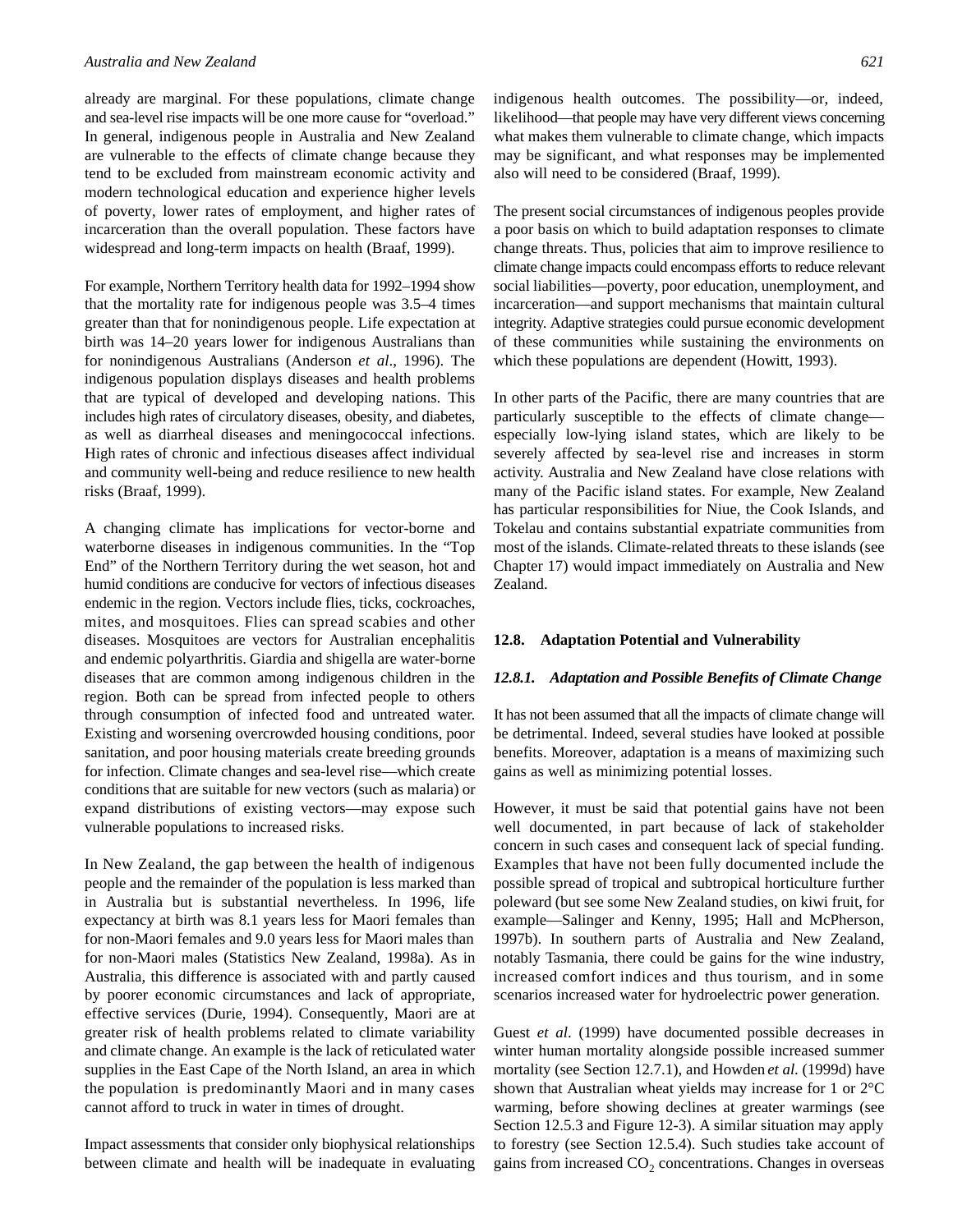already are marginal. For these populations, climate change and sea-level rise impacts will be one more cause for "overload." In general, indigenous people in Australia and New Zealand are vulnerable to the effects of climate change because they tend to be excluded from mainstream economic activity and modern technological education and experience higher levels of poverty, lower rates of employment, and higher rates of incarceration than the overall population. These factors have widespread and long-term impacts on health (Braaf, 1999).

For example, Northern Territory health data for 1992–1994 show that the mortality rate for indigenous people was 3.5–4 times greater than that for nonindigenous people. Life expectation at birth was 14–20 years lower for indigenous Australians than for nonindigenous Australians (Anderson *et al*., 1996). The indigenous population displays diseases and health problems that are typical of developed and developing nations. This includes high rates of circulatory diseases, obesity, and diabetes, as well as diarrheal diseases and meningococcal infections. High rates of chronic and infectious diseases affect individual and community well-being and reduce resilience to new health risks (Braaf, 1999).

A changing climate has implications for vector-borne and waterborne diseases in indigenous communities. In the "Top End" of the Northern Territory during the wet season, hot and humid conditions are conducive for vectors of infectious diseases endemic in the region. Vectors include flies, ticks, cockroaches, mites, and mosquitoes. Flies can spread scabies and other diseases. Mosquitoes are vectors for Australian encephalitis and endemic polyarthritis. Giardia and shigella are water-borne diseases that are common among indigenous children in the region. Both can be spread from infected people to others through consumption of infected food and untreated water. Existing and worsening overcrowded housing conditions, poor sanitation, and poor housing materials create breeding grounds for infection. Climate changes and sea-level rise—which create conditions that are suitable for new vectors (such as malaria) or expand distributions of existing vectors—may expose such vulnerable populations to increased risks.

In New Zealand, the gap between the health of indigenous people and the remainder of the population is less marked than in Australia but is substantial nevertheless. In 1996, life expectancy at birth was 8.1 years less for Maori females than for non-Maori females and 9.0 years less for Maori males than for non-Maori males (Statistics New Zealand, 1998a). As in Australia, this difference is associated with and partly caused by poorer economic circumstances and lack of appropriate, effective services (Durie, 1994). Consequently, Maori are at greater risk of health problems related to climate variability and climate change. An example is the lack of reticulated water supplies in the East Cape of the North Island, an area in which the population is predominantly Maori and in many cases cannot afford to truck in water in times of drought.

Impact assessments that consider only biophysical relationships between climate and health will be inadequate in evaluating indigenous health outcomes. The possibility—or, indeed, likelihood—that people may have very different views concerning what makes them vulnerable to climate change, which impacts may be significant, and what responses may be implemented also will need to be considered (Braaf, 1999).

The present social circumstances of indigenous peoples provide a poor basis on which to build adaptation responses to climate change threats. Thus, policies that aim to improve resilience to climate change impacts could encompass efforts to reduce relevant social liabilities—poverty, poor education, unemployment, and incarceration—and support mechanisms that maintain cultural integrity. Adaptive strategies could pursue economic development of these communities while sustaining the environments on which these populations are dependent (Howitt, 1993).

In other parts of the Pacific, there are many countries that are particularly susceptible to the effects of climate change—especially low-lying island states, which are likely to be severely affected by sea-level rise and increases in storm activity. Australia and New Zealand have close relations with many of the Pacific island states. For example, New Zealand has particular responsibilities for Niue, the Cook Islands, and Tokelau and contains substantial expatriate communities from most of the islands. Climate-related threats to these islands (see Chapter 17) would impact immediately on Australia and New Zealand.

## 12.8. Adaptation Potential and Vulnerability

### *12.8.1. Adaptation and Possible Benefits of Climate Change*

It has not been assumed that all the impacts of climate change will be detrimental. Indeed, several studies have looked at possible benefits. Moreover, adaptation is a means of maximizing such gains as well as minimizing potential losses.

However, it must be said that potential gains have not been well documented, in part because of lack of stakeholder concern in such cases and consequent lack of special funding. Examples that have not been fully documented include the possible spread of tropical and subtropical horticulture further poleward (but see some New Zealand studies, on kiwi fruit, for example—Salinger and Kenny, 1995; Hall and McPherson, 1997b). In southern parts of Australia and New Zealand, notably Tasmania, there could be gains for the wine industry, increased comfort indices and thus tourism, and in some scenarios increased water for hydroelectric power generation.

Guest *et al*. (1999) have documented possible decreases in winter human mortality alongside possible increased summer mortality (see Section 12.7.1), and Howden *et al.* (1999d) have shown that Australian wheat yields may increase for 1 or 2°C warming, before showing declines at greater warmings (see Section 12.5.3 and Figure 12-3). A similar situation may apply to forestry (see Section 12.5.4). Such studies take account of gains from increased $CO_2$ concentrations. Changes in overseas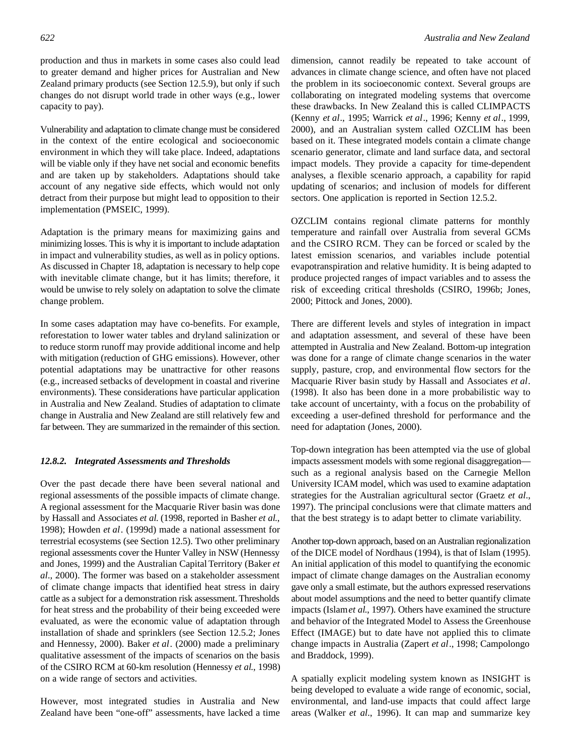production and thus in markets in some cases also could lead to greater demand and higher prices for Australian and New Zealand primary products (see Section 12.5.9), but only if such changes do not disrupt world trade in other ways (e.g., lower capacity to pay).

Vulnerability and adaptation to climate change must be considered in the context of the entire ecological and socioeconomic environment in which they will take place. Indeed, adaptations will be viable only if they have net social and economic benefits and are taken up by stakeholders. Adaptations should take account of any negative side effects, which would not only detract from their purpose but might lead to opposition to their implementation (PMSEIC, 1999).

Adaptation is the primary means for maximizing gains and minimizing losses. This is why it is important to include adaptation in impact and vulnerability studies, as well as in policy options. As discussed in Chapter 18, adaptation is necessary to help cope with inevitable climate change, but it has limits; therefore, it would be unwise to rely solely on adaptation to solve the climate change problem.

In some cases adaptation may have co-benefits. For example, reforestation to lower water tables and dryland salinization or to reduce storm runoff may provide additional income and help with mitigation (reduction of GHG emissions). However, other potential adaptations may be unattractive for other reasons (e.g., increased setbacks of development in coastal and riverine environments). These considerations have particular application in Australia and New Zealand. Studies of adaptation to climate change in Australia and New Zealand are still relatively few and far between. They are summarized in the remainder of this section.

### *12.8.2. Integrated Assessments and Thresholds*

Over the past decade there have been several national and regional assessments of the possible impacts of climate change. A regional assessment for the Macquarie River basin was done by Hassall and Associates *et al.* (1998, reported in Basher *et al.*, 1998); Howden *et al*. (1999d) made a national assessment for terrestrial ecosystems (see Section 12.5). Two other preliminary regional assessments cover the Hunter Valley in NSW (Hennessy and Jones, 1999) and the Australian Capital Territory (Baker *et al*., 2000). The former was based on a stakeholder assessment of climate change impacts that identified heat stress in dairy cattle as a subject for a demonstration risk assessment. Thresholds for heat stress and the probability of their being exceeded were evaluated, as were the economic value of adaptation through installation of shade and sprinklers (see Section 12.5.2; Jones and Hennessy, 2000). Baker *et al*. (2000) made a preliminary qualitative assessment of the impacts of scenarios on the basis of the CSIRO RCM at 60-km resolution (Hennessy *et al.*, 1998) on a wide range of sectors and activities.

However, most integrated studies in Australia and New Zealand have been "one-off" assessments, have lacked a time dimension, cannot readily be repeated to take account of advances in climate change science, and often have not placed the problem in its socioeconomic context. Several groups are collaborating on integrated modeling systems that overcome these drawbacks. In New Zealand this is called CLIMPACTS (Kenny *et al*., 1995; Warrick *et al*., 1996; Kenny *et al*., 1999, 2000), and an Australian system called OZCLIM has been based on it. These integrated models contain a climate change scenario generator, climate and land surface data, and sectoral impact models. They provide a capacity for time-dependent analyses, a flexible scenario approach, a capability for rapid updating of scenarios; and inclusion of models for different sectors. One application is reported in Section 12.5.2.

OZCLIM contains regional climate patterns for monthly temperature and rainfall over Australia from several GCMs and the CSIRO RCM. They can be forced or scaled by the latest emission scenarios, and variables include potential evapotranspiration and relative humidity. It is being adapted to produce projected ranges of impact variables and to assess the risk of exceeding critical thresholds (CSIRO, 1996b; Jones, 2000; Pittock and Jones, 2000).

There are different levels and styles of integration in impact and adaptation assessment, and several of these have been attempted in Australia and New Zealand. Bottom-up integration was done for a range of climate change scenarios in the water supply, pasture, crop, and environmental flow sectors for the Macquarie River basin study by Hassall and Associates *et al*. (1998). It also has been done in a more probabilistic way to take account of uncertainty, with a focus on the probability of exceeding a user-defined threshold for performance and the need for adaptation (Jones, 2000).

Top-down integration has been attempted via the use of global impacts assessment models with some regional disaggregation—such as a regional analysis based on the Carnegie Mellon University ICAM model, which was used to examine adaptation strategies for the Australian agricultural sector (Graetz *et al*., 1997). The principal conclusions were that climate matters and that the best strategy is to adapt better to climate variability.

Another top-down approach, based on an Australian regionalization of the DICE model of Nordhaus (1994), is that of Islam (1995). An initial application of this model to quantifying the economic impact of climate change damages on the Australian economy gave only a small estimate, but the authors expressed reservations about model assumptions and the need to better quantify climate impacts (Islam *et al.*, 1997). Others have examined the structure and behavior of the Integrated Model to Assess the Greenhouse Effect (IMAGE) but to date have not applied this to climate change impacts in Australia (Zapert *et al*., 1998; Campolongo and Braddock, 1999).

A spatially explicit modeling system known as INSIGHT is being developed to evaluate a wide range of economic, social, environmental, and land-use impacts that could affect large areas (Walker *et al.*, 1996). It can map and summarize key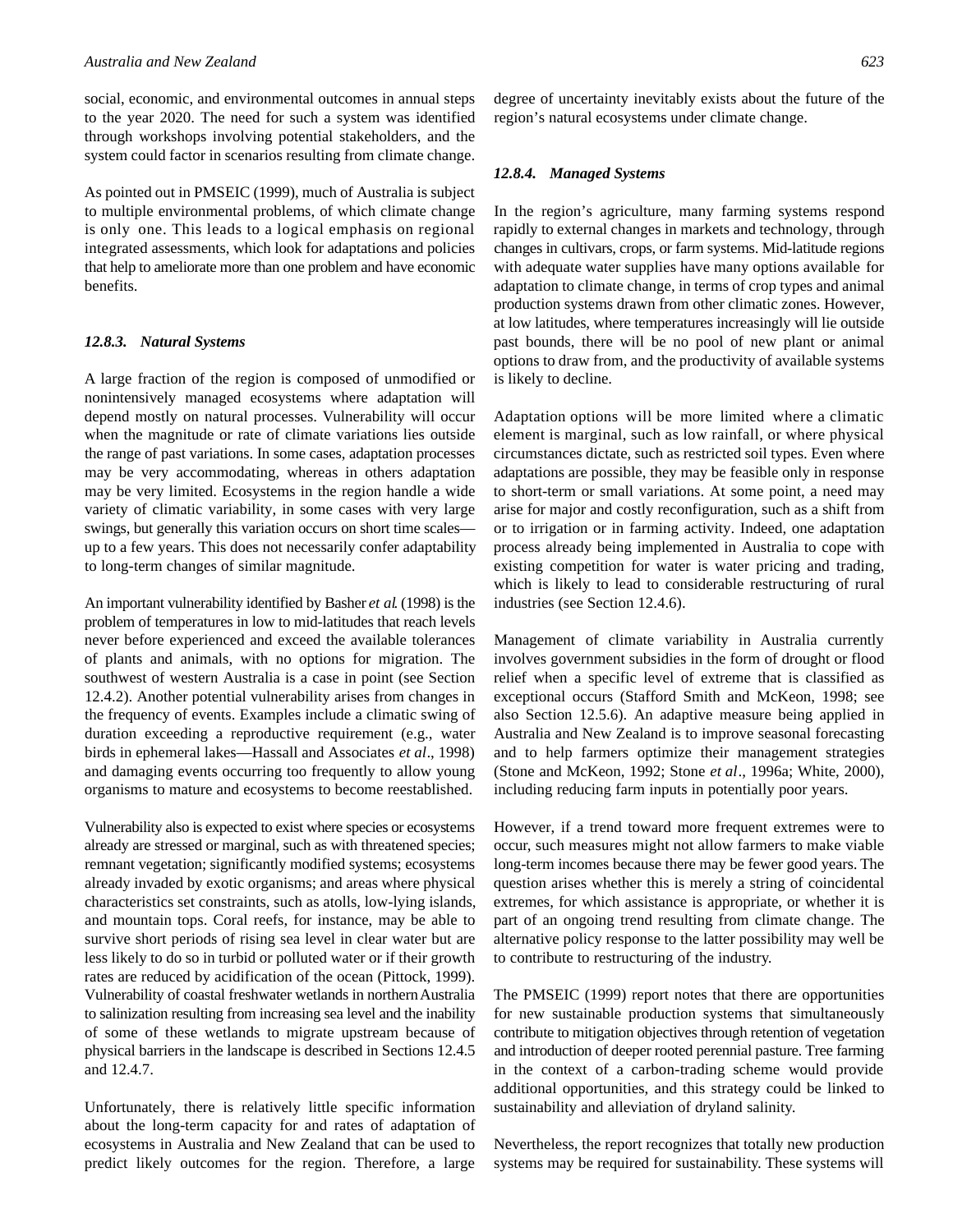social, economic, and environmental outcomes in annual steps to the year 2020. The need for such a system was identified through workshops involving potential stakeholders, and the system could factor in scenarios resulting from climate change.

As pointed out in PMSEIC (1999), much of Australia is subject to multiple environmental problems, of which climate change is only one. This leads to a logical emphasis on regional integrated assessments, which look for adaptations and policies that help to ameliorate more than one problem and have economic benefits.

### *12.8.3. Natural Systems*

A large fraction of the region is composed of unmodified or nonintensively managed ecosystems where adaptation will depend mostly on natural processes. Vulnerability will occur when the magnitude or rate of climate variations lies outside the range of past variations. In some cases, adaptation processes may be very accommodating, whereas in others adaptation may be very limited. Ecosystems in the region handle a wide variety of climatic variability, in some cases with very large swings, but generally this variation occurs on short time scales—up to a few years. This does not necessarily confer adaptability to long-term changes of similar magnitude.

An important vulnerability identified by Basher *et al.* (1998) is the problem of temperatures in low to mid-latitudes that reach levels never before experienced and exceed the available tolerances of plants and animals, with no options for migration. The southwest of western Australia is a case in point (see Section 12.4.2). Another potential vulnerability arises from changes in the frequency of events. Examples include a climatic swing of duration exceeding a reproductive requirement (e.g., water birds in ephemeral lakes—Hassall and Associates *et al*., 1998) and damaging events occurring too frequently to allow young organisms to mature and ecosystems to become reestablished.

Vulnerability also is expected to exist where species or ecosystems already are stressed or marginal, such as with threatened species; remnant vegetation; significantly modified systems; ecosystems already invaded by exotic organisms; and areas where physical characteristics set constraints, such as atolls, low-lying islands, and mountain tops. Coral reefs, for instance, may be able to survive short periods of rising sea level in clear water but are less likely to do so in turbid or polluted water or if their growth rates are reduced by acidification of the ocean (Pittock, 1999). Vulnerability of coastal freshwater wetlands in northern Australia to salinization resulting from increasing sea level and the inability of some of these wetlands to migrate upstream because of physical barriers in the landscape is described in Sections 12.4.5 and 12.4.7.

Unfortunately, there is relatively little specific information about the long-term capacity for and rates of adaptation of ecosystems in Australia and New Zealand that can be used to predict likely outcomes for the region. Therefore, a large degree of uncertainty inevitably exists about the future of the region's natural ecosystems under climate change.

### *12.8.4. Managed Systems*

In the region's agriculture, many farming systems respond rapidly to external changes in markets and technology, through changes in cultivars, crops, or farm systems. Mid-latitude regions with adequate water supplies have many options available for adaptation to climate change, in terms of crop types and animal production systems drawn from other climatic zones. However, at low latitudes, where temperatures increasingly will lie outside past bounds, there will be no pool of new plant or animal options to draw from, and the productivity of available systems is likely to decline.

Adaptation options will be more limited where a climatic element is marginal, such as low rainfall, or where physical circumstances dictate, such as restricted soil types. Even where adaptations are possible, they may be feasible only in response to short-term or small variations. At some point, a need may arise for major and costly reconfiguration, such as a shift from or to irrigation or in farming activity. Indeed, one adaptation process already being implemented in Australia to cope with existing competition for water is water pricing and trading, which is likely to lead to considerable restructuring of rural industries (see Section 12.4.6).

Management of climate variability in Australia currently involves government subsidies in the form of drought or flood relief when a specific level of extreme that is classified as exceptional occurs (Stafford Smith and McKeon, 1998; see also Section 12.5.6). An adaptive measure being applied in Australia and New Zealand is to improve seasonal forecasting and to help farmers optimize their management strategies (Stone and McKeon, 1992; Stone *et al*., 1996a; White, 2000), including reducing farm inputs in potentially poor years.

However, if a trend toward more frequent extremes were to occur, such measures might not allow farmers to make viable long-term incomes because there may be fewer good years. The question arises whether this is merely a string of coincidental extremes, for which assistance is appropriate, or whether it is part of an ongoing trend resulting from climate change. The alternative policy response to the latter possibility may well be to contribute to restructuring of the industry.

The PMSEIC (1999) report notes that there are opportunities for new sustainable production systems that simultaneously contribute to mitigation objectives through retention of vegetation and introduction of deeper rooted perennial pasture. Tree farming in the context of a carbon-trading scheme would provide additional opportunities, and this strategy could be linked to sustainability and alleviation of dryland salinity.

Nevertheless, the report recognizes that totally new production systems may be required for sustainability. These systems will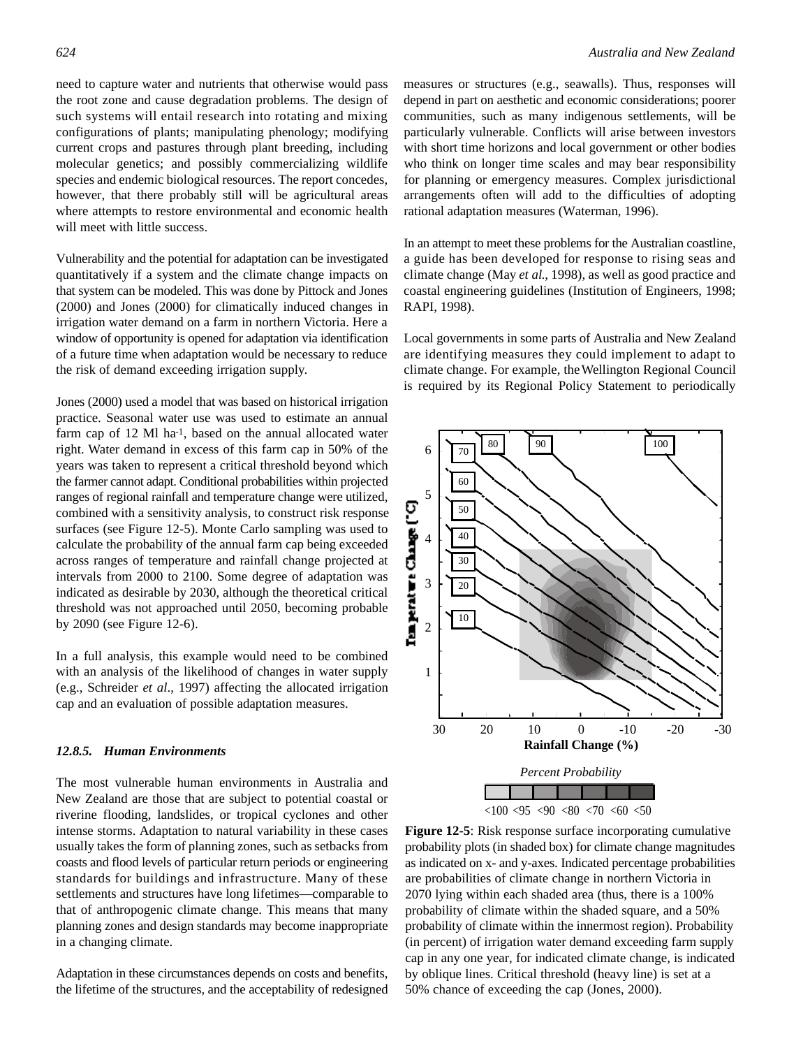need to capture water and nutrients that otherwise would pass the root zone and cause degradation problems. The design of such systems will entail research into rotating and mixing configurations of plants; manipulating phenology; modifying current crops and pastures through plant breeding, including molecular genetics; and possibly commercializing wildlife species and endemic biological resources. The report concedes, however, that there probably still will be agricultural areas where attempts to restore environmental and economic health will meet with little success.

Vulnerability and the potential for adaptation can be investigated quantitatively if a system and the climate change impacts on that system can be modeled. This was done by Pittock and Jones (2000) and Jones (2000) for climatically induced changes in irrigation water demand on a farm in northern Victoria. Here a window of opportunity is opened for adaptation via identification of a future time when adaptation would be necessary to reduce the risk of demand exceeding irrigation supply.

Jones (2000) used a model that was based on historical irrigation practice. Seasonal water use was used to estimate an annual farm cap of 12 Ml $ha^{-1}$, based on the annual allocated water right. Water demand in excess of this farm cap in 50% of the years was taken to represent a critical threshold beyond which the farmer cannot adapt. Conditional probabilities within projected ranges of regional rainfall and temperature change were utilized, combined with a sensitivity analysis, to construct risk response surfaces (see Figure 12-5). Monte Carlo sampling was used to calculate the probability of the annual farm cap being exceeded across ranges of temperature and rainfall change projected at intervals from 2000 to 2100. Some degree of adaptation was indicated as desirable by 2030, although the theoretical critical threshold was not approached until 2050, becoming probable by 2090 (see Figure 12-6).

In a full analysis, this example would need to be combined with an analysis of the likelihood of changes in water supply (e.g., Schreider *et al*., 1997) affecting the allocated irrigation cap and an evaluation of possible adaptation measures.

### 12.8.5. Human Environments

The most vulnerable human environments in Australia and New Zealand are those that are subject to potential coastal or riverine flooding, landslides, or tropical cyclones and other intense storms. Adaptation to natural variability in these cases usually takes the form of planning zones, such as setbacks from coasts and flood levels of particular return periods or engineering standards for buildings and infrastructure. Many of these settlements and structures have long lifetimes—comparable to that of anthropogenic climate change. This means that many planning zones and design standards may become inappropriate in a changing climate.

Adaptation in these circumstances depends on costs and benefits, the lifetime of the structures, and the acceptability of redesigned measures or structures (e.g., seawalls). Thus, responses will depend in part on aesthetic and economic considerations; poorer communities, such as many indigenous settlements, will be particularly vulnerable. Conflicts will arise between investors with short time horizons and local government or other bodies who think on longer time scales and may bear responsibility for planning or emergency measures. Complex jurisdictional arrangements often will add to the difficulties of adopting rational adaptation measures (Waterman, 1996).

In an attempt to meet these problems for the Australian coastline, a guide has been developed for response to rising seas and climate change (May *et al*., 1998), as well as good practice and coastal engineering guidelines (Institution of Engineers, 1998; RAPI, 1998).

Local governments in some parts of Australia and New Zealand are identifying measures they could implement to adapt to climate change. For example, the Wellington Regional Council is required by its Regional Policy Statement to periodically

**Figure 12-5**: Risk response surface incorporating cumulative probability plots (in shaded box) for climate change magnitudes as indicated on x- and y-axes. Indicated percentage probabilities are probabilities of climate change in northern Victoria in 2070 lying within each shaded area (thus, there is a 100% probability of climate within the shaded square, and a 50% probability of climate within the innermost region). Probability (in percent) of irrigation water demand exceeding farm supply cap in any one year, for indicated climate change, is indicated by oblique lines. Critical threshold (heavy line) is set at a 50% chance of exceeding the cap (Jones, 2000).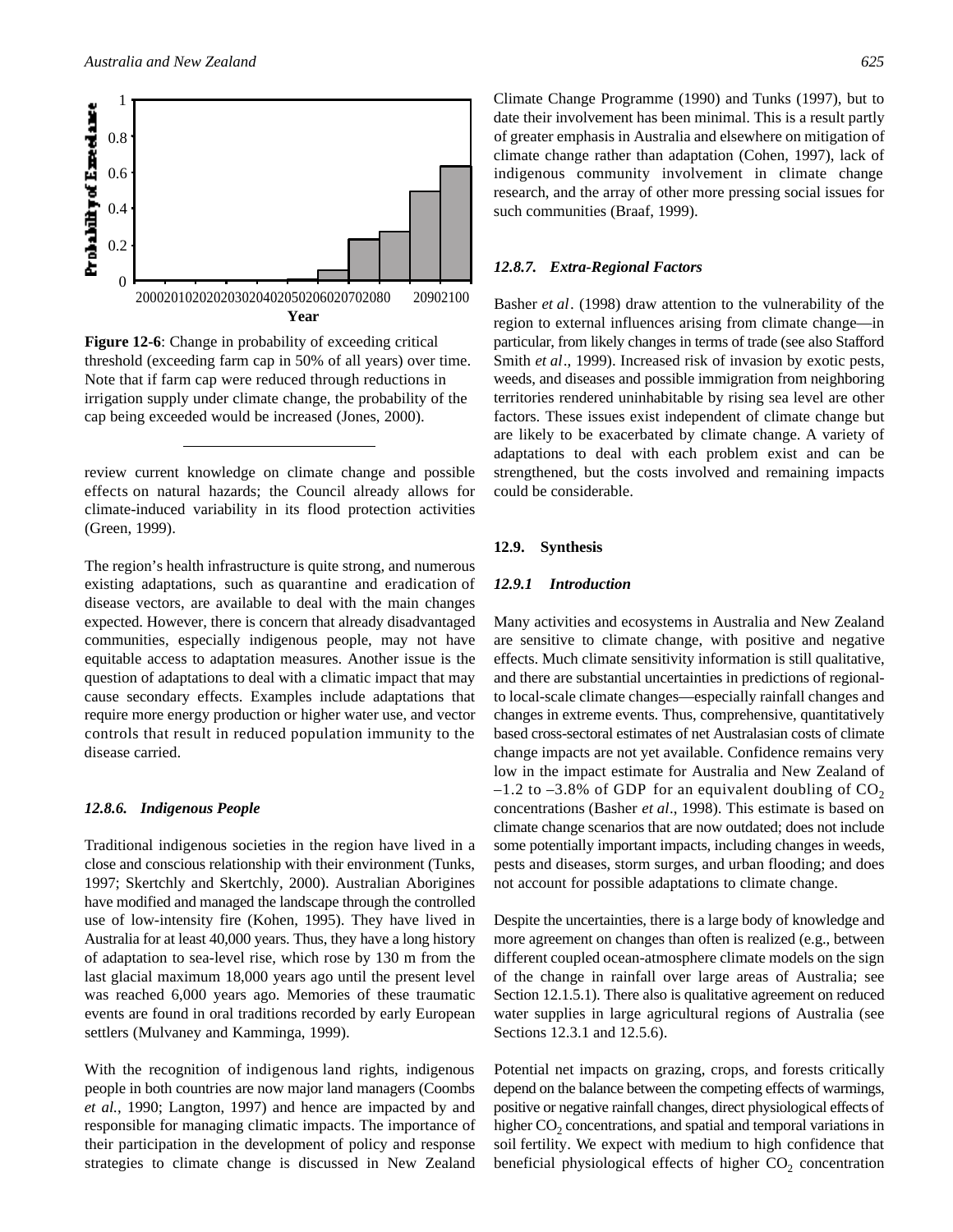**Figure 12-6**: Change in probability of exceeding critical threshold (exceeding farm cap in 50% of all years) over time. Note that if farm cap were reduced through reductions in irrigation supply under climate change, the probability of the cap being exceeded would be increased (Jones, 2000).

review current knowledge on climate change and possible effects on natural hazards; the Council already allows for climate-induced variability in its flood protection activities (Green, 1999).

The region's health infrastructure is quite strong, and numerous existing adaptations, such as quarantine and eradication of disease vectors, are available to deal with the main changes expected. However, there is concern that already disadvantaged communities, especially indigenous people, may not have equitable access to adaptation measures. Another issue is the question of adaptations to deal with a climatic impact that may cause secondary effects. Examples include adaptations that require more energy production or higher water use, and vector controls that result in reduced population immunity to the disease carried.

### *12.8.6. Indigenous People*

Traditional indigenous societies in the region have lived in a close and conscious relationship with their environment (Tunks, 1997; Skertchly and Skertchly, 2000). Australian Aborigines have modified and managed the landscape through the controlled use of low-intensity fire (Kohen, 1995). They have lived in Australia for at least 40,000 years. Thus, they have a long history of adaptation to sea-level rise, which rose by 130 m from the last glacial maximum 18,000 years ago until the present level was reached 6,000 years ago. Memories of these traumatic events are found in oral traditions recorded by early European settlers (Mulvaney and Kamminga, 1999).

With the recognition of indigenous land rights, indigenous people in both countries are now major land managers (Coombs *et al.*, 1990; Langton, 1997) and hence are impacted by and responsible for managing climatic impacts. The importance of their participation in the development of policy and response strategies to climate change is discussed in New Zealand Climate Change Programme (1990) and Tunks (1997), but to date their involvement has been minimal. This is a result partly of greater emphasis in Australia and elsewhere on mitigation of climate change rather than adaptation (Cohen, 1997), lack of indigenous community involvement in climate change research, and the array of other more pressing social issues for such communities (Braaf, 1999).

### *12.8.7. Extra-Regional Factors*

Basher *et al*. (1998) draw attention to the vulnerability of the region to external influences arising from climate change—in particular, from likely changes in terms of trade (see also Stafford Smith *et al*., 1999). Increased risk of invasion by exotic pests, weeds, and diseases and possible immigration from neighboring territories rendered uninhabitable by rising sea level are other factors. These issues exist independent of climate change but are likely to be exacerbated by climate change. A variety of adaptations to deal with each problem exist and can be strengthened, but the costs involved and remaining impacts could be considerable.

## 12.9. Synthesis

### *12.9.1 Introduction*

Many activities and ecosystems in Australia and New Zealand are sensitive to climate change, with positive and negative effects. Much climate sensitivity information is still qualitative, and there are substantial uncertainties in predictions of regional-to local-scale climate changes—especially rainfall changes and changes in extreme events. Thus, comprehensive, quantitatively based cross-sectoral estimates of net Australasian costs of climate change impacts are not yet available. Confidence remains very low in the impact estimate for Australia and New Zealand of –1.2 to –3.8% of GDP for an equivalent doubling of $CO_2$ concentrations (Basher *et al*., 1998). This estimate is based on climate change scenarios that are now outdated; does not include some potentially important impacts, including changes in weeds, pests and diseases, storm surges, and urban flooding; and does not account for possible adaptations to climate change.

Despite the uncertainties, there is a large body of knowledge and more agreement on changes than often is realized (e.g., between different coupled ocean-atmosphere climate models on the sign of the change in rainfall over large areas of Australia; see Section 12.1.5.1). There also is qualitative agreement on reduced water supplies in large agricultural regions of Australia (see Sections 12.3.1 and 12.5.6).

Potential net impacts on grazing, crops, and forests critically depend on the balance between the competing effects of warmings, positive or negative rainfall changes, direct physiological effects of higher $CO_2$ concentrations, and spatial and temporal variations in soil fertility. We expect with medium to high confidence that beneficial physiological effects of higher $CO_2$ concentration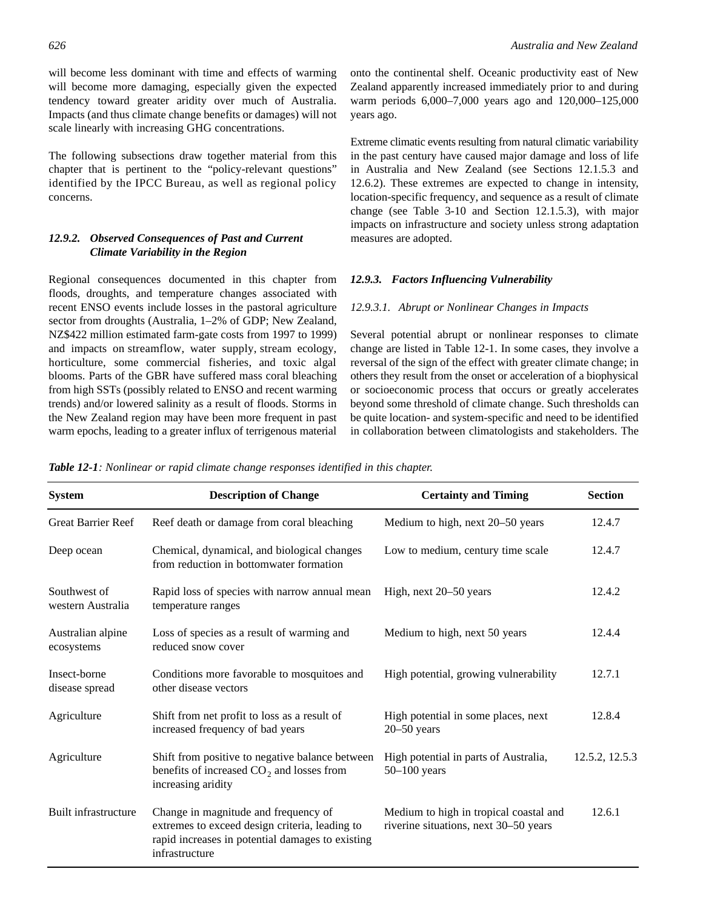will become less dominant with time and effects of warming will become more damaging, especially given the expected tendency toward greater aridity over much of Australia. Impacts (and thus climate change benefits or damages) will not scale linearly with increasing GHG concentrations.

The following subsections draw together material from this chapter that is pertinent to the "policy-relevant questions" identified by the IPCC Bureau, as well as regional policy concerns.

### *12.9.2. Observed Consequences of Past and Current Climate Variability in the Region*

Regional consequences documented in this chapter from floods, droughts, and temperature changes associated with recent ENSO events include losses in the pastoral agriculture sector from droughts (Australia, 1–2% of GDP; New Zealand, NZ$422 million estimated farm-gate costs from 1997 to 1999) and impacts on streamflow, water supply, stream ecology, horticulture, some commercial fisheries, and toxic algal blooms. Parts of the GBR have suffered mass coral bleaching from high SSTs (possibly related to ENSO and recent warming trends) and/or lowered salinity as a result of floods. Storms in the New Zealand region may have been more frequent in past warm epochs, leading to a greater influx of terrigenous material onto the continental shelf. Oceanic productivity east of New Zealand apparently increased immediately prior to and during warm periods 6,000–7,000 years ago and 120,000–125,000 years ago.

Extreme climatic events resulting from natural climatic variability in the past century have caused major damage and loss of life in Australia and New Zealand (see Sections 12.1.5.3 and 12.6.2). These extremes are expected to change in intensity, location-specific frequency, and sequence as a result of climate change (see Table 3-10 and Section 12.1.5.3), with major impacts on infrastructure and society unless strong adaptation measures are adopted.

### *12.9.3. Factors Influencing Vulnerability*

#### *12.9.3.1. Abrupt or Nonlinear Changes in Impacts*

Several potential abrupt or nonlinear responses to climate change are listed in Table 12-1. In some cases, they involve a reversal of the sign of the effect with greater climate change; in others they result from the onset or acceleration of a biophysical or socioeconomic process that occurs or greatly accelerates beyond some threshold of climate change. Such thresholds can be quite location- and system-specific and need to be identified in collaboration between climatologists and stakeholders. The

***Table 12-1****: Nonlinear or rapid climate change responses identified in this chapter.*

| System | Description of Change | Certainty and Timing | Section |
|---|---|---|---|
| Great Barrier Reef | Reef death or damage from coral bleaching | Medium to high, next 20–50 years | 12.4.7 |
| Deep ocean | Chemical, dynamical, and biological changes from reduction in bottomwater formation | Low to medium, century time scale | 12.4.7 |
| Southwest of western Australia | Rapid loss of species with narrow annual mean temperature ranges | High, next 20–50 years | 12.4.2 |
| Australian alpine ecosystems | Loss of species as a result of warming and reduced snow cover | Medium to high, next 50 years | 12.4.4 |
| Insect-borne disease spread | Conditions more favorable to mosquitoes and other disease vectors | High potential, growing vulnerability | 12.7.1 |
| Agriculture | Shift from net profit to loss as a result of increased frequency of bad years | High potential in some places, next 20–50 years | 12.8.4 |
| Agriculture | Shift from positive to negative balance between benefits of increased $CO_2$ and losses from increasing aridity | High potential in parts of Australia, 50–100 years | 12.5.2, 12.5.3 |
| Built infrastructure | Change in magnitude and frequency of extremes to exceed design criteria, leading to rapid increases in potential damages to existing infrastructure | Medium to high in tropical coastal and riverine situations, next 30–50 years | 12.6.1 |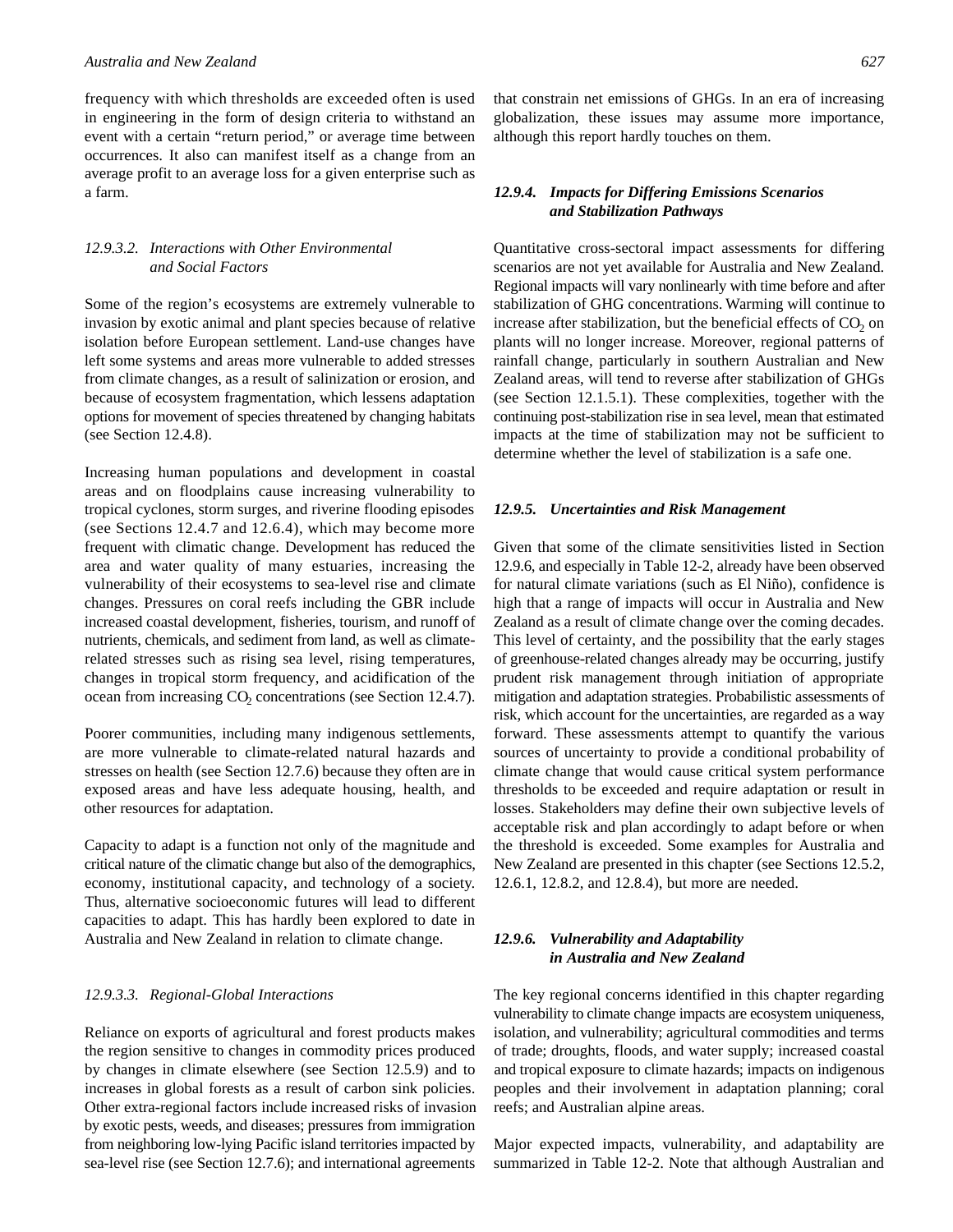frequency with which thresholds are exceeded often is used in engineering in the form of design criteria to withstand an event with a certain "return period," or average time between occurrences. It also can manifest itself as a change from an average profit to an average loss for a given enterprise such as a farm.

#### *12.9.3.2. Interactions with Other Environmental and Social Factors*

Some of the region's ecosystems are extremely vulnerable to invasion by exotic animal and plant species because of relative isolation before European settlement. Land-use changes have left some systems and areas more vulnerable to added stresses from climate changes, as a result of salinization or erosion, and because of ecosystem fragmentation, which lessens adaptation options for movement of species threatened by changing habitats (see Section 12.4.8).

Increasing human populations and development in coastal areas and on floodplains cause increasing vulnerability to tropical cyclones, storm surges, and riverine flooding episodes (see Sections 12.4.7 and 12.6.4), which may become more frequent with climatic change. Development has reduced the area and water quality of many estuaries, increasing the vulnerability of their ecosystems to sea-level rise and climate changes. Pressures on coral reefs including the GBR include increased coastal development, fisheries, tourism, and runoff of nutrients, chemicals, and sediment from land, as well as climate-related stresses such as rising sea level, rising temperatures, changes in tropical storm frequency, and acidification of the ocean from increasing $CO_2$ concentrations (see Section 12.4.7).

Poorer communities, including many indigenous settlements, are more vulnerable to climate-related natural hazards and stresses on health (see Section 12.7.6) because they often are in exposed areas and have less adequate housing, health, and other resources for adaptation.

Capacity to adapt is a function not only of the magnitude and critical nature of the climatic change but also of the demographics, economy, institutional capacity, and technology of a society. Thus, alternative socioeconomic futures will lead to different capacities to adapt. This has hardly been explored to date in Australia and New Zealand in relation to climate change.

#### *12.9.3.3. Regional-Global Interactions*

Reliance on exports of agricultural and forest products makes the region sensitive to changes in commodity prices produced by changes in climate elsewhere (see Section 12.5.9) and to increases in global forests as a result of carbon sink policies. Other extra-regional factors include increased risks of invasion by exotic pests, weeds, and diseases; pressures from immigration from neighboring low-lying Pacific island territories impacted by sea-level rise (see Section 12.7.6); and international agreements that constrain net emissions of GHGs. In an era of increasing globalization, these issues may assume more importance, although this report hardly touches on them.

### *12.9.4. Impacts for Differing Emissions Scenarios and Stabilization Pathways*

Quantitative cross-sectoral impact assessments for differing scenarios are not yet available for Australia and New Zealand. Regional impacts will vary nonlinearly with time before and after stabilization of GHG concentrations. Warming will continue to increase after stabilization, but the beneficial effects of $CO_2$ on plants will no longer increase. Moreover, regional patterns of rainfall change, particularly in southern Australian and New Zealand areas, will tend to reverse after stabilization of GHGs (see Section 12.1.5.1). These complexities, together with the continuing post-stabilization rise in sea level, mean that estimated impacts at the time of stabilization may not be sufficient to determine whether the level of stabilization is a safe one.

### *12.9.5. Uncertainties and Risk Management*

Given that some of the climate sensitivities listed in Section 12.9.6, and especially in Table 12-2, already have been observed for natural climate variations (such as El Niño), confidence is high that a range of impacts will occur in Australia and New Zealand as a result of climate change over the coming decades. This level of certainty, and the possibility that the early stages of greenhouse-related changes already may be occurring, justify prudent risk management through initiation of appropriate mitigation and adaptation strategies. Probabilistic assessments of risk, which account for the uncertainties, are regarded as a way forward. These assessments attempt to quantify the various sources of uncertainty to provide a conditional probability of climate change that would cause critical system performance thresholds to be exceeded and require adaptation or result in losses. Stakeholders may define their own subjective levels of acceptable risk and plan accordingly to adapt before or when the threshold is exceeded. Some examples for Australia and New Zealand are presented in this chapter (see Sections 12.5.2, 12.6.1, 12.8.2, and 12.8.4), but more are needed.

### *12.9.6. Vulnerability and Adaptability in Australia and New Zealand*

The key regional concerns identified in this chapter regarding vulnerability to climate change impacts are ecosystem uniqueness, isolation, and vulnerability; agricultural commodities and terms of trade; droughts, floods, and water supply; increased coastal and tropical exposure to climate hazards; impacts on indigenous peoples and their involvement in adaptation planning; coral reefs; and Australian alpine areas.

Major expected impacts, vulnerability, and adaptability are summarized in Table 12-2. Note that although Australian and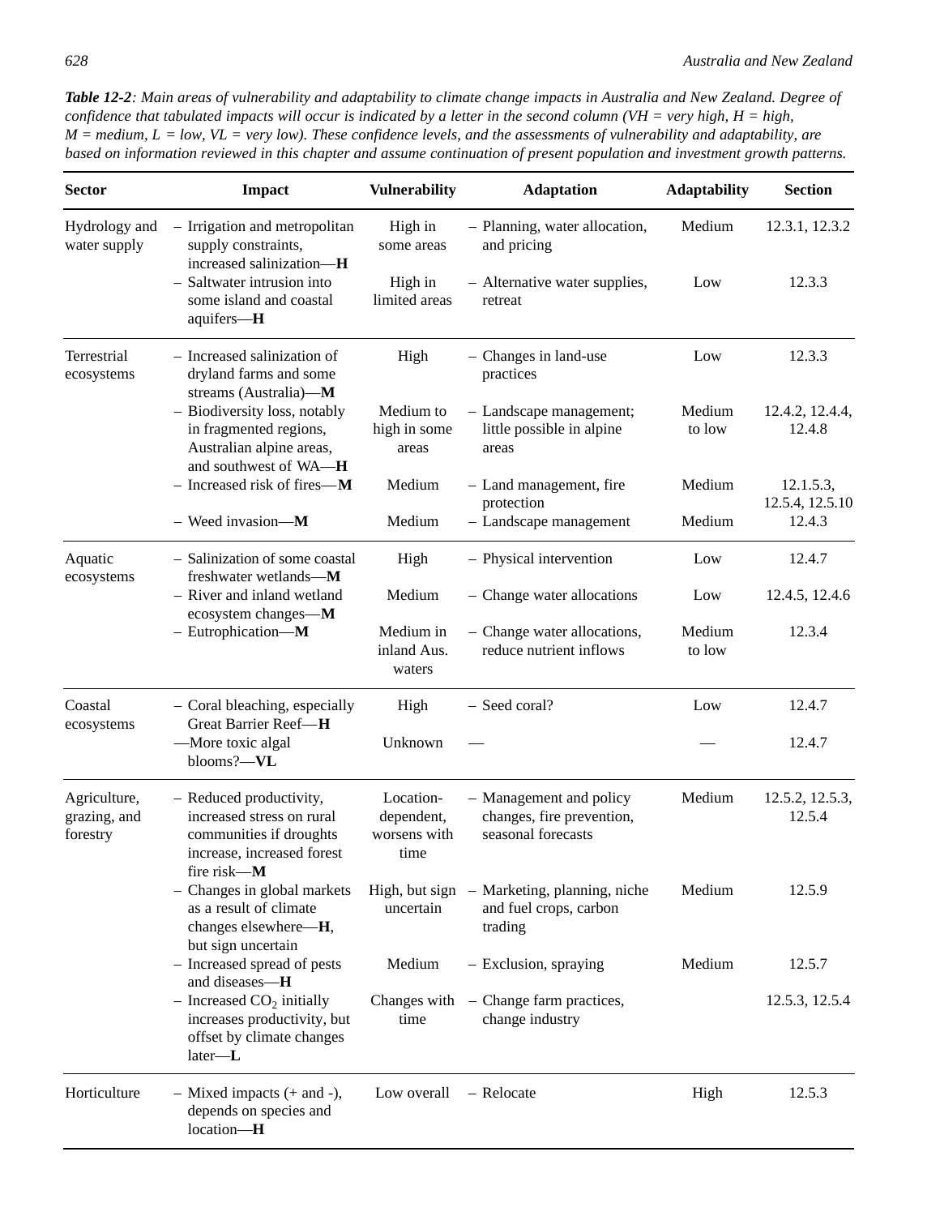***Table 12-2**: Main areas of vulnerability and adaptability to climate change impacts in Australia and New Zealand. Degree of confidence that tabulated impacts will occur is indicated by a letter in the second column (VH = very high, H = high, M = medium, L = low, VL = very low). These confidence levels, and the assessments of vulnerability and adaptability, are based on information reviewed in this chapter and assume continuation of present population and investment growth patterns.*

| Sector | Impact | Vulnerability | Adaptation | Adaptability | Section |
|---|---|---|---|---|---|
| Hydrology and water supply | – Irrigation and metropolitan supply constraints, increased salinization—**H** | High in some areas | – Planning, water allocation, and pricing | Medium | 12.3.1, 12.3.2 |
| | – Saltwater intrusion into some island and coastal aquifers—**H** | High in limited areas | – Alternative water supplies, retreat | Low | 12.3.3 |
| Terrestrial ecosystems | – Increased salinization of dryland farms and some streams (Australia)—**M** | High | – Changes in land-use practices | Low | 12.3.3 |
| | – Biodiversity loss, notably in fragmented regions, Australian alpine areas, and southwest of WA—**H** | Medium to high in some areas | – Landscape management; little possible in alpine areas | Medium to low | 12.4.2, 12.4.4, 12.4.8 |
| | – Increased risk of fires—**M** | Medium | – Land management, fire protection | Medium | 12.1.5.3, 12.5.4, 12.5.10 |
| | – Weed invasion—**M** | Medium | – Landscape management | Medium | 12.4.3 |
| Aquatic ecosystems | – Salinization of some coastal freshwater wetlands—**M** | High | – Physical intervention | Low | 12.4.7 |
| | – River and inland wetland ecosystem changes—**M** | Medium | – Change water allocations | Low | 12.4.5, 12.4.6 |
| | – Eutrophication—**M** | Medium in inland Aus. waters | – Change water allocations, reduce nutrient inflows | Medium to low | 12.3.4 |
| Coastal ecosystems | – Coral bleaching, especially Great Barrier Reef—**H** | High | – Seed coral? | Low | 12.4.7 |
| | —More toxic algal blooms?—**VL** | Unknown | — | — | 12.4.7 |
| Agriculture, grazing, and forestry | – Reduced productivity, increased stress on rural communities if droughts increase, increased forest fire risk—**M** | Location-dependent, worsens with time | – Management and policy changes, fire prevention, seasonal forecasts | Medium | 12.5.2, 12.5.3, 12.5.4 |
| | – Changes in global markets as a result of climate changes elsewhere—**H**, but sign uncertain | High, but sign uncertain | – Marketing, planning, niche and fuel crops, carbon trading | Medium | 12.5.9 |
| | – Increased spread of pests and diseases—**H** | Medium | – Exclusion, spraying | Medium | 12.5.7 |
| | – Increased $CO_2$ initially increases productivity, but offset by climate changes later—**L** | Changes with time | – Change farm practices, change industry | | 12.5.3, 12.5.4 |
| Horticulture | – Mixed impacts (+ and -), depends on species and location—**H** | Low overall | – Relocate | High | 12.5.3 |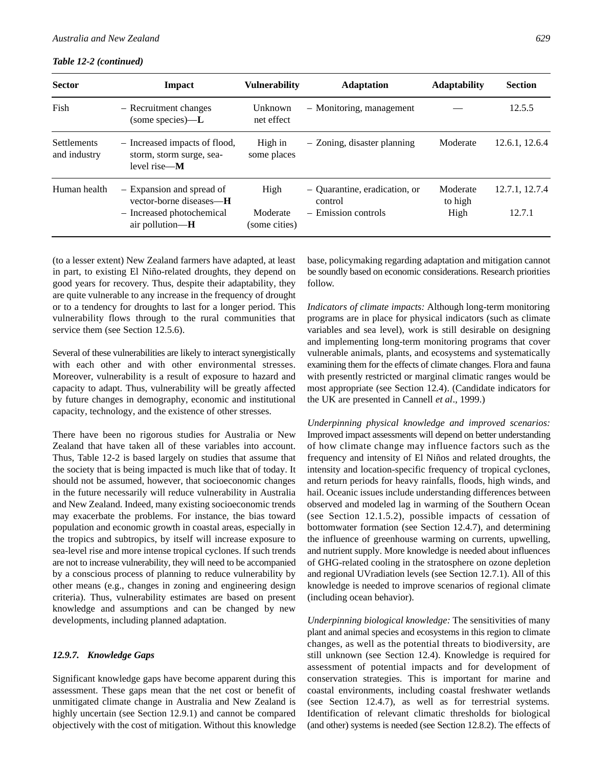*Table 12-2 (continued)*

| Sector | Impact | Vulnerability | Adaptation | Adaptability | Section |
|---|---|---|---|---|---|
| Fish | – Recruitment changes (some species)—**L** | Unknown net effect | – Monitoring, management | — | 12.5.5 |
| Settlements and industry | – Increased impacts of flood, storm, storm surge, sea-level rise—**M** | High in some places | – Zoning, disaster planning | Moderate | 12.6.1, 12.6.4 |
| Human health | – Expansion and spread of vector-borne diseases—**H** | High | – Quarantine, eradication, or control | Moderate to high | 12.7.1, 12.7.4 |
| | – Increased photochemical air pollution—**H** | Moderate (some cities) | – Emission controls | High | 12.7.1 |

(to a lesser extent) New Zealand farmers have adapted, at least in part, to existing El Niño-related droughts, they depend on good years for recovery. Thus, despite their adaptability, they are quite vulnerable to any increase in the frequency of drought or to a tendency for droughts to last for a longer period. This vulnerability flows through to the rural communities that service them (see Section 12.5.6).

Several of these vulnerabilities are likely to interact synergistically with each other and with other environmental stresses. Moreover, vulnerability is a result of exposure to hazard and capacity to adapt. Thus, vulnerability will be greatly affected by future changes in demography, economic and institutional capacity, technology, and the existence of other stresses.

There have been no rigorous studies for Australia or New Zealand that have taken all of these variables into account. Thus, Table 12-2 is based largely on studies that assume that the society that is being impacted is much like that of today. It should not be assumed, however, that socioeconomic changes in the future necessarily will reduce vulnerability in Australia and New Zealand. Indeed, many existing socioeconomic trends may exacerbate the problems. For instance, the bias toward population and economic growth in coastal areas, especially in the tropics and subtropics, by itself will increase exposure to sea-level rise and more intense tropical cyclones. If such trends are not to increase vulnerability, they will need to be accompanied by a conscious process of planning to reduce vulnerability by other means (e.g., changes in zoning and engineering design criteria). Thus, vulnerability estimates are based on present knowledge and assumptions and can be changed by new developments, including planned adaptation.

### *12.9.7. Knowledge Gaps*

Significant knowledge gaps have become apparent during this assessment. These gaps mean that the net cost or benefit of unmitigated climate change in Australia and New Zealand is highly uncertain (see Section 12.9.1) and cannot be compared objectively with the cost of mitigation. Without this knowledge base, policymaking regarding adaptation and mitigation cannot be soundly based on economic considerations. Research priorities follow.

*Indicators of climate impacts:* Although long-term monitoring programs are in place for physical indicators (such as climate variables and sea level), work is still desirable on designing and implementing long-term monitoring programs that cover vulnerable animals, plants, and ecosystems and systematically examining them for the effects of climate changes. Flora and fauna with presently restricted or marginal climatic ranges would be most appropriate (see Section 12.4). (Candidate indicators for the UK are presented in Cannell *et al*., 1999.)

*Underpinning physical knowledge and improved scenarios:* Improved impact assessments will depend on better understanding of how climate change may influence factors such as the frequency and intensity of El Niños and related droughts, the intensity and location-specific frequency of tropical cyclones, and return periods for heavy rainfalls, floods, high winds, and hail. Oceanic issues include understanding differences between observed and modeled lag in warming of the Southern Ocean (see Section 12.1.5.2), possible impacts of cessation of bottomwater formation (see Section 12.4.7), and determining the influence of greenhouse warming on currents, upwelling, and nutrient supply. More knowledge is needed about influences of GHG-related cooling in the stratosphere on ozone depletion and regional UVradiation levels (see Section 12.7.1). All of this knowledge is needed to improve scenarios of regional climate (including ocean behavior).

*Underpinning biological knowledge:* The sensitivities of many plant and animal species and ecosystems in this region to climate changes, as well as the potential threats to biodiversity, are still unknown (see Section 12.4). Knowledge is required for assessment of potential impacts and for development of conservation strategies. This is important for marine and coastal environments, including coastal freshwater wetlands (see Section 12.4.7), as well as for terrestrial systems. Identification of relevant climatic thresholds for biological (and other) systems is needed (see Section 12.8.2). The effects of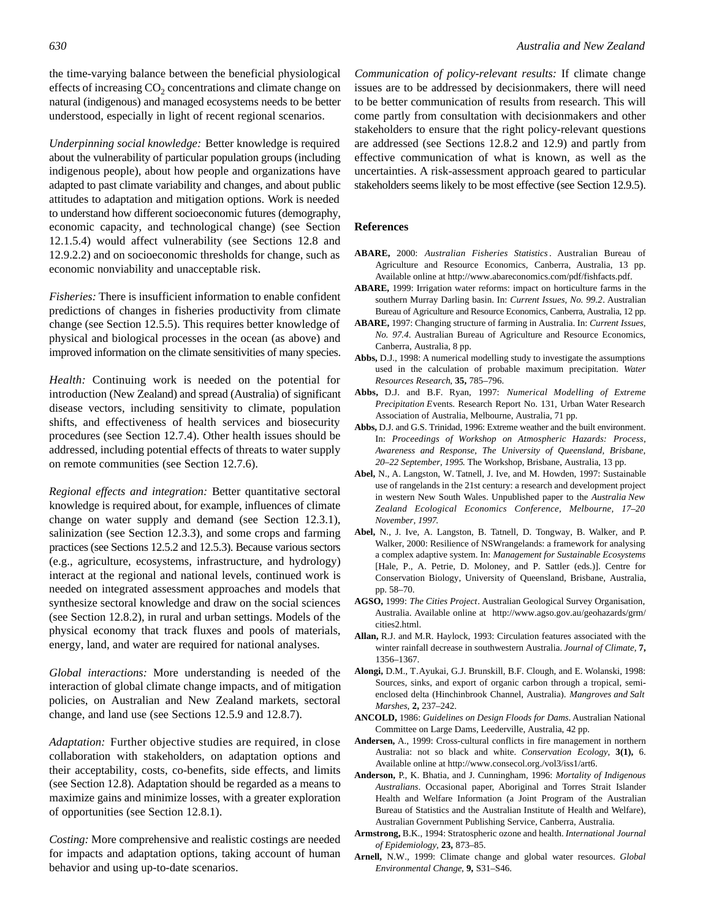the time-varying balance between the beneficial physiological effects of increasing $CO_2$ concentrations and climate change on natural (indigenous) and managed ecosystems needs to be better understood, especially in light of recent regional scenarios.

*Underpinning social knowledge:* Better knowledge is required about the vulnerability of particular population groups (including indigenous people), about how people and organizations have adapted to past climate variability and changes, and about public attitudes to adaptation and mitigation options. Work is needed to understand how different socioeconomic futures (demography, economic capacity, and technological change) (see Section 12.1.5.4) would affect vulnerability (see Sections 12.8 and 12.9.2.2) and on socioeconomic thresholds for change, such as economic nonviability and unacceptable risk.

*Fisheries:* There is insufficient information to enable confident predictions of changes in fisheries productivity from climate change (see Section 12.5.5). This requires better knowledge of physical and biological processes in the ocean (as above) and improved information on the climate sensitivities of many species.

*Health:* Continuing work is needed on the potential for introduction (New Zealand) and spread (Australia) of significant disease vectors, including sensitivity to climate, population shifts, and effectiveness of health services and biosecurity procedures (see Section 12.7.4). Other health issues should be addressed, including potential effects of threats to water supply on remote communities (see Section 12.7.6).

*Regional effects and integration:* Better quantitative sectoral knowledge is required about, for example, influences of climate change on water supply and demand (see Section 12.3.1), salinization (see Section 12.3.3), and some crops and farming practices (see Sections 12.5.2 and 12.5.3). Because various sectors (e.g., agriculture, ecosystems, infrastructure, and hydrology) interact at the regional and national levels, continued work is needed on integrated assessment approaches and models that synthesize sectoral knowledge and draw on the social sciences (see Section 12.8.2), in rural and urban settings. Models of the physical economy that track fluxes and pools of materials, energy, land, and water are required for national analyses.

*Global interactions:* More understanding is needed of the interaction of global climate change impacts, and of mitigation policies, on Australian and New Zealand markets, sectoral change, and land use (see Sections 12.5.9 and 12.8.7).

*Adaptation:* Further objective studies are required, in close collaboration with stakeholders, on adaptation options and their acceptability, costs, co-benefits, side effects, and limits (see Section 12.8). Adaptation should be regarded as a means to maximize gains and minimize losses, with a greater exploration of opportunities (see Section 12.8.1).

*Costing:* More comprehensive and realistic costings are needed for impacts and adaptation options, taking account of human behavior and using up-to-date scenarios.

*Communication of policy-relevant results:* If climate change issues are to be addressed by decisionmakers, there will need to be better communication of results from research. This will come partly from consultation with decisionmakers and other stakeholders to ensure that the right policy-relevant questions are addressed (see Sections 12.8.2 and 12.9) and partly from effective communication of what is known, as well as the uncertainties. A risk-assessment approach geared to particular stakeholders seems likely to be most effective (see Section 12.9.5).

## References

**ABARE,** 2000: *Australian Fisheries Statistics*. Australian Bureau of Agriculture and Resource Economics, Canberra, Australia, 13 pp. Available online at http://www.abareconomics.com/pdf/fishfacts.pdf.

**ABARE,** 1999: Irrigation water reforms: impact on horticulture farms in the southern Murray Darling basin. In: *Current Issues, No. 99.2*. Australian Bureau of Agriculture and Resource Economics, Canberra, Australia, 12 pp.

**ABARE,** 1997: Changing structure of farming in Australia. In: *Current Issues, No. 97.4*. Australian Bureau of Agriculture and Resource Economics, Canberra, Australia, 8 pp.

**Abbs,** D.J., 1998: A numerical modelling study to investigate the assumptions used in the calculation of probable maximum precipitation. *Water Resources Research*, **35,** 785–796.

**Abbs,** D.J. and B.F. Ryan, 1997: *Numerical Modelling of Extreme Precipitation Events.* Research Report No. 131, Urban Water Research Association of Australia, Melbourne, Australia, 71 pp.

**Abbs,** D.J. and G.S. Trinidad, 1996: Extreme weather and the built environment. In: *Proceedings of Workshop on Atmospheric Hazards: Process, Awareness and Response, The University of Queensland, Brisbane, 20–22 September, 1995.* The Workshop, Brisbane, Australia, 13 pp.

**Abel,** N., A. Langston, W. Tatnell, J. Ive, and M. Howden, 1997: Sustainable use of rangelands in the 21st century: a research and development project in western New South Wales. Unpublished paper to the *Australia New Zealand Ecological Economics Conference, Melbourne, 17–20 November, 1997.*

**Abel,** N., J. Ive, A. Langston, B. Tatnell, D. Tongway, B. Walker, and P. Walker, 2000: Resilience of NSWrangelands: a framework for analysing a complex adaptive system. In: *Management for Sustainable Ecosystems* [Hale, P., A. Petrie, D. Moloney, and P. Sattler (eds.)]. Centre for Conservation Biology, University of Queensland, Brisbane, Australia, pp. 58–70.

**AGSO,** 1999: *The Cities Project*. Australian Geological Survey Organisation, Australia. Available online at http://www.agso.gov.au/geohazards/grm/cities2.html.

**Allan,** R.J. and M.R. Haylock, 1993: Circulation features associated with the winter rainfall decrease in southwestern Australia. *Journal of Climate*, **7,** 1356–1367.

**Alongi,** D.M., T.Ayukai, G.J. Brunskill, B.F. Clough, and E. Wolanski, 1998: Sources, sinks, and export of organic carbon through a tropical, semi-enclosed delta (Hinchinbrook Channel, Australia). *Mangroves and Salt Marshes*, **2,** 237–242.

**ANCOLD,** 1986: *Guidelines on Design Floods for Dams*. Australian National Committee on Large Dams, Leederville, Australia, 42 pp.

**Andersen,** A., 1999: Cross-cultural conflicts in fire management in northern Australia: not so black and white. *Conservation Ecology*, **3(1),** 6. Available online at http://www.consecol.org./vol3/iss1/art6.

**Anderson,** P., K. Bhatia, and J. Cunningham, 1996: *Mortality of Indigenous Australians*. Occasional paper, Aboriginal and Torres Strait Islander Health and Welfare Information (a Joint Program of the Australian Bureau of Statistics and the Australian Institute of Health and Welfare), Australian Government Publishing Service, Canberra, Australia.

**Armstrong,** B.K., 1994: Stratospheric ozone and health. *International Journal of Epidemiology*, **23,** 873–85.

**Arnell,** N.W., 1999: Climate change and global water resources. *Global Environmental Change*, **9,** S31–S46.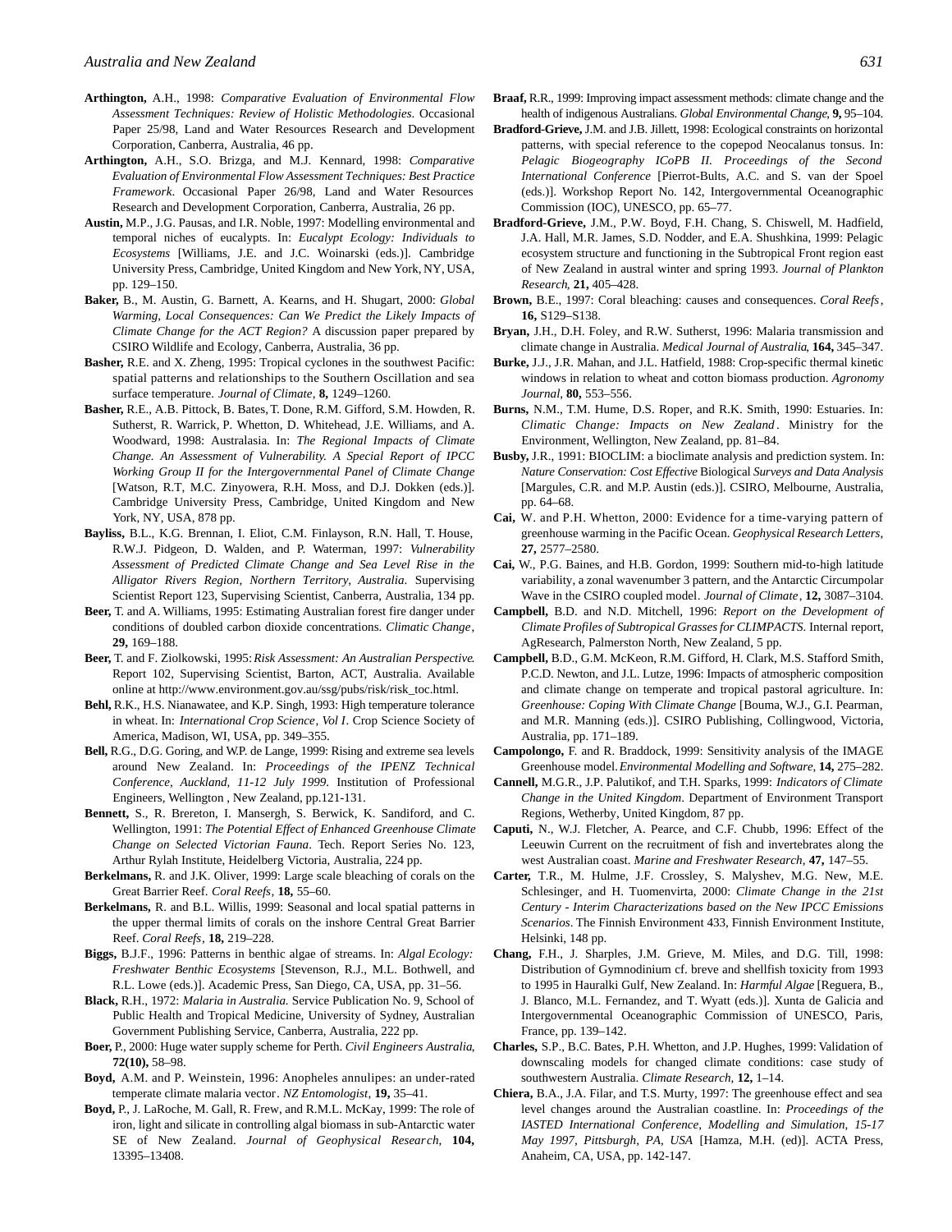**Arthington,** A.H., 1998: *Comparative Evaluation of Environmental Flow Assessment Techniques: Review of Holistic Methodologies.* Occasional Paper 25/98, Land and Water Resources Research and Development Corporation, Canberra, Australia, 46 pp.

**Arthington,** A.H., S.O. Brizga, and M.J. Kennard, 1998: *Comparative Evaluation of Environmental Flow Assessment Techniques: Best Practice Framework.* Occasional Paper 26/98, Land and Water Resources Research and Development Corporation, Canberra, Australia, 26 pp.

**Austin,** M.P., J.G. Pausas, and I.R. Noble, 1997: Modelling environmental and temporal niches of eucalypts. In: *Eucalypt Ecology: Individuals to Ecosystems* [Williams, J.E. and J.C. Woinarski (eds.)]. Cambridge University Press, Cambridge, United Kingdom and New York, NY, USA, pp. 129–150.

**Baker,** B., M. Austin, G. Barnett, A. Kearns, and H. Shugart, 2000: *Global Warming, Local Consequences: Can We Predict the Likely Impacts of Climate Change for the ACT Region?* A discussion paper prepared by CSIRO Wildlife and Ecology, Canberra, Australia, 36 pp.

**Basher,** R.E. and X. Zheng, 1995: Tropical cyclones in the southwest Pacific: spatial patterns and relationships to the Southern Oscillation and sea surface temperature. *Journal of Climate,* **8,** 1249–1260.

**Basher,** R.E., A.B. Pittock, B. Bates, T. Done, R.M. Gifford, S.M. Howden, R. Sutherst, R. Warrick, P. Whetton, D. Whitehead, J.E. Williams, and A. Woodward, 1998: Australasia. In: *The Regional Impacts of Climate Change. An Assessment of Vulnerability. A Special Report of IPCC Working Group II for the Intergovernmental Panel of Climate Change* [Watson, R.T, M.C. Zinyowera, R.H. Moss, and D.J. Dokken (eds.)]. Cambridge University Press, Cambridge, United Kingdom and New York, NY, USA, 878 pp.

**Bayliss,** B.L., K.G. Brennan, I. Eliot, C.M. Finlayson, R.N. Hall, T. House, R.W.J. Pidgeon, D. Walden, and P. Waterman, 1997: *Vulnerability Assessment of Predicted Climate Change and Sea Level Rise in the Alligator Rivers Region, Northern Territory, Australia.* Supervising Scientist Report 123, Supervising Scientist, Canberra, Australia, 134 pp.

**Beer,** T. and A. Williams, 1995: Estimating Australian forest fire danger under conditions of doubled carbon dioxide concentrations. *Climatic Change,* **29,** 169–188.

**Beer,** T. and F. Ziolkowski, 1995: *Risk Assessment: An Australian Perspective.* Report 102, Supervising Scientist, Barton, ACT, Australia. Available online at http://www.environment.gov.au/ssg/pubs/risk/risk_toc.html.

**Behl,** R.K., H.S. Nianawatee, and K.P. Singh, 1993: High temperature tolerance in wheat. In: *International Crop Science, Vol I.* Crop Science Society of America, Madison, WI, USA, pp. 349–355.

**Bell,** R.G., D.G. Goring, and W.P. de Lange, 1999: Rising and extreme sea levels around New Zealand. In: *Proceedings of the IPENZ Technical Conference, Auckland, 11-12 July 1999.* Institution of Professional Engineers, Wellington , New Zealand, pp.121-131.

**Bennett,** S., R. Brereton, I. Mansergh, S. Berwick, K. Sandiford, and C. Wellington, 1991: *The Potential Effect of Enhanced Greenhouse Climate Change on Selected Victorian Fauna.* Tech. Report Series No. 123, Arthur Rylah Institute, Heidelberg Victoria, Australia, 224 pp.

**Berkelmans,** R. and J.K. Oliver, 1999: Large scale bleaching of corals on the Great Barrier Reef. *Coral Reefs,* **18,** 55–60.

**Berkelmans,** R. and B.L. Willis, 1999: Seasonal and local spatial patterns in the upper thermal limits of corals on the inshore Central Great Barrier Reef. *Coral Reefs,* **18,** 219–228.

**Biggs,** B.J.F., 1996: Patterns in benthic algae of streams. In: *Algal Ecology: Freshwater Benthic Ecosystems* [Stevenson, R.J., M.L. Bothwell, and R.L. Lowe (eds.)]. Academic Press, San Diego, CA, USA, pp. 31–56.

**Black,** R.H., 1972: *Malaria in Australia.* Service Publication No. 9, School of Public Health and Tropical Medicine, University of Sydney, Australian Government Publishing Service, Canberra, Australia, 222 pp.

**Boer,** P., 2000: Huge water supply scheme for Perth. *Civil Engineers Australia,* **72(10),** 58–98.

**Boyd,** A.M. and P. Weinstein, 1996: Anopheles annulipes: an under-rated temperate climate malaria vector. *NZ Entomologist,* **19,** 35–41.

**Boyd,** P., J. LaRoche, M. Gall, R. Frew, and R.M.L. McKay, 1999: The role of iron, light and silicate in controlling algal biomass in sub-Antarctic water SE of New Zealand. *Journal of Geophysical Research,* **104,** 13395–13408.

**Braaf,** R.R., 1999: Improving impact assessment methods: climate change and the health of indigenous Australians. *Global Environmental Change,* **9,** 95–104.

**Bradford-Grieve,** J.M. and J.B. Jillett, 1998: Ecological constraints on horizontal patterns, with special reference to the copepod Neocalanus tonsus. In: *Pelagic Biogeography ICoPB II. Proceedings of the Second International Conference* [Pierrot-Bults, A.C. and S. van der Spoel (eds.)]. Workshop Report No. 142, Intergovernmental Oceanographic Commission (IOC), UNESCO, pp. 65–77.

**Bradford-Grieve,** J.M., P.W. Boyd, F.H. Chang, S. Chiswell, M. Hadfield, J.A. Hall, M.R. James, S.D. Nodder, and E.A. Shushkina, 1999: Pelagic ecosystem structure and functioning in the Subtropical Front region east of New Zealand in austral winter and spring 1993. *Journal of Plankton Research,* **21,** 405–428.

**Brown,** B.E., 1997: Coral bleaching: causes and consequences. *Coral Reefs,* **16,** S129–S138.

**Bryan,** J.H., D.H. Foley, and R.W. Sutherst, 1996: Malaria transmission and climate change in Australia. *Medical Journal of Australia,* **164,** 345–347.

**Burke,** J.J., J.R. Mahan, and J.L. Hatfield, 1988: Crop-specific thermal kinetic windows in relation to wheat and cotton biomass production. *Agronomy Journal,* **80,** 553–556.

**Burns,** N.M., T.M. Hume, D.S. Roper, and R.K. Smith, 1990: Estuaries. In: *Climatic Change: Impacts on New Zealand.* Ministry for the Environment, Wellington, New Zealand, pp. 81–84.

**Busby,** J.R., 1991: BIOCLIM: a bioclimate analysis and prediction system. In: *Nature Conservation: Cost Effective* Biological *Surveys and Data Analysis* [Margules, C.R. and M.P. Austin (eds.)]. CSIRO, Melbourne, Australia, pp. 64–68.

**Cai,** W. and P.H. Whetton, 2000: Evidence for a time-varying pattern of greenhouse warming in the Pacific Ocean. *Geophysical Research Letters,* **27,** 2577–2580.

**Cai,** W., P.G. Baines, and H.B. Gordon, 1999: Southern mid-to-high latitude variability, a zonal wavenumber 3 pattern, and the Antarctic Circumpolar Wave in the CSIRO coupled model. *Journal of Climate,* **12,** 3087–3104.

**Campbell,** B.D. and N.D. Mitchell, 1996: *Report on the Development of Climate Profiles of Subtropical Grasses for CLIMPACTS.* Internal report, AgResearch, Palmerston North, New Zealand, 5 pp.

**Campbell,** B.D., G.M. McKeon, R.M. Gifford, H. Clark, M.S. Stafford Smith, P.C.D. Newton, and J.L. Lutze, 1996: Impacts of atmospheric composition and climate change on temperate and tropical pastoral agriculture. In: *Greenhouse: Coping With Climate Change* [Bouma, W.J., G.I. Pearman, and M.R. Manning (eds.)]. CSIRO Publishing, Collingwood, Victoria, Australia, pp. 171–189.

**Campolongo,** F. and R. Braddock, 1999: Sensitivity analysis of the IMAGE Greenhouse model. *Environmental Modelling and Software,* **14,** 275–282.

**Cannell,** M.G.R., J.P. Palutikof, and T.H. Sparks, 1999: *Indicators of Climate Change in the United Kingdom.* Department of Environment Transport Regions, Wetherby, United Kingdom, 87 pp.

**Caputi,** N., W.J. Fletcher, A. Pearce, and C.F. Chubb, 1996: Effect of the Leeuwin Current on the recruitment of fish and invertebrates along the west Australian coast. *Marine and Freshwater Research,* **47,** 147–55.

**Carter,** T.R., M. Hulme, J.F. Crossley, S. Malyshev, M.G. New, M.E. Schlesinger, and H. Tuomenvirta, 2000: *Climate Change in the 21st Century - Interim Characterizations based on the New IPCC Emissions Scenarios.* The Finnish Environment 433, Finnish Environment Institute, Helsinki, 148 pp.

**Chang,** F.H., J. Sharples, J.M. Grieve, M. Miles, and D.G. Till, 1998: Distribution of Gymnodinium cf. breve and shellfish toxicity from 1993 to 1995 in Hauraki Gulf, New Zealand. In: *Harmful Algae* [Reguera, B., J. Blanco, M.L. Fernandez, and T. Wyatt (eds.)]. Xunta de Galicia and Intergovernmental Oceanographic Commission of UNESCO, Paris, France, pp. 139–142.

**Charles,** S.P., B.C. Bates, P.H. Whetton, and J.P. Hughes, 1999: Validation of downscaling models for changed climate conditions: case study of southwestern Australia. *Climate Research,* **12,** 1–14.

**Chiera,** B.A., J.A. Filar, and T.S. Murty, 1997: The greenhouse effect and sea level changes around the Australian coastline. In: *Proceedings of the IASTED International Conference, Modelling and Simulation, 15-17 May 1997, Pittsburgh, PA, USA* [Hamza, M.H. (ed)]. ACTA Press, Anaheim, CA, USA, pp. 142-147.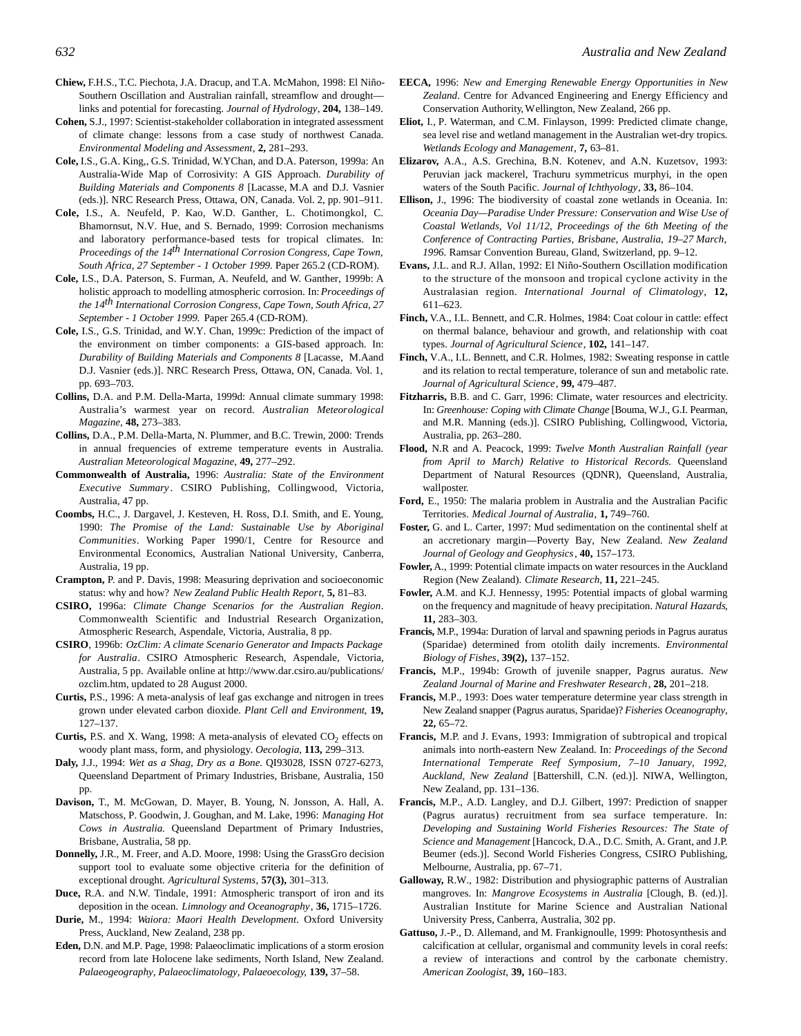**Chiew,** F.H.S., T.C. Piechota, J.A. Dracup, and T.A. McMahon, 1998: El Niño-Southern Oscillation and Australian rainfall, streamflow and drought—links and potential for forecasting. *Journal of Hydrology*, **204,** 138–149.

**Cohen,** S.J., 1997: Scientist-stakeholder collaboration in integrated assessment of climate change: lessons from a case study of northwest Canada. *Environmental Modeling and Assessment*, **2,** 281–293.

**Cole,** I.S., G.A. King,, G.S. Trinidad, W.Y.Chan, and D.A. Paterson, 1999a: An Australia-Wide Map of Corrosivity: A GIS Approach. *Durability of Building Materials and Components 8* [Lacasse, M.A and D.J. Vasnier (eds.)]. NRC Research Press, Ottawa, ON, Canada. Vol. 2, pp. 901–911.

**Cole,** I.S., A. Neufeld, P. Kao, W.D. Ganther, L. Chotimongkol, C. Bhamornsut, N.V. Hue, and S. Bernado, 1999: Corrosion mechanisms and laboratory performance-based tests for tropical climates. In: *Proceedings of the 14th International Corrosion Congress, Cape Town, South Africa, 27 September - 1 October 1999.* Paper 265.2 (CD-ROM).

**Cole,** I.S., D.A. Paterson, S. Furman, A. Neufeld, and W. Ganther, 1999b: A holistic approach to modelling atmospheric corrosion. In: *Proceedings of the 14th International Corrosion Congress, Cape Town, South Africa, 27 September - 1 October 1999.* Paper 265.4 (CD-ROM).

**Cole,** I.S., G.S. Trinidad, and W.Y. Chan, 1999c: Prediction of the impact of the environment on timber components: a GIS-based approach. In: *Durability of Building Materials and Components 8* [Lacasse, M.Aand D.J. Vasnier (eds.)]. NRC Research Press, Ottawa, ON, Canada. Vol. 1, pp. 693–703.

**Collins,** D.A. and P.M. Della-Marta, 1999d: Annual climate summary 1998: Australia's warmest year on record. *Australian Meteorological Magazine*, **48,** 273–383.

**Collins,** D.A., P.M. Della-Marta, N. Plummer, and B.C. Trewin, 2000: Trends in annual frequencies of extreme temperature events in Australia. *Australian Meteorological Magazine*, **49,** 277–292.

**Commonwealth of Australia,** 1996: *Australia: State of the Environment Executive Summary*. CSIRO Publishing, Collingwood, Victoria, Australia, 47 pp.

**Coombs,** H.C., J. Dargavel, J. Kesteven, H. Ross, D.I. Smith, and E. Young, 1990: *The Promise of the Land: Sustainable Use by Aboriginal Communities*. Working Paper 1990/1, Centre for Resource and Environmental Economics, Australian National University, Canberra, Australia, 19 pp.

**Crampton,** P. and P. Davis, 1998: Measuring deprivation and socioeconomic status: why and how? *New Zealand Public Health Report*, **5,** 81–83.

**CSIRO,** 1996a: *Climate Change Scenarios for the Australian Region*. Commonwealth Scientific and Industrial Research Organization, Atmospheric Research, Aspendale, Victoria, Australia, 8 pp.

**CSIRO**, 1996b: *OzClim: A climate Scenario Generator and Impacts Package for Australia*. CSIRO Atmospheric Research, Aspendale, Victoria, Australia, 5 pp. Available online at http://www.dar.csiro.au/publications/ozclim.htm, updated to 28 August 2000.

**Curtis,** P.S., 1996: A meta-analysis of leaf gas exchange and nitrogen in trees grown under elevated carbon dioxide. *Plant Cell and Environment*, **19,** 127–137.

**Curtis,** P.S. and X. Wang, 1998: A meta-analysis of elevated $CO_2$ effects on woody plant mass, form, and physiology. *Oecologia*, **113,** 299–313.

**Daly,** J.J., 1994: *Wet as a Shag, Dry as a Bone.* QI93028, ISSN 0727-6273, Queensland Department of Primary Industries, Brisbane, Australia, 150 pp.

**Davison,** T., M. McGowan, D. Mayer, B. Young, N. Jonsson, A. Hall, A. Matschoss, P. Goodwin, J. Goughan, and M. Lake, 1996: *Managing Hot Cows in Australia.* Queensland Department of Primary Industries, Brisbane, Australia, 58 pp.

**Donnelly,** J.R., M. Freer, and A.D. Moore, 1998: Using the GrassGro decision support tool to evaluate some objective criteria for the definition of exceptional drought. *Agricultural Systems*, **57(3),** 301–313.

**Duce,** R.A. and N.W. Tindale, 1991: Atmospheric transport of iron and its deposition in the ocean. *Limnology and Oceanography*, **36,** 1715–1726.

**Durie,** M., 1994: *Waiora: Maori Health Development*. Oxford University Press, Auckland, New Zealand, 238 pp.

**Eden,** D.N. and M.P. Page, 1998: Palaeoclimatic implications of a storm erosion record from late Holocene lake sediments, North Island, New Zealand. *Palaeogeography, Palaeoclimatology, Palaeoecology*, **139,** 37–58.

**EECA,** 1996: *New and Emerging Renewable Energy Opportunities in New Zealand*. Centre for Advanced Engineering and Energy Efficiency and Conservation Authority, Wellington, New Zealand, 266 pp.

**Eliot,** I., P. Waterman, and C.M. Finlayson, 1999: Predicted climate change, sea level rise and wetland management in the Australian wet-dry tropics. *Wetlands Ecology and Management*, **7,** 63–81.

**Elizarov,** A.A., A.S. Grechina, B.N. Kotenev, and A.N. Kuzetsov, 1993: Peruvian jack mackerel, Trachuru symmetricus murphyi, in the open waters of the South Pacific. *Journal of Ichthyology*, **33,** 86–104.

**Ellison,** J., 1996: The biodiversity of coastal zone wetlands in Oceania. In: *Oceania Day—Paradise Under Pressure: Conservation and Wise Use of Coastal Wetlands, Vol 11/12, Proceedings of the 6th Meeting of the Conference of Contracting Parties, Brisbane, Australia, 19–27 March, 1996.* Ramsar Convention Bureau, Gland, Switzerland, pp. 9–12.

**Evans,** J.L. and R.J. Allan, 1992: El Niño-Southern Oscillation modification to the structure of the monsoon and tropical cyclone activity in the Australasian region. *International Journal of Climatology*, **12,** 611–623.

**Finch,** V.A., I.L. Bennett, and C.R. Holmes, 1984: Coat colour in cattle: effect on thermal balance, behaviour and growth, and relationship with coat types. *Journal of Agricultural Science*, **102,** 141–147.

**Finch,** V.A., I.L. Bennett, and C.R. Holmes, 1982: Sweating response in cattle and its relation to rectal temperature, tolerance of sun and metabolic rate. *Journal of Agricultural Science*, **99,** 479–487.

**Fitzharris,** B.B. and C. Garr, 1996: Climate, water resources and electricity. In: *Greenhouse: Coping with Climate Change* [Bouma, W.J., G.I. Pearman, and M.R. Manning (eds.)]. CSIRO Publishing, Collingwood, Victoria, Australia, pp. 263–280.

**Flood,** N.R and A. Peacock, 1999: *Twelve Month Australian Rainfall (year from April to March) Relative to Historical Records*. Queensland Department of Natural Resources (QDNR), Queensland, Australia, wallposter.

**Ford,** E., 1950: The malaria problem in Australia and the Australian Pacific Territories. *Medical Journal of Australia*, **1,** 749–760.

**Foster,** G. and L. Carter, 1997: Mud sedimentation on the continental shelf at an accretionary margin—Poverty Bay, New Zealand. *New Zealand Journal of Geology and Geophysics*, **40,** 157–173.

**Fowler,** A., 1999: Potential climate impacts on water resources in the Auckland Region (New Zealand). *Climate Research*, **11,** 221–245.

**Fowler,** A.M. and K.J. Hennessy, 1995: Potential impacts of global warming on the frequency and magnitude of heavy precipitation. *Natural Hazards*, **11,** 283–303.

**Francis,** M.P., 1994a: Duration of larval and spawning periods in Pagrus auratus (Sparidae) determined from otolith daily increments. *Environmental Biology of Fishes*, **39(2),** 137–152.

**Francis,** M.P., 1994b: Growth of juvenile snapper, Pagrus auratus. *New Zealand Journal of Marine and Freshwater Research*, **28,** 201–218.

**Francis,** M.P., 1993: Does water temperature determine year class strength in New Zealand snapper (Pagrus auratus, Sparidae)? *Fisheries Oceanography*, **22,** 65–72.

**Francis,** M.P. and J. Evans, 1993: Immigration of subtropical and tropical animals into north-eastern New Zealand. In: *Proceedings of the Second International Temperate Reef Symposium, 7–10 January, 1992, Auckland, New Zealand* [Battershill, C.N. (ed.)]. NIWA, Wellington, New Zealand, pp. 131–136.

**Francis,** M.P., A.D. Langley, and D.J. Gilbert, 1997: Prediction of snapper (Pagrus auratus) recruitment from sea surface temperature. In: *Developing and Sustaining World Fisheries Resources: The State of Science and Management* [Hancock, D.A., D.C. Smith, A. Grant, and J.P. Beumer (eds.)]. Second World Fisheries Congress, CSIRO Publishing, Melbourne, Australia, pp. 67–71.

**Galloway,** R.W., 1982: Distribution and physiographic patterns of Australian mangroves. In: *Mangrove Ecosystems in Australia* [Clough, B. (ed.)]. Australian Institute for Marine Science and Australian National University Press, Canberra, Australia, 302 pp.

**Gattuso,** J.-P., D. Allemand, and M. Frankignoulle, 1999: Photosynthesis and calcification at cellular, organismal and community levels in coral reefs: a review of interactions and control by the carbonate chemistry. *American Zoologist*, **39,** 160–183.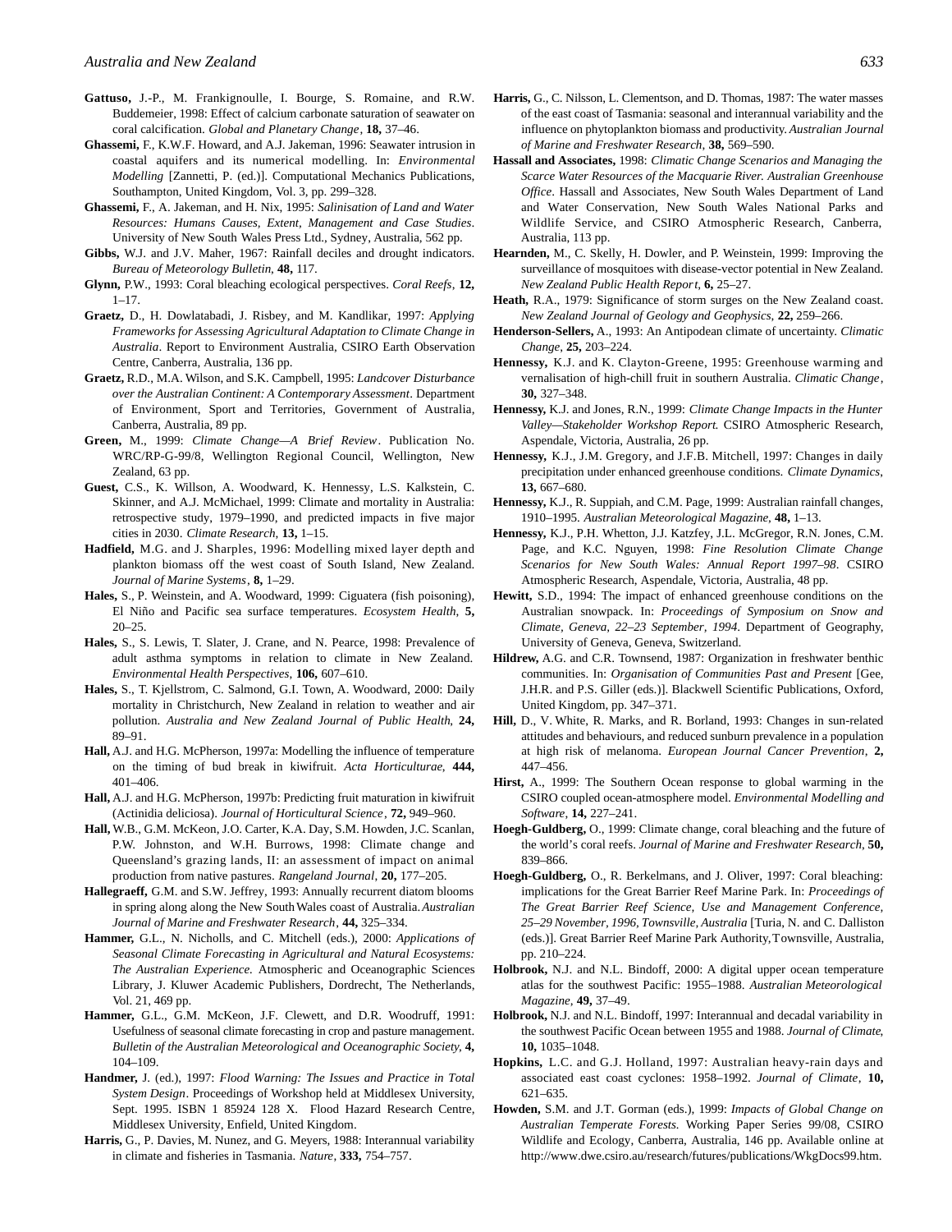**Gattuso,** J.-P., M. Frankignoulle, I. Bourge, S. Romaine, and R.W. Buddemeier, 1998: Effect of calcium carbonate saturation of seawater on coral calcification. *Global and Planetary Change*, **18,** 37–46.

**Ghassemi,** F., K.W.F. Howard, and A.J. Jakeman, 1996: Seawater intrusion in coastal aquifers and its numerical modelling. In: *Environmental Modelling* [Zannetti, P. (ed.)]. Computational Mechanics Publications, Southampton, United Kingdom, Vol. 3, pp. 299–328.

**Ghassemi,** F., A. Jakeman, and H. Nix, 1995: *Salinisation of Land and Water Resources: Humans Causes, Extent, Management and Case Studies*. University of New South Wales Press Ltd., Sydney, Australia, 562 pp.

**Gibbs,** W.J. and J.V. Maher, 1967: Rainfall deciles and drought indicators. *Bureau of Meteorology Bulletin*, **48,** 117.

**Glynn,** P.W., 1993: Coral bleaching ecological perspectives. *Coral Reefs*, **12,** 1–17.

**Graetz,** D., H. Dowlatabadi, J. Risbey, and M. Kandlikar, 1997: *Applying Frameworks for Assessing Agricultural Adaptation to Climate Change in Australia*. Report to Environment Australia, CSIRO Earth Observation Centre, Canberra, Australia, 136 pp.

**Graetz,** R.D., M.A. Wilson, and S.K. Campbell, 1995: *Landcover Disturbance over the Australian Continent: A Contemporary Assessment*. Department of Environment, Sport and Territories, Government of Australia, Canberra, Australia, 89 pp.

**Green,** M., 1999: *Climate Change—A Brief Review*. Publication No. WRC/RP-G-99/8, Wellington Regional Council, Wellington, New Zealand, 63 pp.

**Guest,** C.S., K. Willson, A. Woodward, K. Hennessy, L.S. Kalkstein, C. Skinner, and A.J. McMichael, 1999: Climate and mortality in Australia: retrospective study, 1979–1990, and predicted impacts in five major cities in 2030. *Climate Research*, **13,** 1–15.

**Hadfield,** M.G. and J. Sharples, 1996: Modelling mixed layer depth and plankton biomass off the west coast of South Island, New Zealand. *Journal of Marine Systems*, **8,** 1–29.

**Hales,** S., P. Weinstein, and A. Woodward, 1999: Ciguatera (fish poisoning), El Niño and Pacific sea surface temperatures. *Ecosystem Health*, **5,** 20–25.

**Hales,** S., S. Lewis, T. Slater, J. Crane, and N. Pearce, 1998: Prevalence of adult asthma symptoms in relation to climate in New Zealand. *Environmental Health Perspectives*, **106,** 607–610.

**Hales,** S., T. Kjellstrom, C. Salmond, G.I. Town, A. Woodward, 2000: Daily mortality in Christchurch, New Zealand in relation to weather and air pollution. *Australia and New Zealand Journal of Public Health*, **24,** 89–91.

**Hall,** A.J. and H.G. McPherson, 1997a: Modelling the influence of temperature on the timing of bud break in kiwifruit. *Acta Horticulturae*, **444,** 401–406.

**Hall,** A.J. and H.G. McPherson, 1997b: Predicting fruit maturation in kiwifruit (Actinidia deliciosa). *Journal of Horticultural Science*, **72,** 949–960.

**Hall,** W.B., G.M. McKeon, J.O. Carter, K.A. Day, S.M. Howden, J.C. Scanlan, P.W. Johnston, and W.H. Burrows, 1998: Climate change and Queensland's grazing lands, II: an assessment of impact on animal production from native pastures. *Rangeland Journal*, **20,** 177–205.

**Hallegraeff,** G.M. and S.W. Jeffrey, 1993: Annually recurrent diatom blooms in spring along along the New South Wales coast of Australia. *Australian Journal of Marine and Freshwater Research*, **44,** 325–334.

**Hammer,** G.L., N. Nicholls, and C. Mitchell (eds.), 2000: *Applications of Seasonal Climate Forecasting in Agricultural and Natural Ecosystems: The Australian Experience.* Atmospheric and Oceanographic Sciences Library, J. Kluwer Academic Publishers, Dordrecht, The Netherlands, Vol. 21, 469 pp.

**Hammer,** G.L., G.M. McKeon, J.F. Clewett, and D.R. Woodruff, 1991: Usefulness of seasonal climate forecasting in crop and pasture management. *Bulletin of the Australian Meteorological and Oceanographic Society*, **4,** 104–109.

**Handmer,** J. (ed.), 1997: *Flood Warning: The Issues and Practice in Total System Design*. Proceedings of Workshop held at Middlesex University, Sept. 1995. ISBN 1 85924 128 X. Flood Hazard Research Centre, Middlesex University, Enfield, United Kingdom.

**Harris,** G., P. Davies, M. Nunez, and G. Meyers, 1988: Interannual variability in climate and fisheries in Tasmania. *Nature*, **333,** 754–757.

**Harris,** G., C. Nilsson, L. Clementson, and D. Thomas, 1987: The water masses of the east coast of Tasmania: seasonal and interannual variability and the influence on phytoplankton biomass and productivity. *Australian Journal of Marine and Freshwater Research*, **38,** 569–590.

**Hassall and Associates,** 1998: *Climatic Change Scenarios and Managing the Scarce Water Resources of the Macquarie River. Australian Greenhouse Office*. Hassall and Associates, New South Wales Department of Land and Water Conservation, New South Wales National Parks and Wildlife Service, and CSIRO Atmospheric Research, Canberra, Australia, 113 pp.

**Hearnden,** M., C. Skelly, H. Dowler, and P. Weinstein, 1999: Improving the surveillance of mosquitoes with disease-vector potential in New Zealand. *New Zealand Public Health Report*, **6,** 25–27.

**Heath,** R.A., 1979: Significance of storm surges on the New Zealand coast. *New Zealand Journal of Geology and Geophysics*, **22,** 259–266.

**Henderson-Sellers,** A., 1993: An Antipodean climate of uncertainty. *Climatic Change*, **25,** 203–224.

**Hennessy,** K.J. and K. Clayton-Greene, 1995: Greenhouse warming and vernalisation of high-chill fruit in southern Australia. *Climatic Change*, **30,** 327–348.

**Hennessy,** K.J. and Jones, R.N., 1999: *Climate Change Impacts in the Hunter Valley—Stakeholder Workshop Report.* CSIRO Atmospheric Research, Aspendale, Victoria, Australia, 26 pp.

**Hennessy,** K.J., J.M. Gregory, and J.F.B. Mitchell, 1997: Changes in daily precipitation under enhanced greenhouse conditions. *Climate Dynamics*, **13,** 667–680.

**Hennessy,** K.J., R. Suppiah, and C.M. Page, 1999: Australian rainfall changes, 1910–1995. *Australian Meteorological Magazine*, **48,** 1–13.

**Hennessy,** K.J., P.H. Whetton, J.J. Katzfey, J.L. McGregor, R.N. Jones, C.M. Page, and K.C. Nguyen, 1998: *Fine Resolution Climate Change Scenarios for New South Wales: Annual Report 1997–98*. CSIRO Atmospheric Research, Aspendale, Victoria, Australia, 48 pp.

**Hewitt,** S.D., 1994: The impact of enhanced greenhouse conditions on the Australian snowpack. In: *Proceedings of Symposium on Snow and Climate, Geneva, 22–23 September, 1994*. Department of Geography, University of Geneva, Geneva, Switzerland.

**Hildrew,** A.G. and C.R. Townsend, 1987: Organization in freshwater benthic communities. In: *Organisation of Communities Past and Present* [Gee, J.H.R. and P.S. Giller (eds.)]. Blackwell Scientific Publications, Oxford, United Kingdom, pp. 347–371.

**Hill,** D., V. White, R. Marks, and R. Borland, 1993: Changes in sun-related attitudes and behaviours, and reduced sunburn prevalence in a population at high risk of melanoma. *European Journal Cancer Prevention*, **2,** 447–456.

**Hirst,** A., 1999: The Southern Ocean response to global warming in the CSIRO coupled ocean-atmosphere model. *Environmental Modelling and Software*, **14,** 227–241.

**Hoegh-Guldberg,** O., 1999: Climate change, coral bleaching and the future of the world's coral reefs. *Journal of Marine and Freshwater Research*, **50,** 839–866.

**Hoegh-Guldberg,** O., R. Berkelmans, and J. Oliver, 1997: Coral bleaching: implications for the Great Barrier Reef Marine Park. In: *Proceedings of The Great Barrier Reef Science, Use and Management Conference, 25–29 November, 1996, Townsville, Australia* [Turia, N. and C. Dalliston (eds.)]. Great Barrier Reef Marine Park Authority, Townsville, Australia, pp. 210–224.

**Holbrook,** N.J. and N.L. Bindoff, 2000: A digital upper ocean temperature atlas for the southwest Pacific: 1955–1988. *Australian Meteorological Magazine*, **49,** 37–49.

**Holbrook,** N.J. and N.L. Bindoff, 1997: Interannual and decadal variability in the southwest Pacific Ocean between 1955 and 1988. *Journal of Climate*, **10,** 1035–1048.

**Hopkins,** L.C. and G.J. Holland, 1997: Australian heavy-rain days and associated east coast cyclones: 1958–1992. *Journal of Climate*, **10,** 621–635.

**Howden,** S.M. and J.T. Gorman (eds.), 1999: *Impacts of Global Change on Australian Temperate Forests.* Working Paper Series 99/08, CSIRO Wildlife and Ecology, Canberra, Australia, 146 pp. Available online at http://www.dwe.csiro.au/research/futures/publications/WkgDocs99.htm.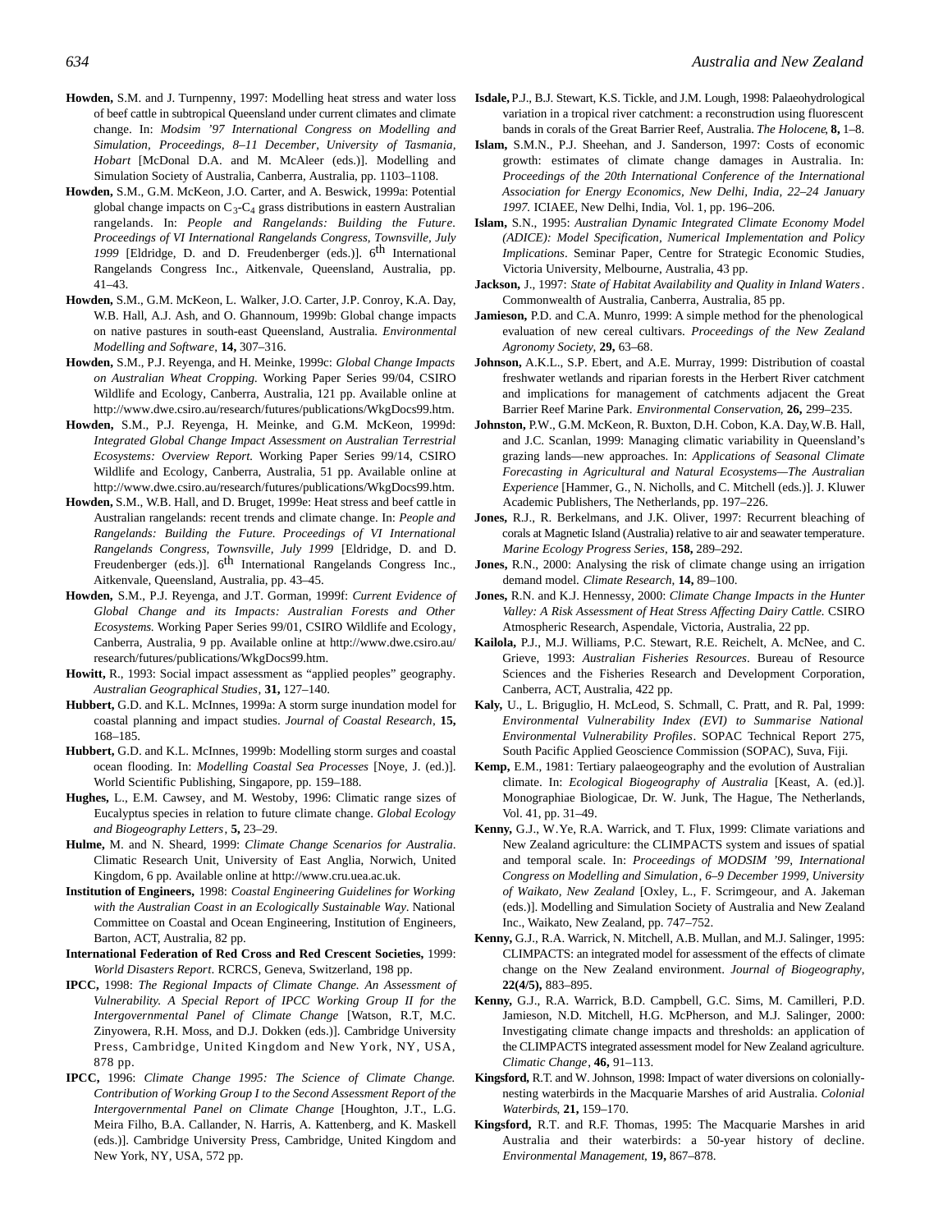**Howden,** S.M. and J. Turnpenny, 1997: Modelling heat stress and water loss of beef cattle in subtropical Queensland under current climates and climate change. In: *Modsim '97 International Congress on Modelling and Simulation, Proceedings, 8–11 December, University of Tasmania, Hobart* [McDonal D.A. and M. McAleer (eds.)]. Modelling and Simulation Society of Australia, Canberra, Australia, pp. 1103–1108.

**Howden,** S.M., G.M. McKeon, J.O. Carter, and A. Beswick, 1999a: Potential global change impacts on $C_3$-$C_4$ grass distributions in eastern Australian rangelands. In: *People and Rangelands: Building the Future. Proceedings of VI International Rangelands Congress, Townsville, July 1999* [Eldridge, D. and D. Freudenberger (eds.)]. 6th International Rangelands Congress Inc., Aitkenvale, Queensland, Australia, pp. 41–43.

**Howden,** S.M., G.M. McKeon, L. Walker, J.O. Carter, J.P. Conroy, K.A. Day, W.B. Hall, A.J. Ash, and O. Ghannoum, 1999b: Global change impacts on native pastures in south-east Queensland, Australia. *Environmental Modelling and Software*, **14,** 307–316.

**Howden,** S.M., P.J. Reyenga, and H. Meinke, 1999c: *Global Change Impacts on Australian Wheat Cropping.* Working Paper Series 99/04, CSIRO Wildlife and Ecology, Canberra, Australia, 121 pp. Available online at http://www.dwe.csiro.au/research/futures/publications/WkgDocs99.htm.

**Howden,** S.M., P.J. Reyenga, H. Meinke, and G.M. McKeon, 1999d: *Integrated Global Change Impact Assessment on Australian Terrestrial Ecosystems: Overview Report.* Working Paper Series 99/14, CSIRO Wildlife and Ecology, Canberra, Australia, 51 pp. Available online at http://www.dwe.csiro.au/research/futures/publications/WkgDocs99.htm.

**Howden,** S.M., W.B. Hall, and D. Bruget, 1999e: Heat stress and beef cattle in Australian rangelands: recent trends and climate change. In: *People and Rangelands: Building the Future. Proceedings of VI International Rangelands Congress, Townsville, July 1999* [Eldridge, D. and D. Freudenberger (eds.)]. 6th International Rangelands Congress Inc., Aitkenvale, Queensland, Australia, pp. 43–45.

**Howden,** S.M., P.J. Reyenga, and J.T. Gorman, 1999f: *Current Evidence of Global Change and its Impacts: Australian Forests and Other Ecosystems.* Working Paper Series 99/01, CSIRO Wildlife and Ecology, Canberra, Australia, 9 pp. Available online at http://www.dwe.csiro.au/research/futures/publications/WkgDocs99.htm.

**Howitt,** R., 1993: Social impact assessment as "applied peoples" geography. *Australian Geographical Studies*, **31,** 127–140.

**Hubbert,** G.D. and K.L. McInnes, 1999a: A storm surge inundation model for coastal planning and impact studies. *Journal of Coastal Research*, **15,** 168–185.

**Hubbert,** G.D. and K.L. McInnes, 1999b: Modelling storm surges and coastal ocean flooding. In: *Modelling Coastal Sea Processes* [Noye, J. (ed.)]. World Scientific Publishing, Singapore, pp. 159–188.

**Hughes,** L., E.M. Cawsey, and M. Westoby, 1996: Climatic range sizes of Eucalyptus species in relation to future climate change. *Global Ecology and Biogeography Letters*, **5,** 23–29.

**Hulme,** M. and N. Sheard, 1999: *Climate Change Scenarios for Australia*. Climatic Research Unit, University of East Anglia, Norwich, United Kingdom, 6 pp. Available online at http://www.cru.uea.ac.uk.

**Institution of Engineers,** 1998: *Coastal Engineering Guidelines for Working with the Australian Coast in an Ecologically Sustainable Way*. National Committee on Coastal and Ocean Engineering, Institution of Engineers, Barton, ACT, Australia, 82 pp.

**International Federation of Red Cross and Red Crescent Societies,** 1999: *World Disasters Report*. RCRCS, Geneva, Switzerland, 198 pp.

**IPCC,** 1998: *The Regional Impacts of Climate Change. An Assessment of Vulnerability. A Special Report of IPCC Working Group II for the Intergovernmental Panel of Climate Change* [Watson, R.T, M.C. Zinyowera, R.H. Moss, and D.J. Dokken (eds.)]. Cambridge University Press, Cambridge, United Kingdom and New York, NY, USA, 878 pp.

**IPCC,** 1996: *Climate Change 1995: The Science of Climate Change. Contribution of Working Group I to the Second Assessment Report of the Intergovernmental Panel on Climate Change* [Houghton, J.T., L.G. Meira Filho, B.A. Callander, N. Harris, A. Kattenberg, and K. Maskell (eds.)]. Cambridge University Press, Cambridge, United Kingdom and New York, NY, USA, 572 pp.

**Isdale,** P.J., B.J. Stewart, K.S. Tickle, and J.M. Lough, 1998: Palaeohydrological variation in a tropical river catchment: a reconstruction using fluorescent bands in corals of the Great Barrier Reef, Australia. *The Holocene*, **8,** 1–8.

**Islam,** S.M.N., P.J. Sheehan, and J. Sanderson, 1997: Costs of economic growth: estimates of climate change damages in Australia. In: *Proceedings of the 20th International Conference of the International Association for Energy Economics, New Delhi, India, 22–24 January 1997.* ICIAEE, New Delhi, India, Vol. 1, pp. 196–206.

**Islam,** S.N., 1995: *Australian Dynamic Integrated Climate Economy Model (ADICE): Model Specification, Numerical Implementation and Policy Implications*. Seminar Paper, Centre for Strategic Economic Studies, Victoria University, Melbourne, Australia, 43 pp.

**Jackson,** J., 1997: *State of Habitat Availability and Quality in Inland Waters*. Commonwealth of Australia, Canberra, Australia, 85 pp.

**Jamieson,** P.D. and C.A. Munro, 1999: A simple method for the phenological evaluation of new cereal cultivars. *Proceedings of the New Zealand Agronomy Society*, **29,** 63–68.

**Johnson,** A.K.L., S.P. Ebert, and A.E. Murray, 1999: Distribution of coastal freshwater wetlands and riparian forests in the Herbert River catchment and implications for management of catchments adjacent the Great Barrier Reef Marine Park. *Environmental Conservation*, **26,** 299–235.

**Johnston,** P.W., G.M. McKeon, R. Buxton, D.H. Cobon, K.A. Day, W.B. Hall, and J.C. Scanlan, 1999: Managing climatic variability in Queensland's grazing lands—new approaches. In: *Applications of Seasonal Climate Forecasting in Agricultural and Natural Ecosystems—The Australian Experience* [Hammer, G., N. Nicholls, and C. Mitchell (eds.)]. J. Kluwer Academic Publishers, The Netherlands, pp. 197–226.

**Jones,** R.J., R. Berkelmans, and J.K. Oliver, 1997: Recurrent bleaching of corals at Magnetic Island (Australia) relative to air and seawater temperature. *Marine Ecology Progress Series*, **158,** 289–292.

**Jones,** R.N., 2000: Analysing the risk of climate change using an irrigation demand model. *Climate Research*, **14,** 89–100.

**Jones,** R.N. and K.J. Hennessy, 2000: *Climate Change Impacts in the Hunter Valley: A Risk Assessment of Heat Stress Affecting Dairy Cattle.* CSIRO Atmospheric Research, Aspendale, Victoria, Australia, 22 pp.

**Kailola,** P.J., M.J. Williams, P.C. Stewart, R.E. Reichelt, A. McNee, and C. Grieve, 1993: *Australian Fisheries Resources*. Bureau of Resource Sciences and the Fisheries Research and Development Corporation, Canberra, ACT, Australia, 422 pp.

**Kaly,** U., L. Briguglio, H. McLeod, S. Schmall, C. Pratt, and R. Pal, 1999: *Environmental Vulnerability Index (EVI) to Summarise National Environmental Vulnerability Profiles*. SOPAC Technical Report 275, South Pacific Applied Geoscience Commission (SOPAC), Suva, Fiji.

**Kemp,** E.M., 1981: Tertiary palaeogeography and the evolution of Australian climate. In: *Ecological Biogeography of Australia* [Keast, A. (ed.)]. Monographiae Biologicae, Dr. W. Junk, The Hague, The Netherlands, Vol. 41, pp. 31–49.

**Kenny,** G.J., W.Ye, R.A. Warrick, and T. Flux, 1999: Climate variations and New Zealand agriculture: the CLIMPACTS system and issues of spatial and temporal scale. In: *Proceedings of MODSIM '99, International Congress on Modelling and Simulation*, *6–9 December 1999, University of Waikato, New Zealand* [Oxley, L., F. Scrimgeour, and A. Jakeman (eds.)]. Modelling and Simulation Society of Australia and New Zealand Inc., Waikato, New Zealand, pp. 747–752.

**Kenny,** G.J., R.A. Warrick, N. Mitchell, A.B. Mullan, and M.J. Salinger, 1995: CLIMPACTS: an integrated model for assessment of the effects of climate change on the New Zealand environment. *Journal of Biogeography*, **22(4/5),** 883–895.

**Kenny,** G.J., R.A. Warrick, B.D. Campbell, G.C. Sims, M. Camilleri, P.D. Jamieson, N.D. Mitchell, H.G. McPherson, and M.J. Salinger, 2000: Investigating climate change impacts and thresholds: an application of the CLIMPACTS integrated assessment model for New Zealand agriculture. *Climatic Change*, **46,** 91–113.

**Kingsford,** R.T. and W. Johnson, 1998: Impact of water diversions on colonially-nesting waterbirds in the Macquarie Marshes of arid Australia. *Colonial Waterbirds*, **21,** 159–170.

**Kingsford,** R.T. and R.F. Thomas, 1995: The Macquarie Marshes in arid Australia and their waterbirds: a 50-year history of decline. *Environmental Management*, **19,** 867–878.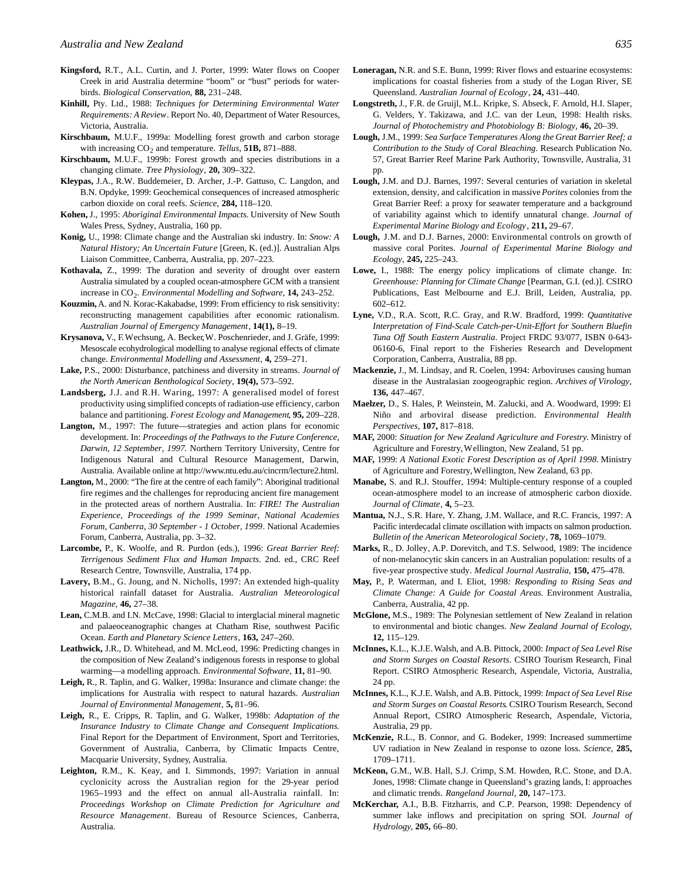**Kingsford,** R.T., A.L. Curtin, and J. Porter, 1999: Water flows on Cooper Creek in arid Australia determine "boom" or "bust" periods for waterbirds. *Biological Conservation,* **88,** 231–248.

**Kinhill,** Pty. Ltd., 1988: *Techniques for Determining Environmental Water Requirements: A Review*. Report No. 40, Department of Water Resources, Victoria, Australia.

**Kirschbaum,** M.U.F., 1999a: Modelling forest growth and carbon storage with increasing $CO_2$ and temperature. *Tellus,* **51B,** 871–888.

**Kirschbaum,** M.U.F., 1999b: Forest growth and species distributions in a changing climate. *Tree Physiology*, **20,** 309–322.

**Kleypas,** J.A., R.W. Buddemeier, D. Archer, J.-P. Gattuso, C. Langdon, and B.N. Opdyke, 1999: Geochemical consequences of increased atmospheric carbon dioxide on coral reefs. *Science*, **284,** 118–120.

**Kohen,** J., 1995: *Aboriginal Environmental Impacts.* University of New South Wales Press, Sydney, Australia, 160 pp.

**Konig,** U., 1998: Climate change and the Australian ski industry. In: *Snow: A Natural History; An Uncertain Future* [Green, K. (ed.)]. Australian Alps Liaison Committee, Canberra, Australia, pp. 207–223.

**Kothavala,** Z., 1999: The duration and severity of drought over eastern Australia simulated by a coupled ocean-atmosphere GCM with a transient increase in $CO_2$. *Environmental Modelling and Software*, **14,** 243–252.

**Kouzmin,** A. and N. Korac-Kakabadse, 1999: From efficiency to risk sensitivity: reconstructing management capabilities after economic rationalism. *Australian Journal of Emergency Management*, **14(1),** 8–19.

**Krysanova,** V., F. Wechsung, A. Becker, W. Poschenrieder, and J. Gräfe, 1999: Mesoscale ecohydrological modelling to analyse regional effects of climate change. *Environmental Modelling and Assessment*, **4,** 259–271.

**Lake,** P.S., 2000: Disturbance, patchiness and diversity in streams. *Journal of the North American Benthological Society*, **19(4),** 573–592.

**Landsberg,** J.J. and R.H. Waring, 1997: A generalised model of forest productivity using simplified concepts of radiation-use efficiency, carbon balance and partitioning. *Forest Ecology and Management,* **95,** 209–228.

**Langton,** M., 1997: The future—strategies and action plans for economic development. In: *Proceedings of the Pathways to the Future Conference, Darwin, 12 September, 1997.* Northern Territory University, Centre for Indigenous Natural and Cultural Resource Management, Darwin, Australia. Available online at http://www.ntu.edu.au/cincrm/lecture2.html.

**Langton,** M., 2000: "The fire at the centre of each family": Aboriginal traditional fire regimes and the challenges for reproducing ancient fire management in the protected areas of northern Australia. In: *FIRE! The Australian Experience, Proceedings of the 1999 Seminar, National Academies Forum, Canberra, 30 September - 1 October, 1999*. National Academies Forum, Canberra, Australia, pp. 3–32.

**Larcombe,** P., K. Woolfe, and R. Purdon (eds.), 1996: *Great Barrier Reef: Terrigenous Sediment Flux and Human Impacts*. 2nd. ed., CRC Reef Research Centre, Townsville, Australia, 174 pp.

**Lavery,** B.M., G. Joung, and N. Nicholls, 1997: An extended high-quality historical rainfall dataset for Australia. *Australian Meteorological Magazine*, **46,** 27–38.

**Lean,** C.M.B. and I.N. McCave, 1998: Glacial to interglacial mineral magnetic and palaeoceanographic changes at Chatham Rise, southwest Pacific Ocean. *Earth and Planetary Science Letters*, **163,** 247–260.

**Leathwick,** J.R., D. Whitehead, and M. McLeod, 1996: Predicting changes in the composition of New Zealand's indigenous forests in response to global warming—a modelling approach. *Environmental Software*, **11,** 81–90.

**Leigh,** R., R. Taplin, and G. Walker, 1998a: Insurance and climate change: the implications for Australia with respect to natural hazards. *Australian Journal of Environmental Management*, **5,** 81–96.

**Leigh,** R., E. Cripps, R. Taplin, and G. Walker, 1998b: *Adaptation of the Insurance Industry to Climate Change and Consequent Implications.* Final Report for the Department of Environment, Sport and Territories, Government of Australia, Canberra, by Climatic Impacts Centre, Macquarie University, Sydney, Australia.

**Leighton,** R.M., K. Keay, and I. Simmonds, 1997: Variation in annual cyclonicity across the Australian region for the 29-year period 1965–1993 and the effect on annual all-Australia rainfall. In: *Proceedings Workshop on Climate Prediction for Agriculture and Resource Management*. Bureau of Resource Sciences, Canberra, Australia.

**Loneragan,** N.R. and S.E. Bunn, 1999: River flows and estuarine ecosystems: implications for coastal fisheries from a study of the Logan River, SE Queensland. *Australian Journal of Ecology*, **24,** 431–440.

**Longstreth,** J., F.R. de Gruijl, M.L. Kripke, S. Abseck, F. Arnold, H.I. Slaper, G. Velders, Y. Takizawa, and J.C. van der Leun, 1998: Health risks. *Journal of Photochemistry and Photobiology B: Biology*, **46,** 20–39.

**Lough,** J.M., 1999: *Sea Surface Temperatures Along the Great Barrier Reef; a Contribution to the Study of Coral Bleaching.* Research Publication No. 57, Great Barrier Reef Marine Park Authority, Townsville, Australia, 31 pp.

**Lough,** J.M. and D.J. Barnes, 1997: Several centuries of variation in skeletal extension, density, and calcification in massive *Porites* colonies from the Great Barrier Reef: a proxy for seawater temperature and a background of variability against which to identify unnatural change. *Journal of Experimental Marine Biology and Ecology*, **211,** 29–67.

**Lough,** J.M. and D.J. Barnes, 2000: Environmental controls on growth of massive coral Porites. *Journal of Experimental Marine Biology and Ecology*, **245,** 225–243.

**Lowe,** I., 1988: The energy policy implications of climate change. In: *Greenhouse: Planning for Climate Change* [Pearman, G.I. (ed.)]. CSIRO Publications, East Melbourne and E.J. Brill, Leiden, Australia, pp. 602–612.

**Lyne,** V.D., R.A. Scott, R.C. Gray, and R.W. Bradford, 1999: *Quantitative Interpretation of Find-Scale Catch-per-Unit-Effort for Southern Bluefin Tuna Off South Eastern Australia.* Project FRDC 93/077, ISBN 0-643-06160-6, Final report to the Fisheries Research and Development Corporation, Canberra, Australia, 88 pp.

**Mackenzie,** J., M. Lindsay, and R. Coelen, 1994: Arboviruses causing human disease in the Australasian zoogeographic region. *Archives of Virology*, **136,** 447–467.

**Maelzer,** D., S. Hales, P. Weinstein, M. Zalucki, and A. Woodward, 1999: El Niño and arboviral disease prediction. *Environmental Health Perspectives*, **107,** 817–818.

**MAF,** 2000: *Situation for New Zealand Agriculture and Forestry.* Ministry of Agriculture and Forestry, Wellington, New Zealand, 51 pp.

**MAF,** 1999: *A National Exotic Forest Description as of April 1998*. Ministry of Agriculture and Forestry, Wellington, New Zealand, 63 pp.

**Manabe,** S. and R.J. Stouffer, 1994: Multiple-century response of a coupled ocean-atmosphere model to an increase of atmospheric carbon dioxide. *Journal of Climate*, **4,** 5–23.

**Mantua,** N.J., S.R. Hare, Y. Zhang, J.M. Wallace, and R.C. Francis, 1997: A Pacific interdecadal climate oscillation with impacts on salmon production. *Bulletin of the American Meteorological Society*, **78,** 1069–1079.

**Marks,** R., D. Jolley, A.P. Dorevitch, and T.S. Selwood, 1989: The incidence of non-melanocytic skin cancers in an Australian population: results of a five-year prospective study. *Medical Journal Australia,* **150,** 475–478.

**May,** P., P. Waterman, and I. Eliot, 1998*: Responding to Rising Seas and Climate Change: A Guide for Coastal Areas.* Environment Australia, Canberra, Australia, 42 pp.

**McGlone,** M.S., 1989: The Polynesian settlement of New Zealand in relation to environmental and biotic changes. *New Zealand Journal of Ecology,* **12,** 115–129.

**McInnes,** K.L., K.J.E. Walsh, and A.B. Pittock, 2000: *Impact of Sea Level Rise and Storm Surges on Coastal Resorts*. CSIRO Tourism Research, Final Report. CSIRO Atmospheric Research, Aspendale, Victoria, Australia, 24 pp.

**McInnes,** K.L., K.J.E. Walsh, and A.B. Pittock, 1999: *Impact of Sea Level Rise and Storm Surges on Coastal Resorts.* CSIRO Tourism Research, Second Annual Report, CSIRO Atmospheric Research, Aspendale, Victoria, Australia, 29 pp.

**McKenzie,** R.L., B. Connor, and G. Bodeker, 1999: Increased summertime UV radiation in New Zealand in response to ozone loss. *Science*, **285,** 1709–1711.

**McKeon,** G.M., W.B. Hall, S.J. Crimp, S.M. Howden, R.C. Stone, and D.A. Jones, 1998: Climate change in Queensland's grazing lands, I: approaches and climatic trends. *Rangeland Journal*, **20,** 147–173.

**McKerchar,** A.I., B.B. Fitzharris, and C.P. Pearson, 1998: Dependency of summer lake inflows and precipitation on spring SOI. *Journal of Hydrology*, **205,** 66–80.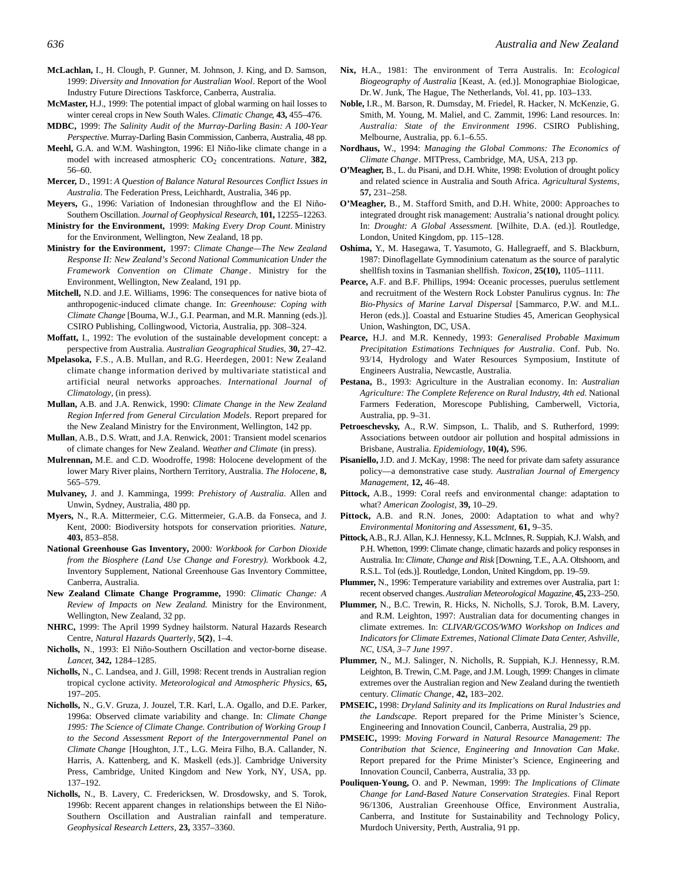**McLachlan,** I., H. Clough, P. Gunner, M. Johnson, J. King, and D. Samson, 1999: *Diversity and Innovation for Australian Wool*. Report of the Wool Industry Future Directions Taskforce, Canberra, Australia.

**McMaster,** H.J., 1999: The potential impact of global warming on hail losses to winter cereal crops in New South Wales. *Climatic Change*, **43,** 455–476.

**MDBC,** 1999: *The Salinity Audit of the Murray-Darling Basin: A 100-Year Perspective*. Murray-Darling Basin Commission, Canberra, Australia, 48 pp.

**Meehl,** G.A. and W.M. Washington, 1996: El Niño-like climate change in a model with increased atmospheric $CO_2$ concentrations. *Nature*, **382,** 56–60.

**Mercer,** D., 1991: *A Question of Balance Natural Resources Conflict Issues in Australia*. The Federation Press, Leichhardt, Australia, 346 pp.

**Meyers,** G., 1996: Variation of Indonesian throughflow and the El Niño-Southern Oscillation. *Journal of Geophysical Research*, **101,** 12255–12263.

**Ministry for the Environment,** 1999: *Making Every Drop Count*. Ministry for the Environment, Wellington, New Zealand, 18 pp.

**Ministry for the Environment,** 1997: *Climate Change—The New Zealand Response II: New Zealand's Second National Communication Under the Framework Convention on Climate Change*. Ministry for the Environment, Wellington, New Zealand, 191 pp.

**Mitchell,** N.D. and J.E. Williams, 1996: The consequences for native biota of anthropogenic-induced climate change. In: *Greenhouse: Coping with Climate Change* [Bouma, W.J., G.I. Pearman, and M.R. Manning (eds.)]. CSIRO Publishing, Collingwood, Victoria, Australia, pp. 308–324.

**Moffatt,** I., 1992: The evolution of the sustainable development concept: a perspective from Australia. *Australian Geographical Studies*, **30,** 27–42.

**Mpelasoka,** F.S., A.B. Mullan, and R.G. Heerdegen, 2001: New Zealand climate change information derived by multivariate statistical and artificial neural networks approaches. *International Journal of Climatology*, (in press).

**Mullan,** A.B. and J.A. Renwick, 1990: *Climate Change in the New Zealand Region Inferred from General Circulation Models*. Report prepared for the New Zealand Ministry for the Environment, Wellington, 142 pp.

**Mullan**, A.B., D.S. Wratt, and J.A. Renwick, 2001: Transient model scenarios of climate changes for New Zealand. *Weather and Climate* (in press).

**Mulrennan,** M.E. and C.D. Woodroffe, 1998: Holocene development of the lower Mary River plains, Northern Territory, Australia. *The Holocene*, **8,** 565–579.

**Mulvaney,** J. and J. Kamminga, 1999: *Prehistory of Australia*. Allen and Unwin, Sydney, Australia, 480 pp.

**Myers,** N., R.A. Mittermeier, C.G. Mittermeier, G.A.B. da Fonseca, and J. Kent, 2000: Biodiversity hotspots for conservation priorities. *Nature*, **403,** 853–858.

**National Greenhouse Gas Inventory,** 2000*: Workbook for Carbon Dioxide from the Biosphere (Land Use Change and Forestry)*. Workbook 4.2, Inventory Supplement, National Greenhouse Gas Inventory Committee, Canberra, Australia.

**New Zealand Climate Change Programme,** 1990: *Climatic Change: A Review of Impacts on New Zealand*. Ministry for the Environment, Wellington, New Zealand, 32 pp.

**NHRC,** 1999: The April 1999 Sydney hailstorm. Natural Hazards Research Centre, *Natural Hazards Quarterly*, **5(2)**, 1–4.

**Nicholls,** N., 1993: El Niño-Southern Oscillation and vector-borne disease. *Lancet*, **342,** 1284–1285.

**Nicholls,** N., C. Landsea, and J. Gill, 1998: Recent trends in Australian region tropical cyclone activity. *Meteorological and Atmospheric Physics*, **65,** 197–205.

**Nicholls,** N., G.V. Gruza, J. Jouzel, T.R. Karl, L.A. Ogallo, and D.E. Parker, 1996a: Observed climate variability and change. In: *Climate Change 1995: The Science of Climate Change. Contribution of Working Group I to the Second Assessment Report of the Intergovernmental Panel on Climate Change* [Houghton, J.T., L.G. Meira Filho, B.A. Callander, N. Harris, A. Kattenberg, and K. Maskell (eds.)]. Cambridge University Press, Cambridge, United Kingdom and New York, NY, USA, pp. 137–192.

**Nicholls,** N., B. Lavery, C. Fredericksen, W. Drosdowsky, and S. Torok, 1996b: Recent apparent changes in relationships between the El Niño-Southern Oscillation and Australian rainfall and temperature. *Geophysical Research Letters*, **23,** 3357–3360.

**Nix,** H.A., 1981: The environment of Terra Australis. In: *Ecological Biogeography of Australia* [Keast, A. (ed.)]. Monographiae Biologicae, Dr.W. Junk, The Hague, The Netherlands, Vol. 41, pp. 103–133.

**Noble,** I.R., M. Barson, R. Dumsday, M. Friedel, R. Hacker, N. McKenzie, G. Smith, M. Young, M. Maliel, and C. Zammit, 1996: Land resources. In: *Australia: State of the Environment 1996*. CSIRO Publishing, Melbourne, Australia, pp. 6.1–6.55.

**Nordhaus,** W., 1994: *Managing the Global Commons: The Economics of Climate Change*. MITPress, Cambridge, MA, USA, 213 pp.

**O'Meagher,** B., L. du Pisani, and D.H. White, 1998: Evolution of drought policy and related science in Australia and South Africa. *Agricultural Systems*, **57,** 231–258.

**O'Meagher,** B., M. Stafford Smith, and D.H. White, 2000: Approaches to integrated drought risk management: Australia's national drought policy. In: *Drought: A Global Assessment*. [Wilhite, D.A. (ed.)]. Routledge, London, United Kingdom, pp. 115–128.

**Oshima,** Y., M. Hasegawa, T. Yasumoto, G. Hallegraeff, and S. Blackburn, 1987: Dinoflagellate Gymnodinium catenatum as the source of paralytic shellfish toxins in Tasmanian shellfish. *Toxicon*, **25(10),** 1105–1111.

**Pearce,** A.F. and B.F. Phillips, 1994: Oceanic processes, puerulus settlement and recruitment of the Western Rock Lobster Panulirus cygnus. In: *The Bio-Physics of Marine Larval Dispersal* [Sammarco, P.W. and M.L. Heron (eds.)]. Coastal and Estuarine Studies 45, American Geophysical Union, Washington, DC, USA.

**Pearce,** H.J. and M.R. Kennedy, 1993: *Generalised Probable Maximum Precipitation Estimations Techniques for Australia*. Conf. Pub. No. 93/14, Hydrology and Water Resources Symposium, Institute of Engineers Australia, Newcastle, Australia.

**Pestana,** B., 1993: Agriculture in the Australian economy. In: *Australian Agriculture: The Complete Reference on Rural Industry, 4th ed.* National Farmers Federation, Morescope Publishing, Camberwell, Victoria, Australia, pp. 9–31.

**Petroeschevsky,** A., R.W. Simpson, L. Thalib, and S. Rutherford, 1999: Associations between outdoor air pollution and hospital admissions in Brisbane, Australia. *Epidemiology*, **10(4),** S96.

**Pisaniello,** J.D. and J. McKay, 1998: The need for private dam safety assurance policy—a demonstrative case study. *Australian Journal of Emergency Management*, **12,** 46–48.

**Pittock,** A.B., 1999: Coral reefs and environmental change: adaptation to what? *American Zoologist*, **39,** 10–29.

**Pittock,** A.B. and R.N. Jones, 2000: Adaptation to what and why? *Environmental Monitoring and Assessment*, **61,** 9–35.

**Pittock,** A.B., R.J. Allan, K.J. Hennessy, K.L. McInnes, R. Suppiah, K.J. Walsh, and P.H. Whetton, 1999: Climate change, climatic hazards and policy responses in Australia. In: *Climate, Change and Risk* [Downing, T.E., A.A. Oltshoorn, and R.S.L. Tol (eds.)]. Routledge, London, United Kingdom, pp. 19–59.

**Plummer,** N., 1996: Temperature variability and extremes over Australia, part 1: recent observed changes. *Australian Meteorological Magazine*, **45,** 233–250.

**Plummer,** N., B.C. Trewin, R. Hicks, N. Nicholls, S.J. Torok, B.M. Lavery, and R.M. Leighton, 1997: Australian data for documenting changes in climate extremes. In: *CLIVAR/GCOS/WMO Workshop on Indices and Indicators for Climate Extremes, National Climate Data Center, Ashville, NC, USA, 3–7 June 1997*.

**Plummer,** N., M.J. Salinger, N. Nicholls, R. Suppiah, K.J. Hennessy, R.M. Leighton, B. Trewin, C.M. Page, and J.M. Lough, 1999: Changes in climate extremes over the Australian region and New Zealand during the twentieth century. *Climatic Change*, **42,** 183–202.

**PMSEIC,** 1998: *Dryland Salinity and its Implications on Rural Industries and the Landscape*. Report prepared for the Prime Minister's Science, Engineering and Innovation Council, Canberra, Australia, 29 pp.

**PMSEIC,** 1999: *Moving Forward in Natural Resource Management: The Contribution that Science, Engineering and Innovation Can Make*. Report prepared for the Prime Minister's Science, Engineering and Innovation Council, Canberra, Australia, 33 pp.

**Pouliquen-Young,** O. and P. Newman, 1999: *The Implications of Climate Change for Land-Based Nature Conservation Strategies*. Final Report 96/1306, Australian Greenhouse Office, Environment Australia, Canberra, and Institute for Sustainability and Technology Policy, Murdoch University, Perth, Australia, 91 pp.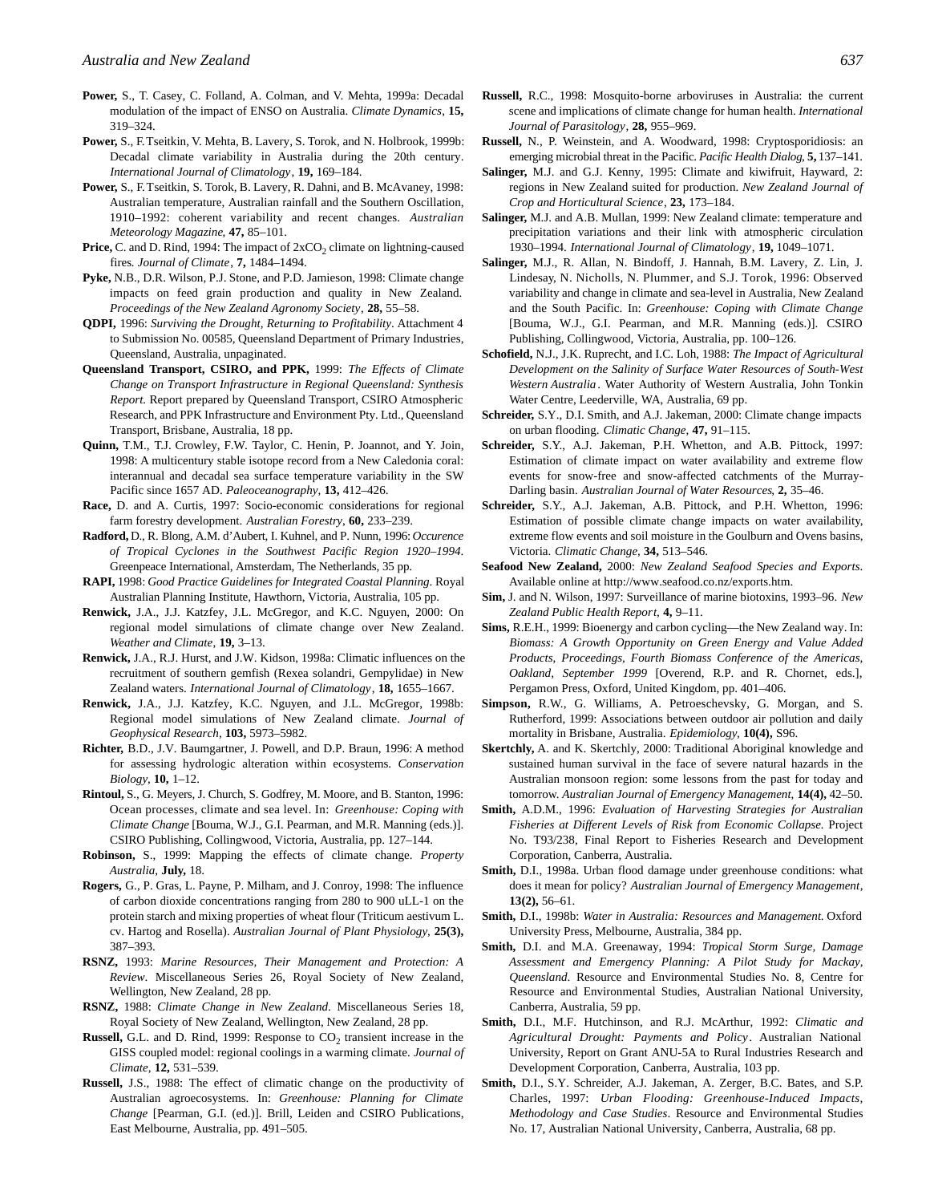**Power,** S., T. Casey, C. Folland, A. Colman, and V. Mehta, 1999a: Decadal modulation of the impact of ENSO on Australia. *Climate Dynamics*, **15,** 319–324.

**Power,** S., F. Tseitkin, V. Mehta, B. Lavery, S. Torok, and N. Holbrook, 1999b: Decadal climate variability in Australia during the 20th century. *International Journal of Climatology*, **19,** 169–184.

**Power,** S., F. Tseitkin, S. Torok, B. Lavery, R. Dahni, and B. McAvaney, 1998: Australian temperature, Australian rainfall and the Southern Oscillation, 1910–1992: coherent variability and recent changes. *Australian Meteorology Magazine,* **47,** 85–101.

**Price,** C. and D. Rind, 1994: The impact of $2xCO_2$ climate on lightning-caused fires*. Journal of Climate*, **7,** 1484–1494.

**Pyke,** N.B., D.R. Wilson, P.J. Stone, and P.D. Jamieson, 1998: Climate change impacts on feed grain production and quality in New Zealand. *Proceedings of the New Zealand Agronomy Society*, **28,** 55–58.

**QDPI,** 1996: *Surviving the Drought, Returning to Profitability*. Attachment 4 to Submission No. 00585, Queensland Department of Primary Industries, Queensland, Australia, unpaginated.

**Queensland Transport, CSIRO, and PPK,** 1999: *The Effects of Climate Change on Transport Infrastructure in Regional Queensland: Synthesis Report.* Report prepared by Queensland Transport, CSIRO Atmospheric Research, and PPK Infrastructure and Environment Pty. Ltd., Queensland Transport, Brisbane, Australia, 18 pp.

**Quinn,** T.M., T.J. Crowley, F.W. Taylor, C. Henin, P. Joannot, and Y. Join, 1998: A multicentury stable isotope record from a New Caledonia coral: interannual and decadal sea surface temperature variability in the SW Pacific since 1657 AD. *Paleoceanography,* **13,** 412–426.

**Race,** D. and A. Curtis, 1997: Socio-economic considerations for regional farm forestry development. *Australian Forestry*, **60,** 233–239.

**Radford,** D., R. Blong, A.M. d'Aubert, I. Kuhnel, and P. Nunn, 1996: *Occurence of Tropical Cyclones in the Southwest Pacific Region 1920–1994*. Greenpeace International, Amsterdam, The Netherlands, 35 pp.

**RAPI,** 1998: *Good Practice Guidelines for Integrated Coastal Planning.* Royal Australian Planning Institute, Hawthorn, Victoria, Australia, 105 pp.

**Renwick,** J.A., J.J. Katzfey, J.L. McGregor, and K.C. Nguyen, 2000: On regional model simulations of climate change over New Zealand. *Weather and Climate,* **19,** 3–13.

**Renwick,** J.A., R.J. Hurst, and J.W. Kidson, 1998a: Climatic influences on the recruitment of southern gemfish (Rexea solandri, Gempylidae) in New Zealand waters. *International Journal of Climatology*, **18,** 1655–1667.

**Renwick,** J.A., J.J. Katzfey, K.C. Nguyen, and J.L. McGregor, 1998b: Regional model simulations of New Zealand climate. *Journal of Geophysical Research*, **103,** 5973–5982.

**Richter,** B.D., J.V. Baumgartner, J. Powell, and D.P. Braun, 1996: A method for assessing hydrologic alteration within ecosystems. *Conservation Biology*, **10,** 1–12.

**Rintoul,** S., G. Meyers, J. Church, S. Godfrey, M. Moore, and B. Stanton, 1996: Ocean processes, climate and sea level. In: *Greenhouse: Coping with Climate Change* [Bouma, W.J., G.I. Pearman, and M.R. Manning (eds.)]. CSIRO Publishing, Collingwood, Victoria, Australia, pp. 127–144.

**Robinson,** S., 1999: Mapping the effects of climate change. *Property Australia*, **July,** 18.

**Rogers,** G., P. Gras, L. Payne, P. Milham, and J. Conroy, 1998: The influence of carbon dioxide concentrations ranging from 280 to 900 uLL-1 on the protein starch and mixing properties of wheat flour (Triticum aestivum L. cv. Hartog and Rosella). *Australian Journal of Plant Physiology*, **25(3),** 387–393.

**RSNZ,** 1993: *Marine Resources, Their Management and Protection: A Review*. Miscellaneous Series 26, Royal Society of New Zealand, Wellington, New Zealand, 28 pp.

**RSNZ,** 1988: *Climate Change in New Zealand.* Miscellaneous Series 18, Royal Society of New Zealand, Wellington, New Zealand, 28 pp.

**Russell,** G.L. and D. Rind, 1999: Response to $CO_2$ transient increase in the GISS coupled model: regional coolings in a warming climate. *Journal of Climate*, **12,** 531–539.

**Russell,** J.S., 1988: The effect of climatic change on the productivity of Australian agroecosystems. In: *Greenhouse: Planning for Climate Change* [Pearman, G.I. (ed.)]. Brill, Leiden and CSIRO Publications, East Melbourne, Australia, pp. 491–505.

**Russell,** R.C., 1998: Mosquito-borne arboviruses in Australia: the current scene and implications of climate change for human health. *International Journal of Parasitology*, **28,** 955–969.

**Russell,** N., P. Weinstein, and A. Woodward, 1998: Cryptosporidiosis: an emerging microbial threat in the Pacific. *Pacific Health Dialog,* **5,** 137–141.

**Salinger,** M.J. and G.J. Kenny, 1995: Climate and kiwifruit, Hayward, 2: regions in New Zealand suited for production. *New Zealand Journal of Crop and Horticultural Science*, **23,** 173–184.

**Salinger,** M.J. and A.B. Mullan, 1999: New Zealand climate: temperature and precipitation variations and their link with atmospheric circulation 1930–1994. *International Journal of Climatology*, **19,** 1049–1071.

**Salinger,** M.J., R. Allan, N. Bindoff, J. Hannah, B.M. Lavery, Z. Lin, J. Lindesay, N. Nicholls, N. Plummer, and S.J. Torok, 1996: Observed variability and change in climate and sea-level in Australia, New Zealand and the South Pacific. In: *Greenhouse: Coping with Climate Change* [Bouma, W.J., G.I. Pearman, and M.R. Manning (eds.)]. CSIRO Publishing, Collingwood, Victoria, Australia, pp. 100–126.

**Schofield,** N.J., J.K. Ruprecht, and I.C. Loh, 1988: *The Impact of Agricultural Development on the Salinity of Surface Water Resources of South-West Western Australia*. Water Authority of Western Australia, John Tonkin Water Centre, Leederville, WA, Australia, 69 pp.

**Schreider,** S.Y., D.I. Smith, and A.J. Jakeman, 2000: Climate change impacts on urban flooding. *Climatic Change*, **47,** 91–115.

**Schreider,** S.Y., A.J. Jakeman, P.H. Whetton, and A.B. Pittock, 1997: Estimation of climate impact on water availability and extreme flow events for snow-free and snow-affected catchments of the Murray-Darling basin. *Australian Journal of Water Resources*, **2,** 35–46.

**Schreider,** S.Y., A.J. Jakeman, A.B. Pittock, and P.H. Whetton, 1996: Estimation of possible climate change impacts on water availability, extreme flow events and soil moisture in the Goulburn and Ovens basins, Victoria. *Climatic Change*, **34,** 513–546.

**Seafood New Zealand,** 2000: *New Zealand Seafood Species and Exports*. Available online at http://www.seafood.co.nz/exports.htm.

**Sim,** J. and N. Wilson, 1997: Surveillance of marine biotoxins, 1993–96. *New Zealand Public Health Report*, **4,** 9–11.

**Sims,** R.E.H., 1999: Bioenergy and carbon cycling—the New Zealand way. In: *Biomass: A Growth Opportunity on Green Energy and Value Added Products, Proceedings, Fourth Biomass Conference of the Americas, Oakland, September 1999* [Overend, R.P. and R. Chornet, eds.], Pergamon Press, Oxford, United Kingdom, pp. 401–406.

**Simpson,** R.W., G. Williams, A. Petroeschevsky, G. Morgan, and S. Rutherford, 1999: Associations between outdoor air pollution and daily mortality in Brisbane, Australia. *Epidemiology*, **10(4),** S96.

**Skertchly,** A. and K. Skertchly, 2000: Traditional Aboriginal knowledge and sustained human survival in the face of severe natural hazards in the Australian monsoon region: some lessons from the past for today and tomorrow. *Australian Journal of Emergency Management,* **14(4),** 42–50.

**Smith,** A.D.M., 1996: *Evaluation of Harvesting Strategies for Australian Fisheries at Different Levels of Risk from Economic Collapse.* Project No. T93/238, Final Report to Fisheries Research and Development Corporation, Canberra, Australia.

**Smith,** D.I., 1998a. Urban flood damage under greenhouse conditions: what does it mean for policy? *Australian Journal of Emergency Management*, **13(2),** 56–61.

**Smith,** D.I., 1998b: *Water in Australia: Resources and Management.* Oxford University Press, Melbourne, Australia, 384 pp.

**Smith,** D.I. and M.A. Greenaway, 1994: *Tropical Storm Surge, Damage Assessment and Emergency Planning: A Pilot Study for Mackay, Queensland*. Resource and Environmental Studies No. 8, Centre for Resource and Environmental Studies, Australian National University, Canberra, Australia, 59 pp.

**Smith,** D.I., M.F. Hutchinson, and R.J. McArthur, 1992: *Climatic and Agricultural Drought: Payments and Policy*. Australian National University, Report on Grant ANU-5A to Rural Industries Research and Development Corporation, Canberra, Australia, 103 pp.

**Smith,** D.I., S.Y. Schreider, A.J. Jakeman, A. Zerger, B.C. Bates, and S.P. Charles, 1997: *Urban Flooding: Greenhouse-Induced Impacts, Methodology and Case Studies*. Resource and Environmental Studies No. 17, Australian National University, Canberra, Australia, 68 pp.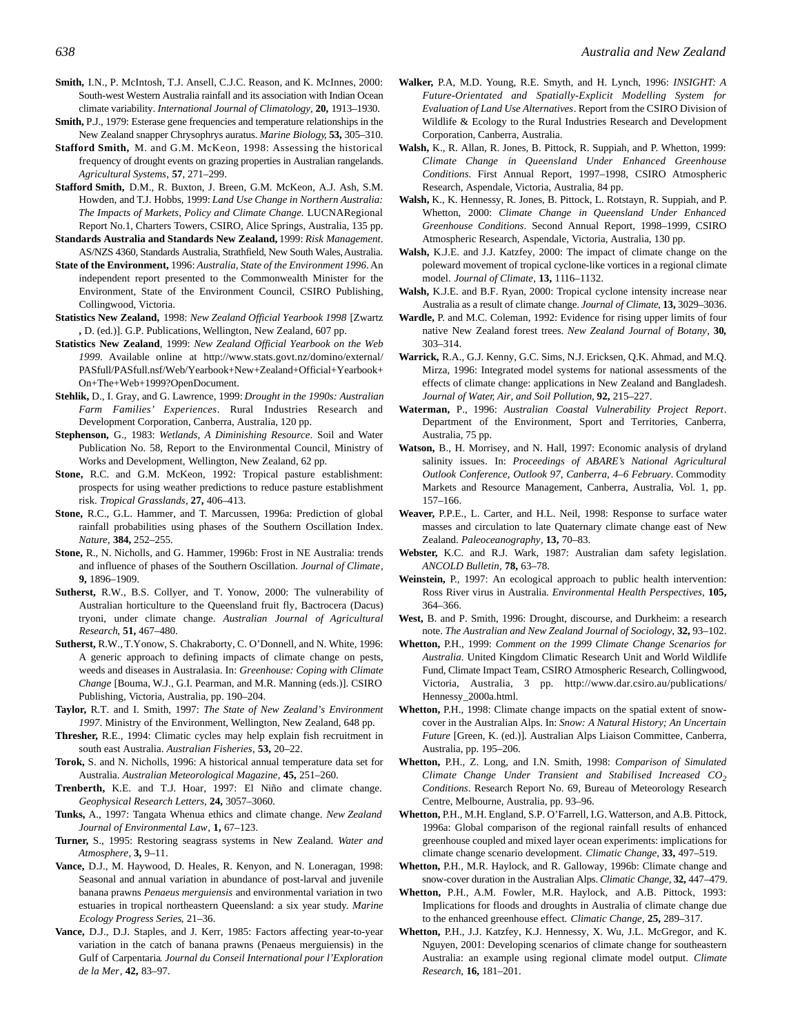**Smith,** I.N., P. McIntosh, T.J. Ansell, C.J.C. Reason, and K. McInnes, 2000: South-west Western Australia rainfall and its association with Indian Ocean climate variability. *International Journal of Climatology*, **20,** 1913–1930.

**Smith,** P.J., 1979: Esterase gene frequencies and temperature relationships in the New Zealand snapper Chrysophrys auratus. *Marine Biology*, **53,** 305–310.

**Stafford Smith,** M. and G.M. McKeon, 1998: Assessing the historical frequency of drought events on grazing properties in Australian rangelands. *Agricultural Systems*, **57**, 271–299.

**Stafford Smith,** D.M., R. Buxton, J. Breen, G.M. McKeon, A.J. Ash, S.M. Howden, and T.J. Hobbs, 1999: *Land Use Change in Northern Australia: The Impacts of Markets, Policy and Climate Change.* LUCNARegional Report No.1, Charters Towers, CSIRO, Alice Springs, Australia, 135 pp.

**Standards Australia and Standards New Zealand,** 1999: *Risk Management*. AS/NZS 4360, Standards Australia, Strathfield, New South Wales, Australia.

**State of the Environment,** 1996: *Australia, State of the Environment 1996*. An independent report presented to the Commonwealth Minister for the Environment, State of the Environment Council, CSIRO Publishing, Collingwood, Victoria.

**Statistics New Zealand,** 1998: *New Zealand Official Yearbook 1998* [Zwartz **,** D. (ed.)]. G.P. Publications, Wellington, New Zealand, 607 pp.

**Statistics New Zealand**, 1999: *New Zealand Official Yearbook on the Web 1999*. Available online at http://www.stats.govt.nz/domino/external/PASfull/PASfull.nsf/Web/Yearbook+New+Zealand+Official+Yearbook+On+The+Web+1999?OpenDocument.

**Stehlik,** D., I. Gray, and G. Lawrence, 1999: *Drought in the 1990s: Australian Farm Families' Experiences*. Rural Industries Research and Development Corporation, Canberra, Australia, 120 pp.

**Stephenson,** G., 1983: *Wetlands, A Diminishing Resource*. Soil and Water Publication No. 58, Report to the Environmental Council, Ministry of Works and Development, Wellington, New Zealand, 62 pp.

**Stone,** R.C. and G.M. McKeon, 1992: Tropical pasture establishment: prospects for using weather predictions to reduce pasture establishment risk. *Tropical Grasslands*, **27,** 406–413.

**Stone,** R.C., G.L. Hammer, and T. Marcussen, 1996a: Prediction of global rainfall probabilities using phases of the Southern Oscillation Index. *Nature*, **384,** 252–255.

**Stone,** R., N. Nicholls, and G. Hammer, 1996b: Frost in NE Australia: trends and influence of phases of the Southern Oscillation. *Journal of Climate*, **9,** 1896–1909.

**Sutherst,** R.W., B.S. Collyer, and T. Yonow, 2000: The vulnerability of Australian horticulture to the Queensland fruit fly, Bactrocera (Dacus) tryoni, under climate change. *Australian Journal of Agricultural Research*, **51,** 467–480.

**Sutherst,** R.W., T.Yonow, S. Chakraborty, C. O'Donnell, and N. White, 1996: A generic approach to defining impacts of climate change on pests, weeds and diseases in Australasia. In: *Greenhouse: Coping with Climate Change* [Bouma, W.J., G.I. Pearman, and M.R. Manning (eds.)]. CSIRO Publishing, Victoria, Australia, pp. 190–204.

**Taylor,** R.T. and I. Smith, 1997: *The State of New Zealand's Environment 1997*. Ministry of the Environment, Wellington, New Zealand, 648 pp.

**Thresher,** R.E., 1994: Climatic cycles may help explain fish recruitment in south east Australia. *Australian Fisheries*, **53,** 20–22.

**Torok,** S. and N. Nicholls, 1996: A historical annual temperature data set for Australia. *Australian Meteorological Magazine*, **45,** 251–260.

**Trenberth,** K.E. and T.J. Hoar, 1997: El Niño and climate change. *Geophysical Research Letters*, **24,** 3057–3060.

**Tunks,** A., 1997: Tangata Whenua ethics and climate change. *New Zealand Journal of Environmental Law*, **1,** 67–123.

**Turner,** S., 1995: Restoring seagrass systems in New Zealand. *Water and Atmosphere*, **3,** 9–11.

**Vance,** D.J., M. Haywood, D. Heales, R. Kenyon, and N. Loneragan, 1998: Seasonal and annual variation in abundance of post-larval and juvenile banana prawns *Penaeus merguiensis* and environmental variation in two estuaries in tropical northeastern Queensland: a six year study. *Marine Ecology Progress Series*, 21–36.

**Vance,** D.J., D.J. Staples, and J. Kerr, 1985: Factors affecting year-to-year variation in the catch of banana prawns (Penaeus merguiensis) in the Gulf of Carpentaria. *Journal du Conseil International pour l'Exploration de la Mer*, **42,** 83–97.

**Walker,** P.A, M.D. Young, R.E. Smyth, and H. Lynch, 1996: *INSIGHT: A Future-Orientated and Spatially-Explicit Modelling System for Evaluation of Land Use Alternatives*. Report from the CSIRO Division of Wildlife & Ecology to the Rural Industries Research and Development Corporation, Canberra, Australia.

**Walsh,** K., R. Allan, R. Jones, B. Pittock, R. Suppiah, and P. Whetton, 1999: *Climate Change in Queensland Under Enhanced Greenhouse Conditions*. First Annual Report, 1997–1998, CSIRO Atmospheric Research, Aspendale, Victoria, Australia, 84 pp.

**Walsh,** K., K. Hennessy, R. Jones, B. Pittock, L. Rotstayn, R. Suppiah, and P. Whetton, 2000: *Climate Change in Queensland Under Enhanced Greenhouse Conditions*. Second Annual Report, 1998–1999, CSIRO Atmospheric Research, Aspendale, Victoria, Australia, 130 pp.

**Walsh,** K.J.E. and J.J. Katzfey, 2000: The impact of climate change on the poleward movement of tropical cyclone-like vortices in a regional climate model. *Journal of Climate*, **13,** 1116–1132.

**Walsh,** K.J.E. and B.F. Ryan, 2000: Tropical cyclone intensity increase near Australia as a result of climate change. *Journal of Climate*, **13,** 3029–3036.

**Wardle,** P. and M.C. Coleman, 1992: Evidence for rising upper limits of four native New Zealand forest trees. *New Zealand Journal of Botany*, **30,** 303–314.

**Warrick,** R.A., G.J. Kenny, G.C. Sims, N.J. Ericksen, Q.K. Ahmad, and M.Q. Mirza, 1996: Integrated model systems for national assessments of the effects of climate change: applications in New Zealand and Bangladesh. *Journal of Water, Air, and Soil Pollution*, **92,** 215–227.

**Waterman,** P., 1996: *Australian Coastal Vulnerability Project Report*. Department of the Environment, Sport and Territories, Canberra, Australia, 75 pp.

**Watson,** B., H. Morrisey, and N. Hall, 1997: Economic analysis of dryland salinity issues. In: *Proceedings of ABARE's National Agricultural Outlook Conference, Outlook 97, Canberra, 4–6 February*. Commodity Markets and Resource Management, Canberra, Australia, Vol. 1, pp. 157–166.

**Weaver,** P.P.E., L. Carter, and H.L. Neil, 1998: Response to surface water masses and circulation to late Quaternary climate change east of New Zealand. *Paleoceanography*, **13,** 70–83.

**Webster,** K.C. and R.J. Wark, 1987: Australian dam safety legislation. *ANCOLD Bulletin*, **78,** 63–78.

**Weinstein,** P., 1997: An ecological approach to public health intervention: Ross River virus in Australia. *Environmental Health Perspectives*, **105,** 364–366.

**West,** B. and P. Smith, 1996: Drought, discourse, and Durkheim: a research note. *The Australian and New Zealand Journal of Sociology*, **32,** 93–102.

**Whetton,** P.H., 1999: *Comment on the 1999 Climate Change Scenarios for Australia*. United Kingdom Climatic Research Unit and World Wildlife Fund, Climate Impact Team, CSIRO Atmospheric Research, Collingwood, Victoria, Australia, 3 pp. http://www.dar.csiro.au/publications/Hennessy_2000a.html.

**Whetton,** P.H., 1998: Climate change impacts on the spatial extent of snow-cover in the Australian Alps. In: *Snow: A Natural History; An Uncertain Future* [Green, K. (ed.)]. Australian Alps Liaison Committee, Canberra, Australia, pp. 195–206.

**Whetton,** P.H., Z. Long, and I.N. Smith, 1998: *Comparison of Simulated Climate Change Under Transient and Stabilised Increased $CO_2$ Conditions*. Research Report No. 69, Bureau of Meteorology Research Centre, Melbourne, Australia, pp. 93–96.

**Whetton,** P.H., M.H. England, S.P. O'Farrell, I.G. Watterson, and A.B. Pittock, 1996a: Global comparison of the regional rainfall results of enhanced greenhouse coupled and mixed layer ocean experiments: implications for climate change scenario development. *Climatic Change*, **33,** 497–519.

**Whetton,** P.H., M.R. Haylock, and R. Galloway, 1996b: Climate change and snow-cover duration in the Australian Alps. *Climatic Change*, **32,** 447–479.

**Whetton,** P.H., A.M. Fowler, M.R. Haylock, and A.B. Pittock, 1993: Implications for floods and droughts in Australia of climate change due to the enhanced greenhouse effect. *Climatic Change*, **25,** 289–317.

**Whetton,** P.H., J.J. Katzfey, K.J. Hennessy, X. Wu, J.L. McGregor, and K. Nguyen, 2001: Developing scenarios of climate change for southeastern Australia: an example using regional climate model output. *Climate Research*, **16,** 181–201.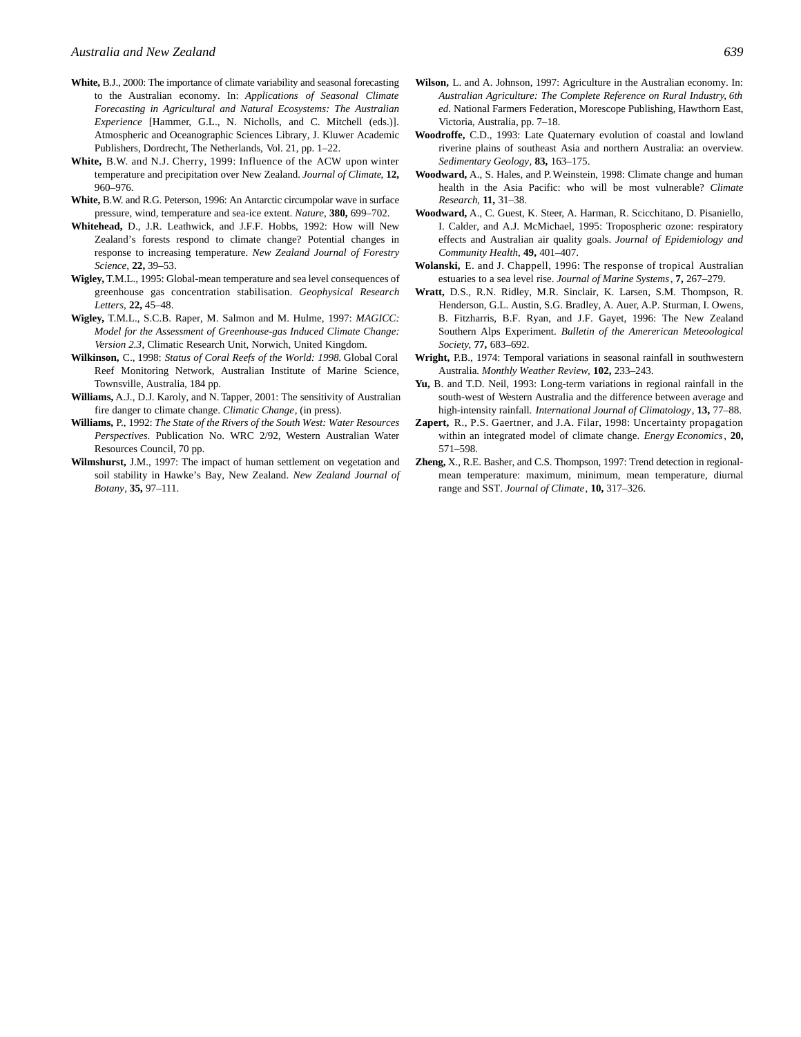**White,** B.J., 2000: The importance of climate variability and seasonal forecasting to the Australian economy. In: *Applications of Seasonal Climate Forecasting in Agricultural and Natural Ecosystems: The Australian Experience* [Hammer, G.L., N. Nicholls, and C. Mitchell (eds.)]. Atmospheric and Oceanographic Sciences Library, J. Kluwer Academic Publishers, Dordrecht, The Netherlands, Vol. 21, pp. 1–22.

**White,** B.W. and N.J. Cherry, 1999: Influence of the ACW upon winter temperature and precipitation over New Zealand. *Journal of Climate*, **12,** 960–976.

**White,** B.W. and R.G. Peterson, 1996: An Antarctic circumpolar wave in surface pressure, wind, temperature and sea-ice extent. *Nature*, **380,** 699–702.

**Whitehead,** D., J.R. Leathwick, and J.F.F. Hobbs, 1992: How will New Zealand's forests respond to climate change? Potential changes in response to increasing temperature. *New Zealand Journal of Forestry Science*, **22,** 39–53.

**Wigley,** T.M.L., 1995: Global-mean temperature and sea level consequences of greenhouse gas concentration stabilisation. *Geophysical Research Letters*, **22,** 45–48.

**Wigley,** T.M.L., S.C.B. Raper, M. Salmon and M. Hulme, 1997: *MAGICC: Model for the Assessment of Greenhouse-gas Induced Climate Change: Version 2.3*, Climatic Research Unit, Norwich, United Kingdom.

**Wilkinson,** C., 1998: *Status of Coral Reefs of the World: 1998*. Global Coral Reef Monitoring Network, Australian Institute of Marine Science, Townsville, Australia, 184 pp.

**Williams,** A.J., D.J. Karoly, and N. Tapper, 2001: The sensitivity of Australian fire danger to climate change. *Climatic Change*, (in press).

**Williams,** P., 1992: *The State of the Rivers of the South West: Water Resources Perspectives*. Publication No. WRC 2/92, Western Australian Water Resources Council, 70 pp.

**Wilmshurst,** J.M., 1997: The impact of human settlement on vegetation and soil stability in Hawke's Bay, New Zealand. *New Zealand Journal of Botany*, **35,** 97–111.

**Wilson,** L. and A. Johnson, 1997: Agriculture in the Australian economy. In: *Australian Agriculture: The Complete Reference on Rural Industry, 6th ed*. National Farmers Federation, Morescope Publishing, Hawthorn East, Victoria, Australia, pp. 7–18.

**Woodroffe,** C.D., 1993: Late Quaternary evolution of coastal and lowland riverine plains of southeast Asia and northern Australia: an overview. *Sedimentary Geology*, **83,** 163–175.

**Woodward,** A., S. Hales, and P. Weinstein, 1998: Climate change and human health in the Asia Pacific: who will be most vulnerable? *Climate Research*, **11,** 31–38.

**Woodward,** A., C. Guest, K. Steer, A. Harman, R. Scicchitano, D. Pisaniello, I. Calder, and A.J. McMichael, 1995: Tropospheric ozone: respiratory effects and Australian air quality goals. *Journal of Epidemiology and Community Health*, **49,** 401–407.

**Wolanski,** E. and J. Chappell, 1996: The response of tropical Australian estuaries to a sea level rise. *Journal of Marine Systems*, **7,** 267–279.

**Wratt,** D.S., R.N. Ridley, M.R. Sinclair, K. Larsen, S.M. Thompson, R. Henderson, G.L. Austin, S.G. Bradley, A. Auer, A.P. Sturman, I. Owens, B. Fitzharris, B.F. Ryan, and J.F. Gayet, 1996: The New Zealand Southern Alps Experiment. *Bulletin of the Amererican Meteoological Society*, **77,** 683–692.

**Wright,** P.B., 1974: Temporal variations in seasonal rainfall in southwestern Australia. *Monthly Weather Review*, **102,** 233–243.

**Yu,** B. and T.D. Neil, 1993: Long-term variations in regional rainfall in the south-west of Western Australia and the difference between average and high-intensity rainfall. *International Journal of Climatology*, **13,** 77–88.

**Zapert,** R., P.S. Gaertner, and J.A. Filar, 1998: Uncertainty propagation within an integrated model of climate change. *Energy Economics*, **20,** 571–598.

**Zheng,** X., R.E. Basher, and C.S. Thompson, 1997: Trend detection in regional-mean temperature: maximum, minimum, mean temperature, diurnal range and SST. *Journal of Climate*, **10,** 317–326.